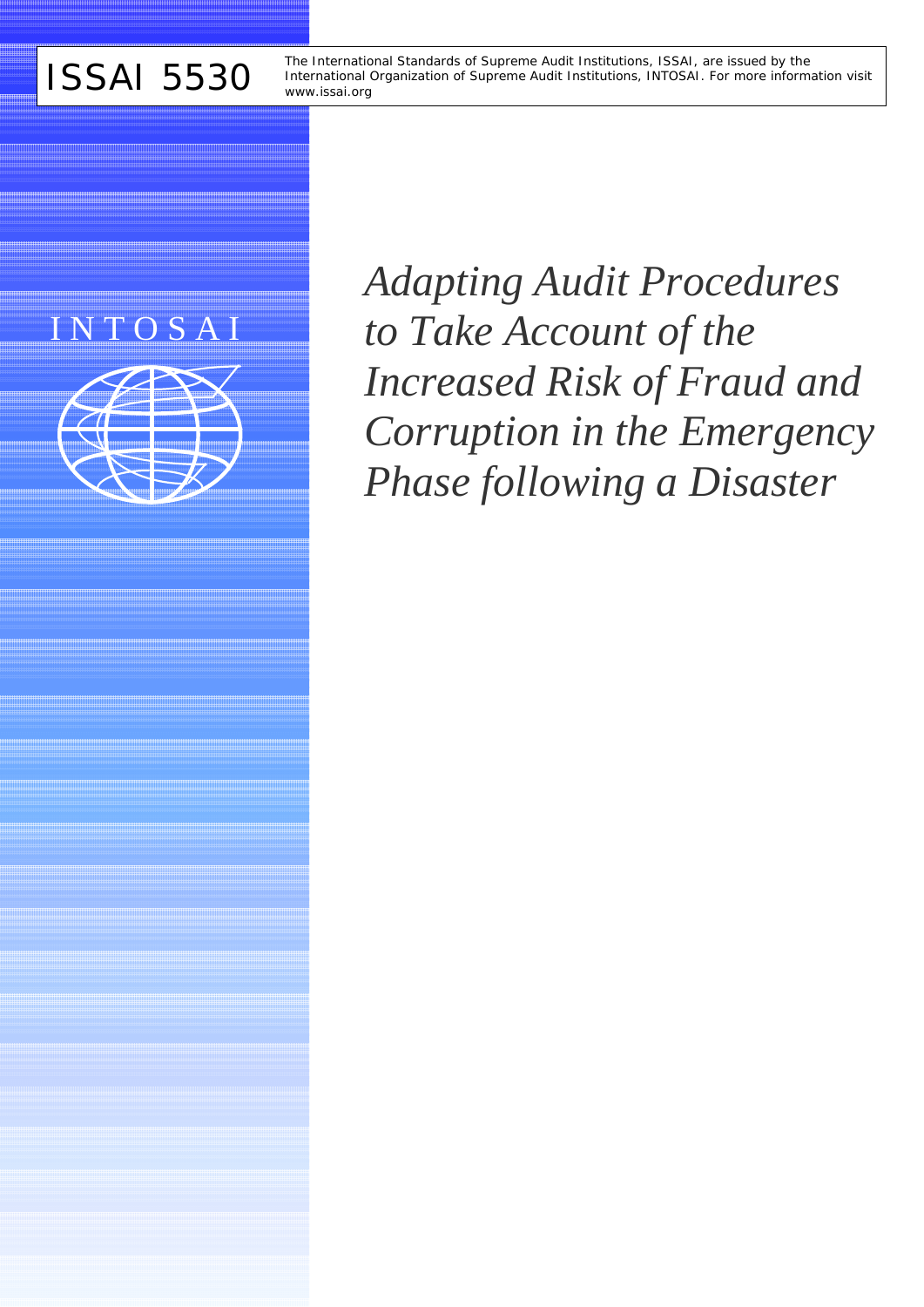ISSAI 5530

The International Standards of Supreme Audit Institutions, ISSAI, are issued by the International Organization of Supreme Audit Institutions, INTOSAI. For more information visit www.issai.org

INTOSAI

# *Adapting Audit Procedures to Take Account of the Increased Risk of Fraud and Corruption in the Emergency Phase following a Disaster*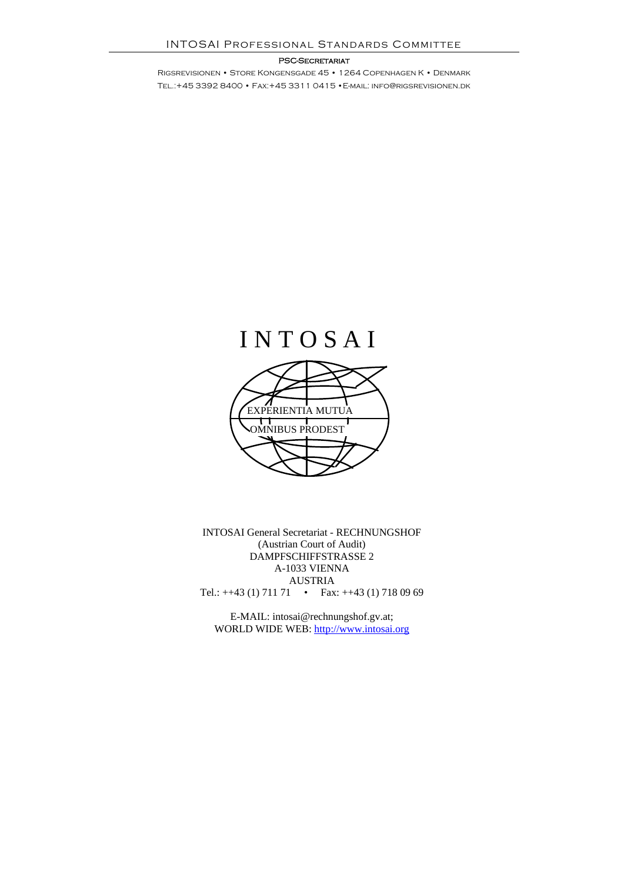INTOSAI Professional Standards Committee

PSC-Secretariat

Rigsrevisionen • Store Kongensgade 45 • 1264 Copenhagen K • Denmark
Tel.:+45 3392 8400 • Fax:+45 3311 0415 •E-mail: info@rigsrevisionen.dk

# INTOSAI

EXPERIENTIA MUTUA
OMNIBUS PRODEST

INTOSAI General Secretariat - RECHNUNGSHOF
(Austrian Court of Audit)
DAMPFSCHIFFSTRASSE 2
A-1033 VIENNA
AUSTRIA
Tel.: ++43 (1) 711 71 • Fax: ++43 (1) 718 09 69

E-MAIL: intosai@rechnungshof.gv.at;
WORLD WIDE WEB: http://www.intosai.org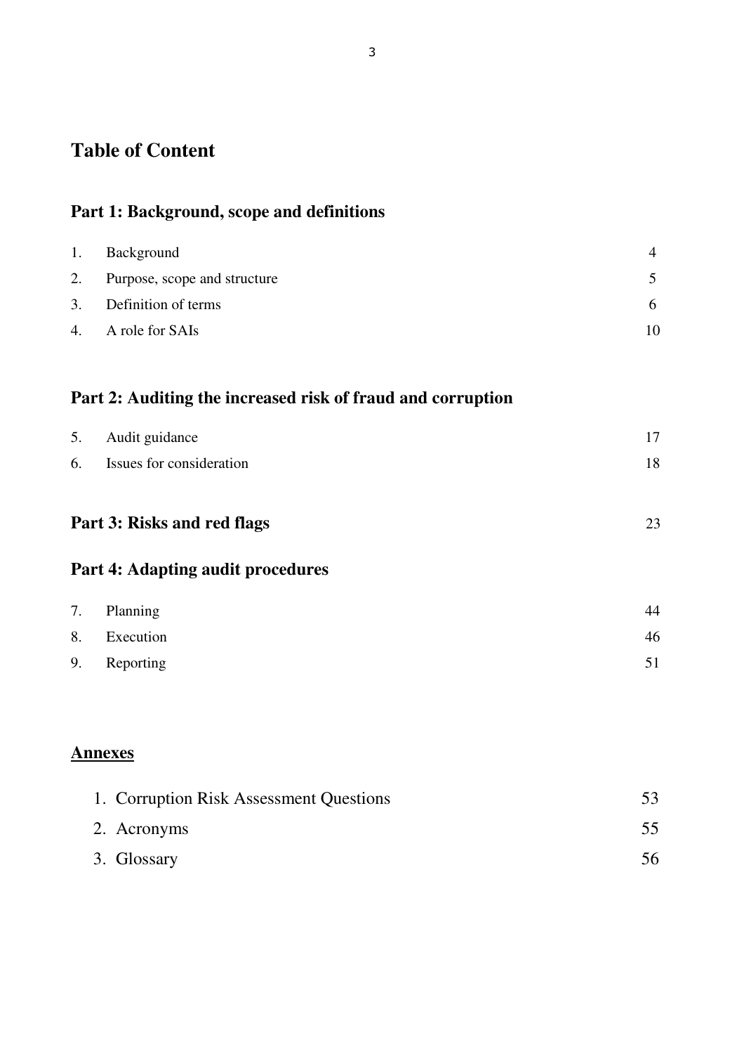# Table of Content

## Part 1: Background, scope and definitions

| | | |
|---|---|---|
| 1. | Background | 4 |
| 2. | Purpose, scope and structure | 5 |
| 3. | Definition of terms | 6 |
| 4. | A role for SAIs | 10 |

## Part 2: Auditing the increased risk of fraud and corruption

| | | |
|---|---|---|
| 5. | Audit guidance | 17 |
| 6. | Issues for consideration | 18 |

## Part 3: Risks and red flags 23

## Part 4: Adapting audit procedures

| | | |
|---|---|---|
| 7. | Planning | 44 |
| 8. | Execution | 46 |
| 9. | Reporting | 51 |

## Annexes

| | | |
|---|---|---|
| 1. | Corruption Risk Assessment Questions | 53 |
| 2. | Acronyms | 55 |
| 3. | Glossary | 56 |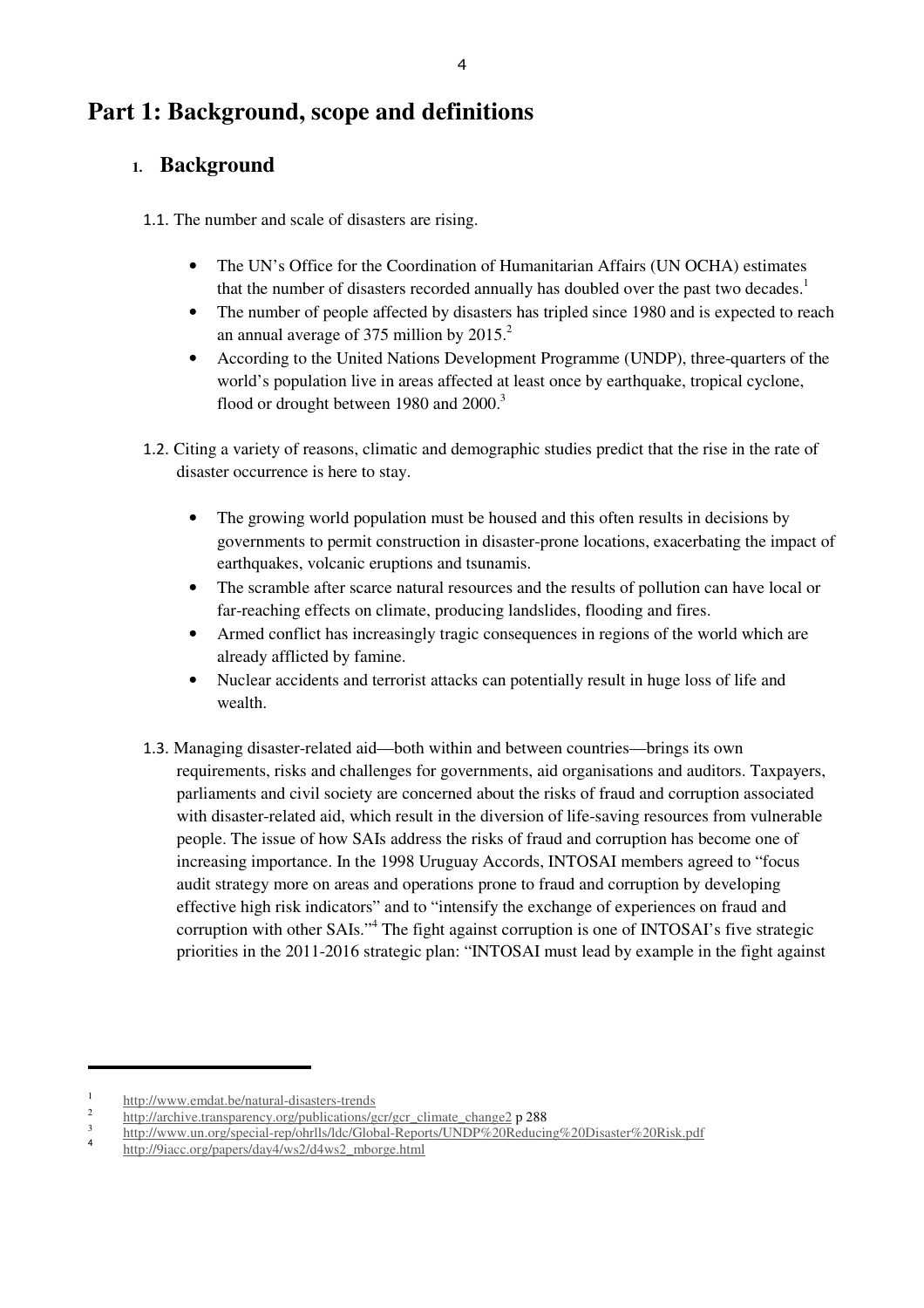# Part 1: Background, scope and definitions

## 1. Background

1.1. The number and scale of disasters are rising.

- The UN's Office for the Coordination of Humanitarian Affairs (UN OCHA) estimates that the number of disasters recorded annually has doubled over the past two decades.[1]
- The number of people affected by disasters has tripled since 1980 and is expected to reach an annual average of 375 million by 2015.[2]
- According to the United Nations Development Programme (UNDP), three-quarters of the world's population live in areas affected at least once by earthquake, tropical cyclone, flood or drought between 1980 and 2000.[3]

1.2. Citing a variety of reasons, climatic and demographic studies predict that the rise in the rate of disaster occurrence is here to stay.

- The growing world population must be housed and this often results in decisions by governments to permit construction in disaster-prone locations, exacerbating the impact of earthquakes, volcanic eruptions and tsunamis.
- The scramble after scarce natural resources and the results of pollution can have local or far-reaching effects on climate, producing landslides, flooding and fires.
- Armed conflict has increasingly tragic consequences in regions of the world which are already afflicted by famine.
- Nuclear accidents and terrorist attacks can potentially result in huge loss of life and wealth.

1.3. Managing disaster-related aid—both within and between countries—brings its own requirements, risks and challenges for governments, aid organisations and auditors. Taxpayers, parliaments and civil society are concerned about the risks of fraud and corruption associated with disaster-related aid, which result in the diversion of life-saving resources from vulnerable people. The issue of how SAIs address the risks of fraud and corruption has become one of increasing importance. In the 1998 Uruguay Accords, INTOSAI members agreed to "focus audit strategy more on areas and operations prone to fraud and corruption by developing effective high risk indicators" and to "intensify the exchange of experiences on fraud and corruption with other SAIs."[4] The fight against corruption is one of INTOSAI's five strategic priorities in the 2011-2016 strategic plan: "INTOSAI must lead by example in the fight against

---

[1] http://www.emdat.be/natural-disasters-trends

[2] http://archive.transparency.org/publications/gcr/gcr_climate_change2 p 288

[3] http://www.un.org/special-rep/ohrlls/ldc/Global-Reports/UNDP%20Reducing%20Disaster%20Risk.pdf

[4] http://9iacc.org/papers/day4/ws2/d4ws2_mborge.html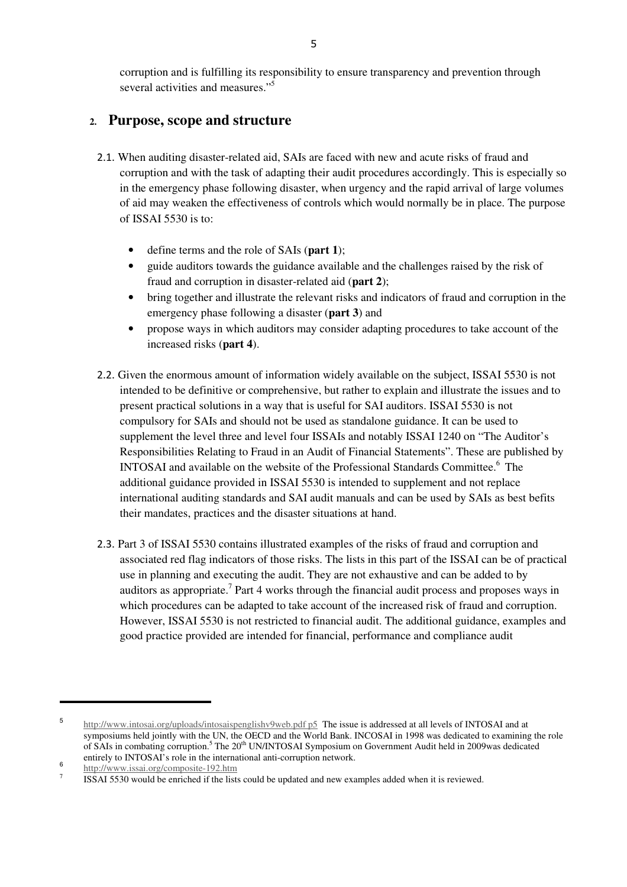corruption and is fulfilling its responsibility to ensure transparency and prevention through several activities and measures."[5]

## 2. Purpose, scope and structure

2.1. When auditing disaster-related aid, SAIs are faced with new and acute risks of fraud and corruption and with the task of adapting their audit procedures accordingly. This is especially so in the emergency phase following disaster, when urgency and the rapid arrival of large volumes of aid may weaken the effectiveness of controls which would normally be in place. The purpose of ISSAI 5530 is to:

- define terms and the role of SAIs (**part 1**);
- guide auditors towards the guidance available and the challenges raised by the risk of fraud and corruption in disaster-related aid (**part 2**);
- bring together and illustrate the relevant risks and indicators of fraud and corruption in the emergency phase following a disaster (**part 3**) and
- propose ways in which auditors may consider adapting procedures to take account of the increased risks (**part 4**).

2.2. Given the enormous amount of information widely available on the subject, ISSAI 5530 is not intended to be definitive or comprehensive, but rather to explain and illustrate the issues and to present practical solutions in a way that is useful for SAI auditors. ISSAI 5530 is not compulsory for SAIs and should not be used as standalone guidance. It can be used to supplement the level three and level four ISSAIs and notably ISSAI 1240 on "The Auditor's Responsibilities Relating to Fraud in an Audit of Financial Statements". These are published by INTOSAI and available on the website of the Professional Standards Committee.[6] The additional guidance provided in ISSAI 5530 is intended to supplement and not replace international auditing standards and SAI audit manuals and can be used by SAIs as best befits their mandates, practices and the disaster situations at hand.

2.3. Part 3 of ISSAI 5530 contains illustrated examples of the risks of fraud and corruption and associated red flag indicators of those risks. The lists in this part of the ISSAI can be of practical use in planning and executing the audit. They are not exhaustive and can be added to by auditors as appropriate.[7] Part 4 works through the financial audit process and proposes ways in which procedures can be adapted to take account of the increased risk of fraud and corruption. However, ISSAI 5530 is not restricted to financial audit. The additional guidance, examples and good practice provided are intended for financial, performance and compliance audit

---

[5] http://www.intosai.org/uploads/intosaispenglishv9web.pdf p5 The issue is addressed at all levels of INTOSAI and at symposiums held jointly with the UN, the OECD and the World Bank. INCOSAI in 1998 was dedicated to examining the role of SAIs in combating corruption.[5] The 20th UN/INTOSAI Symposium on Government Audit held in 2009was dedicated entirely to INTOSAI's role in the international anti-corruption network.

[6] http://www.issai.org/composite-192.htm

[7] ISSAI 5530 would be enriched if the lists could be updated and new examples added when it is reviewed.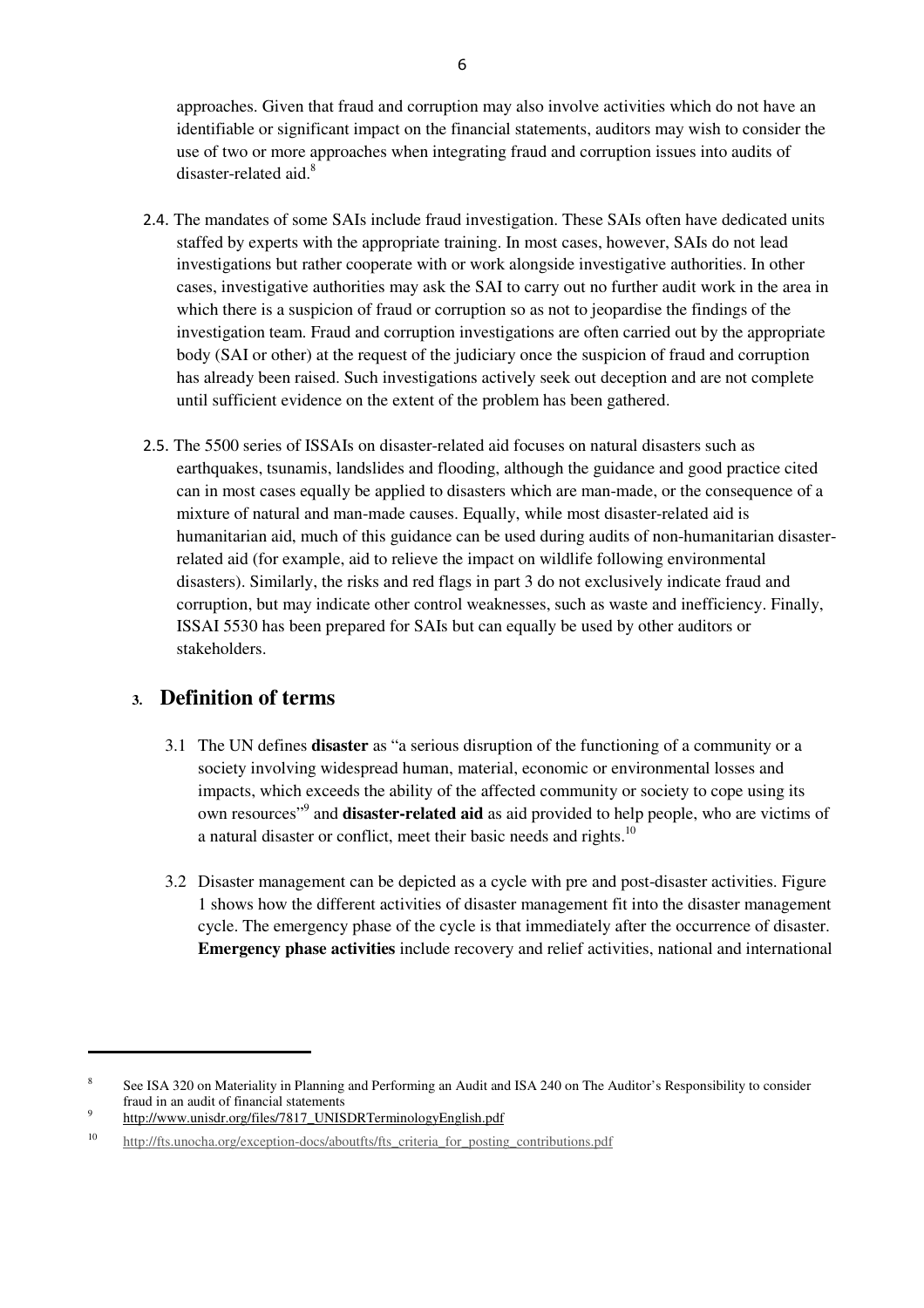approaches. Given that fraud and corruption may also involve activities which do not have an identifiable or significant impact on the financial statements, auditors may wish to consider the use of two or more approaches when integrating fraud and corruption issues into audits of disaster-related aid.[8]

2.4. The mandates of some SAIs include fraud investigation. These SAIs often have dedicated units staffed by experts with the appropriate training. In most cases, however, SAIs do not lead investigations but rather cooperate with or work alongside investigative authorities. In other cases, investigative authorities may ask the SAI to carry out no further audit work in the area in which there is a suspicion of fraud or corruption so as not to jeopardise the findings of the investigation team. Fraud and corruption investigations are often carried out by the appropriate body (SAI or other) at the request of the judiciary once the suspicion of fraud and corruption has already been raised. Such investigations actively seek out deception and are not complete until sufficient evidence on the extent of the problem has been gathered.

2.5. The 5500 series of ISSAIs on disaster-related aid focuses on natural disasters such as earthquakes, tsunamis, landslides and flooding, although the guidance and good practice cited can in most cases equally be applied to disasters which are man-made, or the consequence of a mixture of natural and man-made causes. Equally, while most disaster-related aid is humanitarian aid, much of this guidance can be used during audits of non-humanitarian disaster-related aid (for example, aid to relieve the impact on wildlife following environmental disasters). Similarly, the risks and red flags in part 3 do not exclusively indicate fraud and corruption, but may indicate other control weaknesses, such as waste and inefficiency. Finally, ISSAI 5530 has been prepared for SAIs but can equally be used by other auditors or stakeholders.

## 3. Definition of terms

3.1 The UN defines **disaster** as "a serious disruption of the functioning of a community or a society involving widespread human, material, economic or environmental losses and impacts, which exceeds the ability of the affected community or society to cope using its own resources"[9] and **disaster-related aid** as aid provided to help people, who are victims of a natural disaster or conflict, meet their basic needs and rights.[10]

3.2 Disaster management can be depicted as a cycle with pre and post-disaster activities. Figure 1 shows how the different activities of disaster management fit into the disaster management cycle. The emergency phase of the cycle is that immediately after the occurrence of disaster. **Emergency phase activities** include recovery and relief activities, national and international

---

[8] See ISA 320 on Materiality in Planning and Performing an Audit and ISA 240 on The Auditor's Responsibility to consider fraud in an audit of financial statements

[9] http://www.unisdr.org/files/7817_UNISDRTerminologyEnglish.pdf

[10] http://fts.unocha.org/exception-docs/aboutfts/fts_criteria_for_posting_contributions.pdf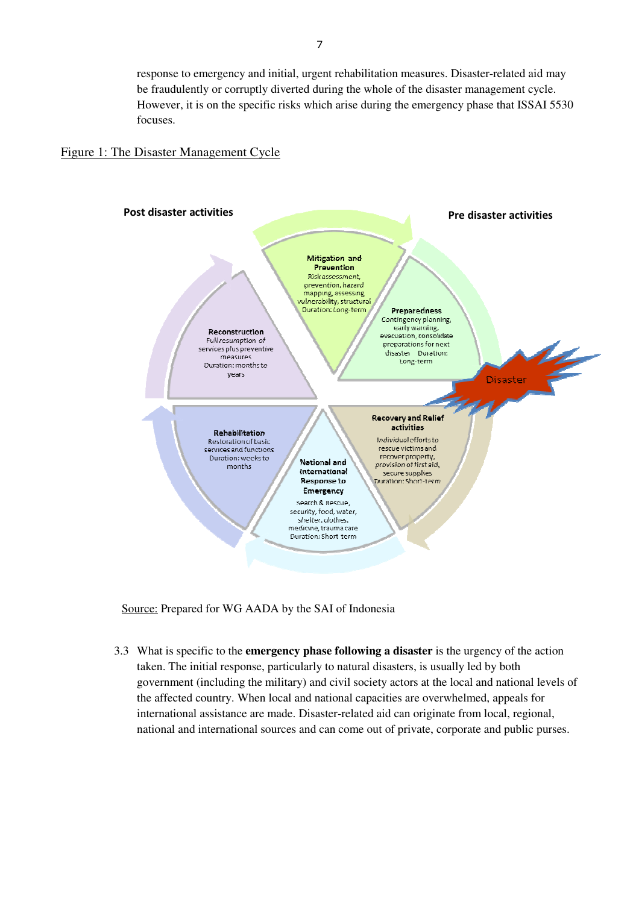response to emergency and initial, urgent rehabilitation measures. Disaster-related aid may be fraudulently or corruptly diverted during the whole of the disaster management cycle. However, it is on the specific risks which arise during the emergency phase that ISSAI 5530 focuses.

Figure 1: The Disaster Management Cycle

**Post disaster activities**

**Pre disaster activities**

**Mitigation and Prevention**
Risk assessment, prevention, hazard mapping, assessing vulnerability, structural
Duration: Long-term

**Preparedness**
Contingency planning, early warning, evacuation, consolidate preparations for next disaster Duration: Long-term

Disaster

**Recovery and Relief activities**
Individual efforts to rescue victims and recover property, provision of first aid, secure supplies
Duration: Short-term

**National and International Response to Emergency**
Search & Rescue, security, food, water, shelter, clothes, medicine, trauma care
Duration: Short term

**Rehabilitation**
Restoration of basic services and functions
Duration: weeks to months

**Reconstruction**
Full resumption of services plus preventive measures
Duration: months to years

Source: Prepared for WG AADA by the SAI of Indonesia

3.3 What is specific to the **emergency phase following a disaster** is the urgency of the action taken. The initial response, particularly to natural disasters, is usually led by both government (including the military) and civil society actors at the local and national levels of the affected country. When local and national capacities are overwhelmed, appeals for international assistance are made. Disaster-related aid can originate from local, regional, national and international sources and can come out of private, corporate and public purses.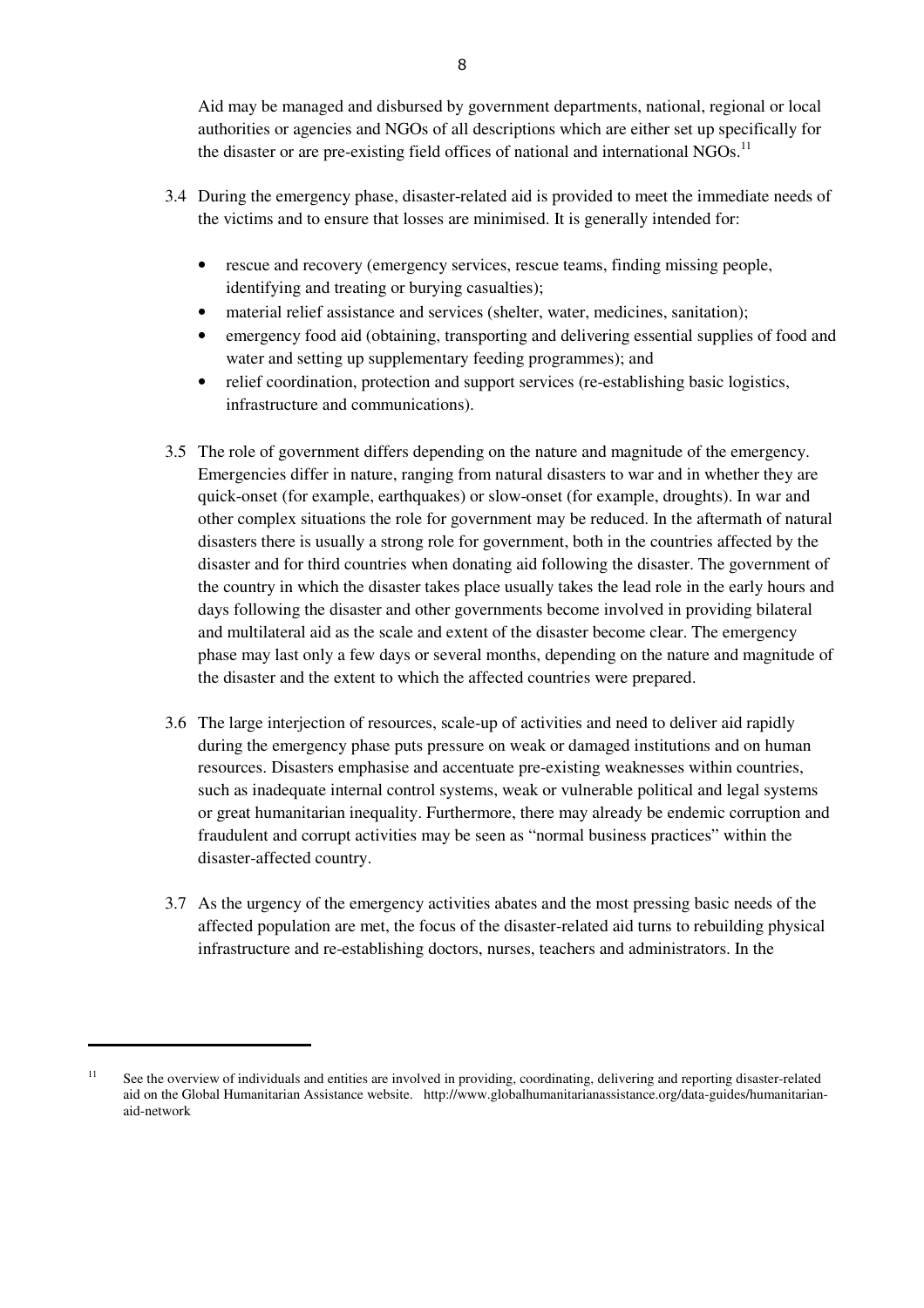Aid may be managed and disbursed by government departments, national, regional or local authorities or agencies and NGOs of all descriptions which are either set up specifically for the disaster or are pre-existing field offices of national and international NGOs.[11]

3.4 During the emergency phase, disaster-related aid is provided to meet the immediate needs of the victims and to ensure that losses are minimised. It is generally intended for:

- rescue and recovery (emergency services, rescue teams, finding missing people, identifying and treating or burying casualties);
- material relief assistance and services (shelter, water, medicines, sanitation);
- emergency food aid (obtaining, transporting and delivering essential supplies of food and water and setting up supplementary feeding programmes); and
- relief coordination, protection and support services (re-establishing basic logistics, infrastructure and communications).

3.5 The role of government differs depending on the nature and magnitude of the emergency. Emergencies differ in nature, ranging from natural disasters to war and in whether they are quick-onset (for example, earthquakes) or slow-onset (for example, droughts). In war and other complex situations the role for government may be reduced. In the aftermath of natural disasters there is usually a strong role for government, both in the countries affected by the disaster and for third countries when donating aid following the disaster. The government of the country in which the disaster takes place usually takes the lead role in the early hours and days following the disaster and other governments become involved in providing bilateral and multilateral aid as the scale and extent of the disaster become clear. The emergency phase may last only a few days or several months, depending on the nature and magnitude of the disaster and the extent to which the affected countries were prepared.

3.6 The large interjection of resources, scale-up of activities and need to deliver aid rapidly during the emergency phase puts pressure on weak or damaged institutions and on human resources. Disasters emphasise and accentuate pre-existing weaknesses within countries, such as inadequate internal control systems, weak or vulnerable political and legal systems or great humanitarian inequality. Furthermore, there may already be endemic corruption and fraudulent and corrupt activities may be seen as "normal business practices" within the disaster-affected country.

3.7 As the urgency of the emergency activities abates and the most pressing basic needs of the affected population are met, the focus of the disaster-related aid turns to rebuilding physical infrastructure and re-establishing doctors, nurses, teachers and administrators. In the

---

[11] See the overview of individuals and entities are involved in providing, coordinating, delivering and reporting disaster-related aid on the Global Humanitarian Assistance website. http://www.globalhumanitarianassistance.org/data-guides/humanitarian-aid-network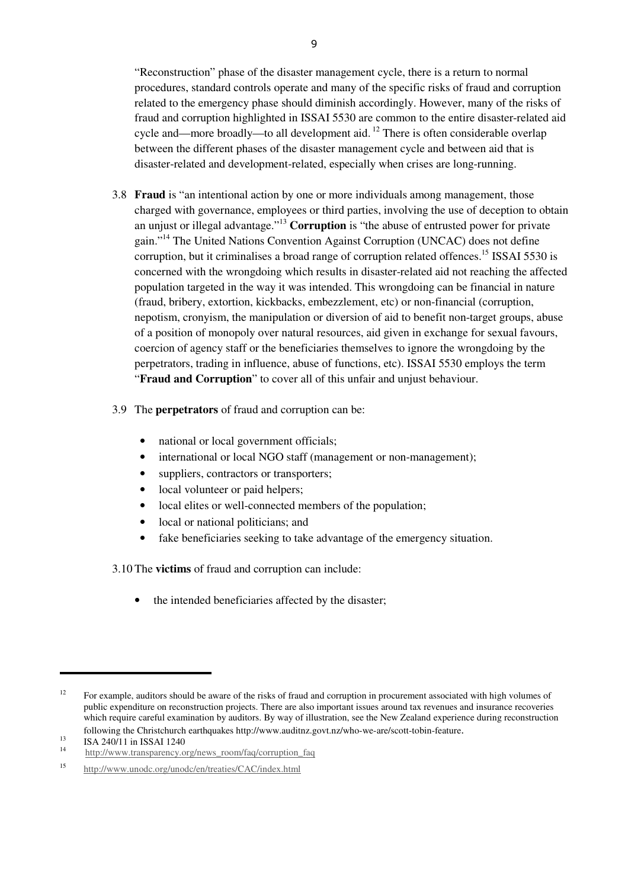"Reconstruction" phase of the disaster management cycle, there is a return to normal procedures, standard controls operate and many of the specific risks of fraud and corruption related to the emergency phase should diminish accordingly. However, many of the risks of fraud and corruption highlighted in ISSAI 5530 are common to the entire disaster-related aid cycle and—more broadly—to all development aid. [12] There is often considerable overlap between the different phases of the disaster management cycle and between aid that is disaster-related and development-related, especially when crises are long-running.

3.8 **Fraud** is "an intentional action by one or more individuals among management, those charged with governance, employees or third parties, involving the use of deception to obtain an unjust or illegal advantage."[13] **Corruption** is "the abuse of entrusted power for private gain."[14] The United Nations Convention Against Corruption (UNCAC) does not define corruption, but it criminalises a broad range of corruption related offences.[15] ISSAI 5530 is concerned with the wrongdoing which results in disaster-related aid not reaching the affected population targeted in the way it was intended. This wrongdoing can be financial in nature (fraud, bribery, extortion, kickbacks, embezzlement, etc) or non-financial (corruption, nepotism, cronyism, the manipulation or diversion of aid to benefit non-target groups, abuse of a position of monopoly over natural resources, aid given in exchange for sexual favours, coercion of agency staff or the beneficiaries themselves to ignore the wrongdoing by the perpetrators, trading in influence, abuse of functions, etc). ISSAI 5530 employs the term "**Fraud and Corruption**" to cover all of this unfair and unjust behaviour.

3.9 The **perpetrators** of fraud and corruption can be:

- national or local government officials;
- international or local NGO staff (management or non-management);
- suppliers, contractors or transporters;
- local volunteer or paid helpers;
- local elites or well-connected members of the population;
- local or national politicians; and
- fake beneficiaries seeking to take advantage of the emergency situation.

3.10 The **victims** of fraud and corruption can include:

- the intended beneficiaries affected by the disaster;

---

[12] For example, auditors should be aware of the risks of fraud and corruption in procurement associated with high volumes of public expenditure on reconstruction projects. There are also important issues around tax revenues and insurance recoveries which require careful examination by auditors. By way of illustration, see the New Zealand experience during reconstruction following the Christchurch earthquakes http://www.auditnz.govt.nz/who-we-are/scott-tobin-feature.

[13] ISA 240/11 in ISSAI 1240

[14] http://www.transparency.org/news_room/faq/corruption_faq

[15] http://www.unodc.org/unodc/en/treaties/CAC/index.html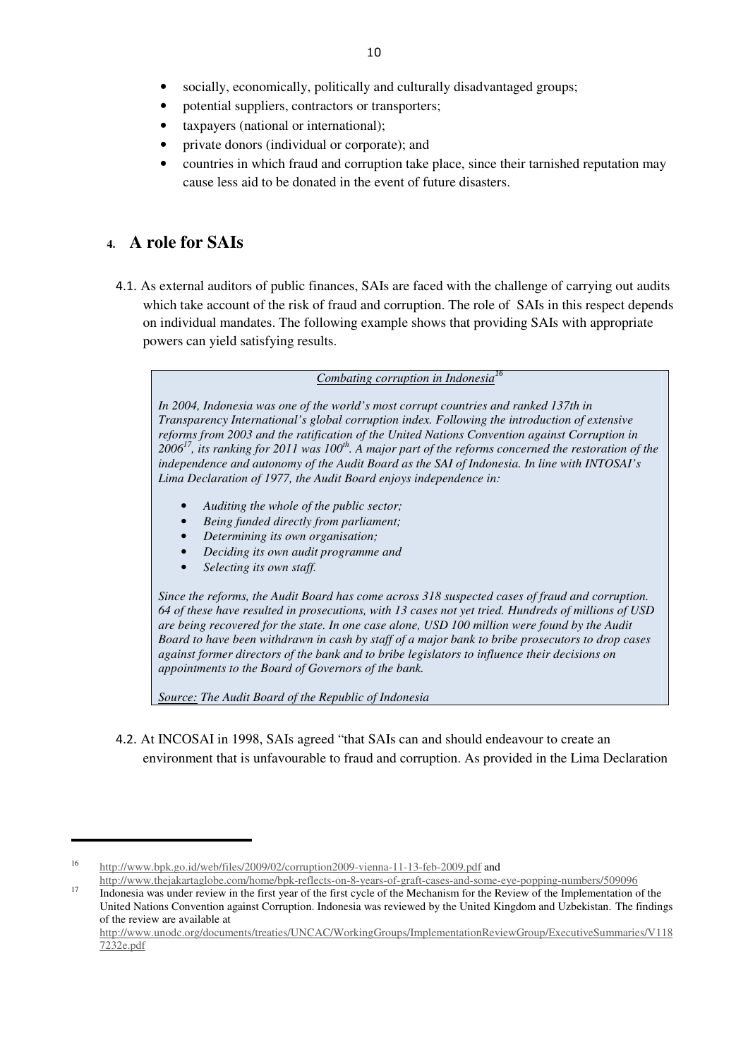- socially, economically, politically and culturally disadvantaged groups;
- potential suppliers, contractors or transporters;
- taxpayers (national or international);
- private donors (individual or corporate); and
- countries in which fraud and corruption take place, since their tarnished reputation may cause less aid to be donated in the event of future disasters.

## 4. A role for SAIs

4.1. As external auditors of public finances, SAIs are faced with the challenge of carrying out audits which take account of the risk of fraud and corruption. The role of SAIs in this respect depends on individual mandates. The following example shows that providing SAIs with appropriate powers can yield satisfying results.

> *Combating corruption in Indonesia*[16]
>
> *In 2004, Indonesia was one of the world's most corrupt countries and ranked 137th in Transparency International's global corruption index. Following the introduction of extensive reforms from 2003 and the ratification of the United Nations Convention against Corruption in 2006*[17]*, its ranking for 2011 was 100th. A major part of the reforms concerned the restoration of the independence and autonomy of the Audit Board as the SAI of Indonesia. In line with INTOSAI's Lima Declaration of 1977, the Audit Board enjoys independence in:*
>
> - *Auditing the whole of the public sector;*
> - *Being funded directly from parliament;*
> - *Determining its own organisation;*
> - *Deciding its own audit programme and*
> - *Selecting its own staff.*
>
> *Since the reforms, the Audit Board has come across 318 suspected cases of fraud and corruption. 64 of these have resulted in prosecutions, with 13 cases not yet tried. Hundreds of millions of USD are being recovered for the state. In one case alone, USD 100 million were found by the Audit Board to have been withdrawn in cash by staff of a major bank to bribe prosecutors to drop cases against former directors of the bank and to bribe legislators to influence their decisions on appointments to the Board of Governors of the bank.*
>
> *Source: The Audit Board of the Republic of Indonesia*

4.2. At INCOSAI in 1998, SAIs agreed "that SAIs can and should endeavour to create an environment that is unfavourable to fraud and corruption. As provided in the Lima Declaration

---

[16] http://www.bpk.go.id/web/files/2009/02/corruption2009-vienna-11-13-feb-2009.pdf and http://www.thejakartaglobe.com/home/bpk-reflects-on-8-years-of-graft-cases-and-some-eye-popping-numbers/509096

[17] Indonesia was under review in the first year of the first cycle of the Mechanism for the Review of the Implementation of the United Nations Convention against Corruption. Indonesia was reviewed by the United Kingdom and Uzbekistan. The findings of the review are available at http://www.unodc.org/documents/treaties/UNCAC/WorkingGroups/ImplementationReviewGroup/ExecutiveSummaries/V1187232e.pdf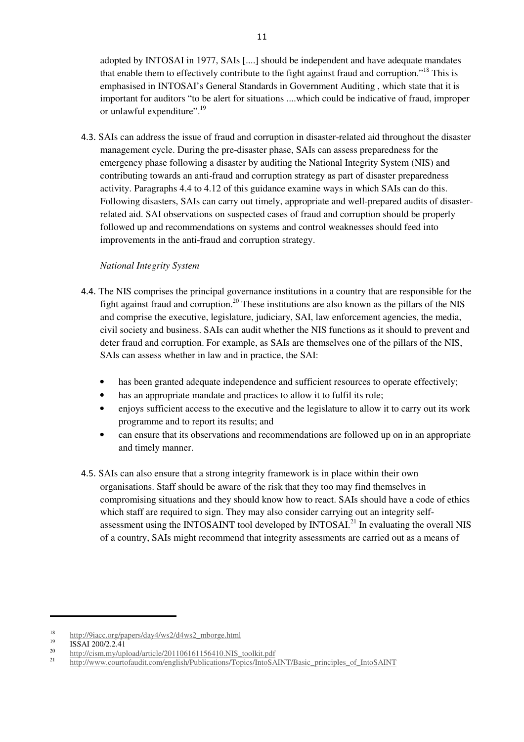adopted by INTOSAI in 1977, SAIs [....] should be independent and have adequate mandates that enable them to effectively contribute to the fight against fraud and corruption."[18] This is emphasised in INTOSAI's General Standards in Government Auditing , which state that it is important for auditors "to be alert for situations ....which could be indicative of fraud, improper or unlawful expenditure".[19]

4.3. SAIs can address the issue of fraud and corruption in disaster-related aid throughout the disaster management cycle. During the pre-disaster phase, SAIs can assess preparedness for the emergency phase following a disaster by auditing the National Integrity System (NIS) and contributing towards an anti-fraud and corruption strategy as part of disaster preparedness activity. Paragraphs 4.4 to 4.12 of this guidance examine ways in which SAIs can do this. Following disasters, SAIs can carry out timely, appropriate and well-prepared audits of disaster-related aid. SAI observations on suspected cases of fraud and corruption should be properly followed up and recommendations on systems and control weaknesses should feed into improvements in the anti-fraud and corruption strategy.

*National Integrity System*

4.4. The NIS comprises the principal governance institutions in a country that are responsible for the fight against fraud and corruption.[20] These institutions are also known as the pillars of the NIS and comprise the executive, legislature, judiciary, SAI, law enforcement agencies, the media, civil society and business. SAIs can audit whether the NIS functions as it should to prevent and deter fraud and corruption. For example, as SAIs are themselves one of the pillars of the NIS, SAIs can assess whether in law and in practice, the SAI:

- has been granted adequate independence and sufficient resources to operate effectively;
- has an appropriate mandate and practices to allow it to fulfil its role;
- enjoys sufficient access to the executive and the legislature to allow it to carry out its work programme and to report its results; and
- can ensure that its observations and recommendations are followed up on in an appropriate and timely manner.

4.5. SAIs can also ensure that a strong integrity framework is in place within their own organisations. Staff should be aware of the risk that they too may find themselves in compromising situations and they should know how to react. SAIs should have a code of ethics which staff are required to sign. They may also consider carrying out an integrity self-assessment using the INTOSAINT tool developed by INTOSAI.[21] In evaluating the overall NIS of a country, SAIs might recommend that integrity assessments are carried out as a means of

---

[18] http://9iacc.org/papers/day4/ws2/d4ws2_mborge.html

[19] ISSAI 200/2.2.41

[20] http://cism.my/upload/article/201106161156410.NIS_toolkit.pdf

[21] http://www.courtofaudit.com/english/Publications/Topics/IntoSAINT/Basic_principles_of_IntoSAINT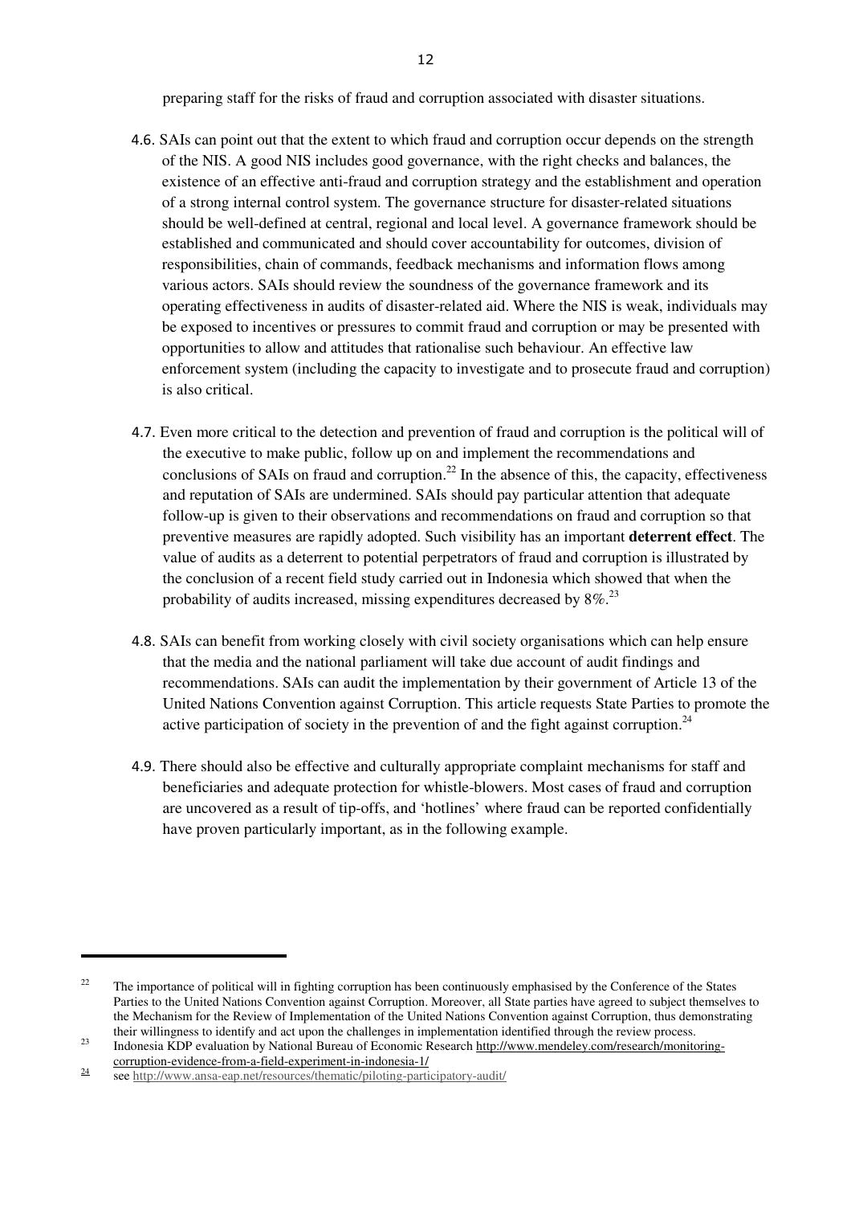preparing staff for the risks of fraud and corruption associated with disaster situations.

4.6. SAIs can point out that the extent to which fraud and corruption occur depends on the strength of the NIS. A good NIS includes good governance, with the right checks and balances, the existence of an effective anti-fraud and corruption strategy and the establishment and operation of a strong internal control system. The governance structure for disaster-related situations should be well-defined at central, regional and local level. A governance framework should be established and communicated and should cover accountability for outcomes, division of responsibilities, chain of commands, feedback mechanisms and information flows among various actors. SAIs should review the soundness of the governance framework and its operating effectiveness in audits of disaster-related aid. Where the NIS is weak, individuals may be exposed to incentives or pressures to commit fraud and corruption or may be presented with opportunities to allow and attitudes that rationalise such behaviour. An effective law enforcement system (including the capacity to investigate and to prosecute fraud and corruption) is also critical.

4.7. Even more critical to the detection and prevention of fraud and corruption is the political will of the executive to make public, follow up on and implement the recommendations and conclusions of SAIs on fraud and corruption.[22] In the absence of this, the capacity, effectiveness and reputation of SAIs are undermined. SAIs should pay particular attention that adequate follow-up is given to their observations and recommendations on fraud and corruption so that preventive measures are rapidly adopted. Such visibility has an important **deterrent effect**. The value of audits as a deterrent to potential perpetrators of fraud and corruption is illustrated by the conclusion of a recent field study carried out in Indonesia which showed that when the probability of audits increased, missing expenditures decreased by 8%.[23]

4.8. SAIs can benefit from working closely with civil society organisations which can help ensure that the media and the national parliament will take due account of audit findings and recommendations. SAIs can audit the implementation by their government of Article 13 of the United Nations Convention against Corruption. This article requests State Parties to promote the active participation of society in the prevention of and the fight against corruption.[24]

4.9. There should also be effective and culturally appropriate complaint mechanisms for staff and beneficiaries and adequate protection for whistle-blowers. Most cases of fraud and corruption are uncovered as a result of tip-offs, and 'hotlines' where fraud can be reported confidentially have proven particularly important, as in the following example.

---

[22] The importance of political will in fighting corruption has been continuously emphasised by the Conference of the States Parties to the United Nations Convention against Corruption. Moreover, all State parties have agreed to subject themselves to the Mechanism for the Review of Implementation of the United Nations Convention against Corruption, thus demonstrating their willingness to identify and act upon the challenges in implementation identified through the review process.

[23] Indonesia KDP evaluation by National Bureau of Economic Research http://www.mendeley.com/research/monitoring-corruption-evidence-from-a-field-experiment-in-indonesia-1/

[24] see http://www.ansa-eap.net/resources/thematic/piloting-participatory-audit/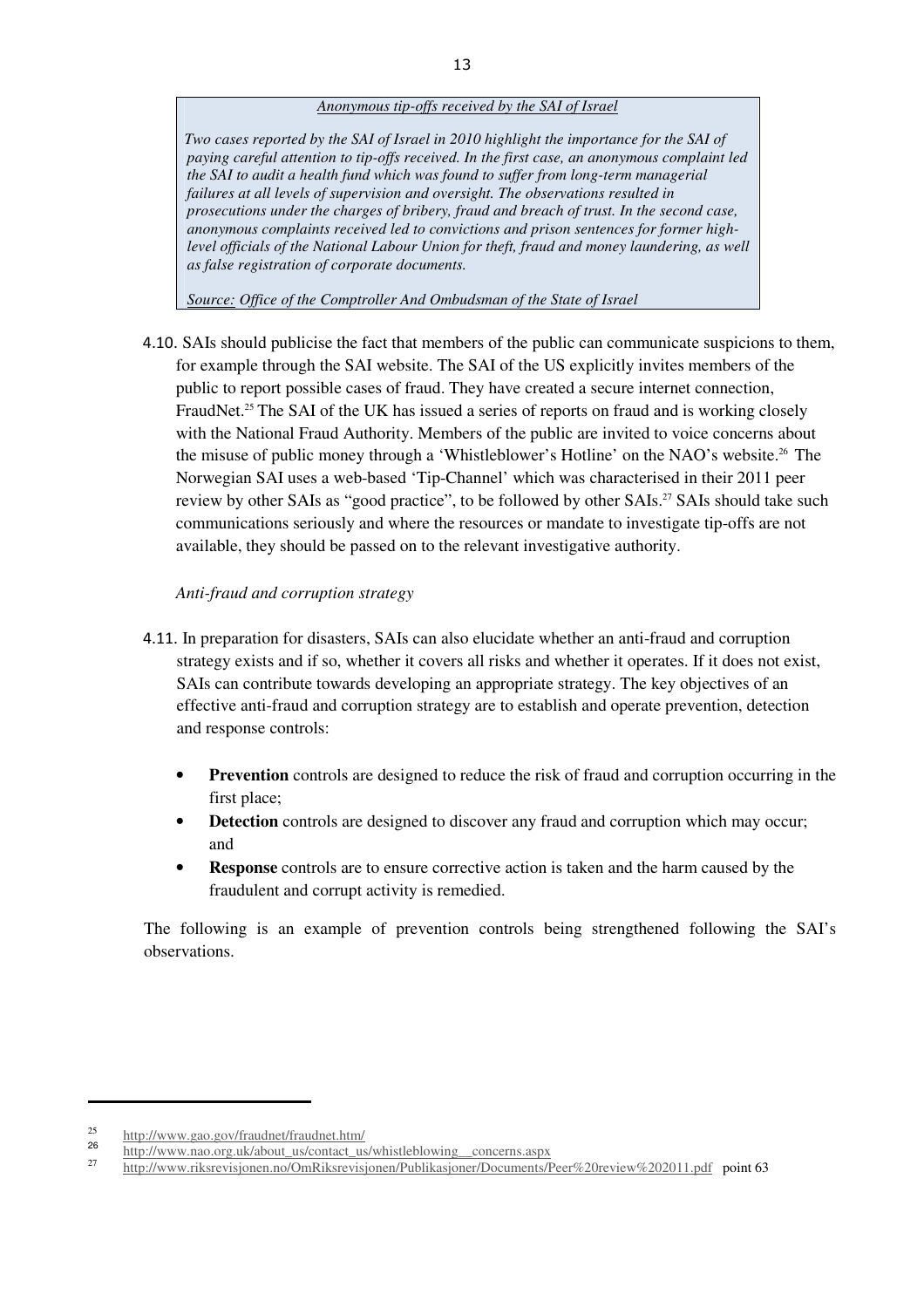> *Anonymous tip-offs received by the SAI of Israel*
>
> *Two cases reported by the SAI of Israel in 2010 highlight the importance for the SAI of paying careful attention to tip-offs received. In the first case, an anonymous complaint led the SAI to audit a health fund which was found to suffer from long-term managerial failures at all levels of supervision and oversight. The observations resulted in prosecutions under the charges of bribery, fraud and breach of trust. In the second case, anonymous complaints received led to convictions and prison sentences for former high-level officials of the National Labour Union for theft, fraud and money laundering, as well as false registration of corporate documents.*
>
> *Source: Office of the Comptroller And Ombudsman of the State of Israel*

4.10. SAIs should publicise the fact that members of the public can communicate suspicions to them, for example through the SAI website. The SAI of the US explicitly invites members of the public to report possible cases of fraud. They have created a secure internet connection, FraudNet.[25] The SAI of the UK has issued a series of reports on fraud and is working closely with the National Fraud Authority. Members of the public are invited to voice concerns about the misuse of public money through a 'Whistleblower's Hotline' on the NAO's website.[26] The Norwegian SAI uses a web-based 'Tip-Channel' which was characterised in their 2011 peer review by other SAIs as "good practice", to be followed by other SAIs.[27] SAIs should take such communications seriously and where the resources or mandate to investigate tip-offs are not available, they should be passed on to the relevant investigative authority.

*Anti-fraud and corruption strategy*

4.11. In preparation for disasters, SAIs can also elucidate whether an anti-fraud and corruption strategy exists and if so, whether it covers all risks and whether it operates. If it does not exist, SAIs can contribute towards developing an appropriate strategy. The key objectives of an effective anti-fraud and corruption strategy are to establish and operate prevention, detection and response controls:

- **Prevention** controls are designed to reduce the risk of fraud and corruption occurring in the first place;
- **Detection** controls are designed to discover any fraud and corruption which may occur; and
- **Response** controls are to ensure corrective action is taken and the harm caused by the fraudulent and corrupt activity is remedied.

The following is an example of prevention controls being strengthened following the SAI's observations.

---

[25] http://www.gao.gov/fraudnet/fraudnet.htm/

[26] http://www.nao.org.uk/about_us/contact_us/whistleblowing__concerns.aspx

[27] http://www.riksrevisjonen.no/OmRiksrevisjonen/Publikasjoner/Documents/Peer%20review%202011.pdf point 63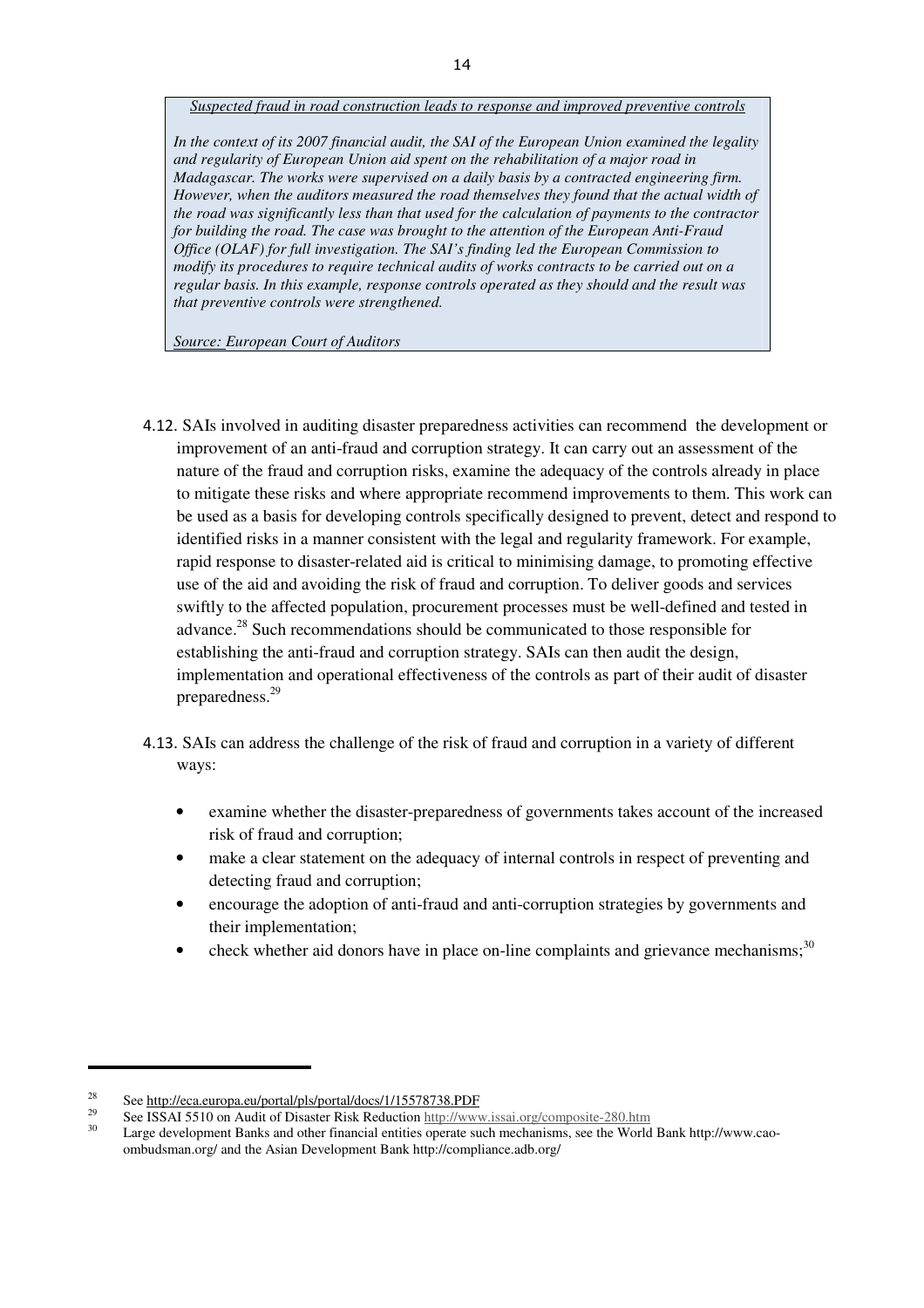*Suspected fraud in road construction leads to response and improved preventive controls*

*In the context of its 2007 financial audit, the SAI of the European Union examined the legality and regularity of European Union aid spent on the rehabilitation of a major road in Madagascar. The works were supervised on a daily basis by a contracted engineering firm. However, when the auditors measured the road themselves they found that the actual width of the road was significantly less than that used for the calculation of payments to the contractor for building the road. The case was brought to the attention of the European Anti-Fraud Office (OLAF) for full investigation. The SAI's finding led the European Commission to modify its procedures to require technical audits of works contracts to be carried out on a regular basis. In this example, response controls operated as they should and the result was that preventive controls were strengthened.*

*Source: European Court of Auditors*

4.12. SAIs involved in auditing disaster preparedness activities can recommend the development or improvement of an anti-fraud and corruption strategy. It can carry out an assessment of the nature of the fraud and corruption risks, examine the adequacy of the controls already in place to mitigate these risks and where appropriate recommend improvements to them. This work can be used as a basis for developing controls specifically designed to prevent, detect and respond to identified risks in a manner consistent with the legal and regularity framework. For example, rapid response to disaster-related aid is critical to minimising damage, to promoting effective use of the aid and avoiding the risk of fraud and corruption. To deliver goods and services swiftly to the affected population, procurement processes must be well-defined and tested in advance.[28] Such recommendations should be communicated to those responsible for establishing the anti-fraud and corruption strategy. SAIs can then audit the design, implementation and operational effectiveness of the controls as part of their audit of disaster preparedness.[29]

4.13. SAIs can address the challenge of the risk of fraud and corruption in a variety of different ways:

- examine whether the disaster-preparedness of governments takes account of the increased risk of fraud and corruption;
- make a clear statement on the adequacy of internal controls in respect of preventing and detecting fraud and corruption;
- encourage the adoption of anti-fraud and anti-corruption strategies by governments and their implementation;
- check whether aid donors have in place on-line complaints and grievance mechanisms;[30]

---

[28] See http://eca.europa.eu/portal/pls/portal/docs/1/15578738.PDF

[29] See ISSAI 5510 on Audit of Disaster Risk Reduction http://www.issai.org/composite-280.htm

[30] Large development Banks and other financial entities operate such mechanisms, see the World Bank http://www.cao-ombudsman.org/ and the Asian Development Bank http://compliance.adb.org/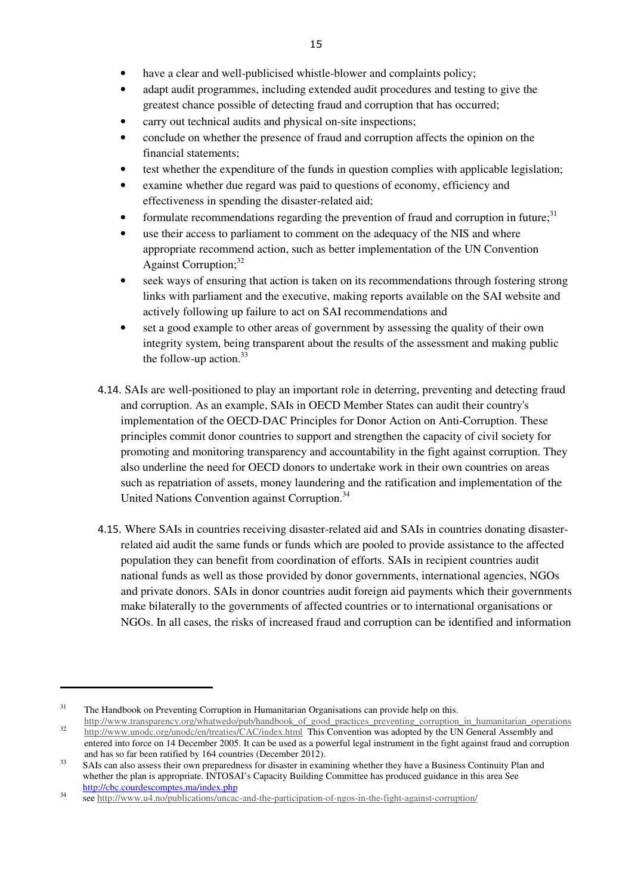- have a clear and well-publicised whistle-blower and complaints policy;
- adapt audit programmes, including extended audit procedures and testing to give the greatest chance possible of detecting fraud and corruption that has occurred;
- carry out technical audits and physical on-site inspections;
- conclude on whether the presence of fraud and corruption affects the opinion on the financial statements;
- test whether the expenditure of the funds in question complies with applicable legislation;
- examine whether due regard was paid to questions of economy, efficiency and effectiveness in spending the disaster-related aid;
- formulate recommendations regarding the prevention of fraud and corruption in future;[31]
- use their access to parliament to comment on the adequacy of the NIS and where appropriate recommend action, such as better implementation of the UN Convention Against Corruption;[32]
- seek ways of ensuring that action is taken on its recommendations through fostering strong links with parliament and the executive, making reports available on the SAI website and actively following up failure to act on SAI recommendations and
- set a good example to other areas of government by assessing the quality of their own integrity system, being transparent about the results of the assessment and making public the follow-up action.[33]

4.14. SAIs are well-positioned to play an important role in deterring, preventing and detecting fraud and corruption. As an example, SAIs in OECD Member States can audit their country's implementation of the OECD-DAC Principles for Donor Action on Anti-Corruption. These principles commit donor countries to support and strengthen the capacity of civil society for promoting and monitoring transparency and accountability in the fight against corruption. They also underline the need for OECD donors to undertake work in their own countries on areas such as repatriation of assets, money laundering and the ratification and implementation of the United Nations Convention against Corruption.[34]

4.15. Where SAIs in countries receiving disaster-related aid and SAIs in countries donating disaster-related aid audit the same funds or funds which are pooled to provide assistance to the affected population they can benefit from coordination of efforts. SAIs in recipient countries audit national funds as well as those provided by donor governments, international agencies, NGOs and private donors. SAIs in donor countries audit foreign aid payments which their governments make bilaterally to the governments of affected countries or to international organisations or NGOs. In all cases, the risks of increased fraud and corruption can be identified and information

---

[31] The Handbook on Preventing Corruption in Humanitarian Organisations can provide help on this. http://www.transparency.org/whatwedo/pub/handbook_of_good_practices_preventing_corruption_in_humanitarian_operations

[32] http://www.unodc.org/unodc/en/treaties/CAC/index.html This Convention was adopted by the UN General Assembly and entered into force on 14 December 2005. It can be used as a powerful legal instrument in the fight against fraud and corruption and has so far been ratified by 164 countries (December 2012).

[33] SAIs can also assess their own preparedness for disaster in examining whether they have a Business Continuity Plan and whether the plan is appropriate. INTOSAI's Capacity Building Committee has produced guidance in this area See http://cbc.courdescomptes.ma/index.php

[34] see http://www.u4.no/publications/uncac-and-the-participation-of-ngos-in-the-fight-against-corruption/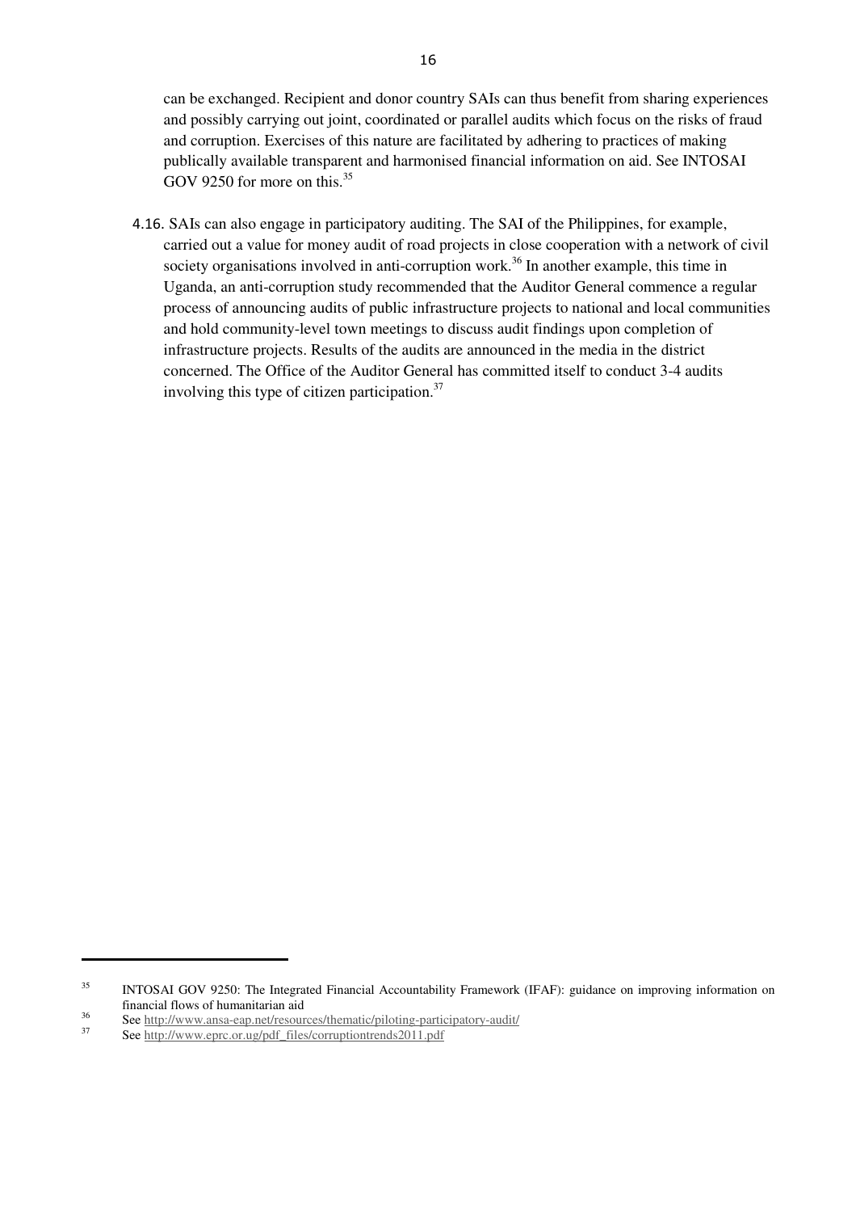can be exchanged. Recipient and donor country SAIs can thus benefit from sharing experiences and possibly carrying out joint, coordinated or parallel audits which focus on the risks of fraud and corruption. Exercises of this nature are facilitated by adhering to practices of making publically available transparent and harmonised financial information on aid. See INTOSAI GOV 9250 for more on this.[35]

4.16. SAIs can also engage in participatory auditing. The SAI of the Philippines, for example, carried out a value for money audit of road projects in close cooperation with a network of civil society organisations involved in anti-corruption work.[36] In another example, this time in Uganda, an anti-corruption study recommended that the Auditor General commence a regular process of announcing audits of public infrastructure projects to national and local communities and hold community-level town meetings to discuss audit findings upon completion of infrastructure projects. Results of the audits are announced in the media in the district concerned. The Office of the Auditor General has committed itself to conduct 3-4 audits involving this type of citizen participation.[37]

---

[35] INTOSAI GOV 9250: The Integrated Financial Accountability Framework (IFAF): guidance on improving information on financial flows of humanitarian aid

[36] See http://www.ansa-eap.net/resources/thematic/piloting-participatory-audit/

[37] See http://www.eprc.or.ug/pdf_files/corruptiontrends2011.pdf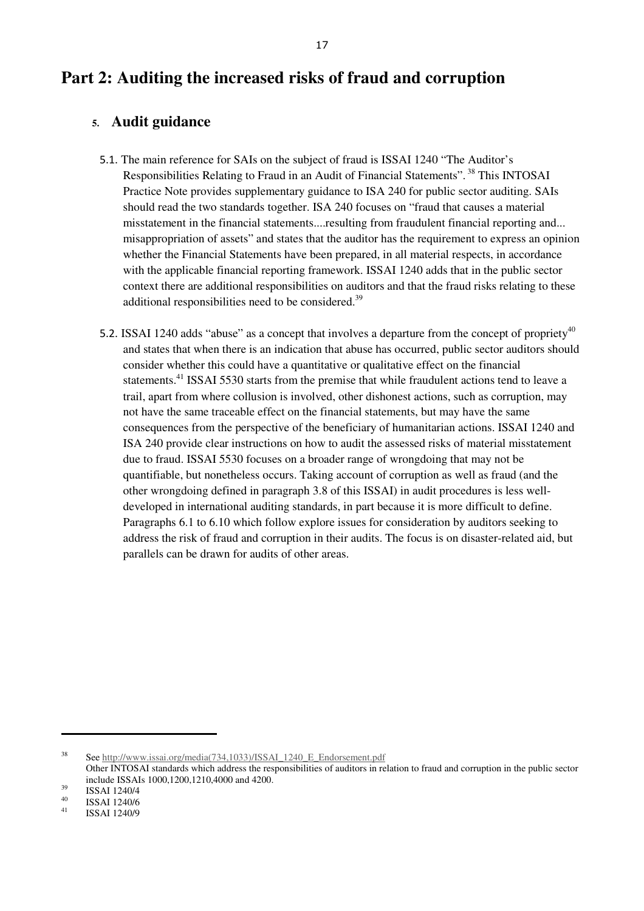# Part 2: Auditing the increased risks of fraud and corruption

## 5. Audit guidance

5.1. The main reference for SAIs on the subject of fraud is ISSAI 1240 "The Auditor's Responsibilities Relating to Fraud in an Audit of Financial Statements". [38] This INTOSAI Practice Note provides supplementary guidance to ISA 240 for public sector auditing. SAIs should read the two standards together. ISA 240 focuses on "fraud that causes a material misstatement in the financial statements....resulting from fraudulent financial reporting and... misappropriation of assets" and states that the auditor has the requirement to express an opinion whether the Financial Statements have been prepared, in all material respects, in accordance with the applicable financial reporting framework. ISSAI 1240 adds that in the public sector context there are additional responsibilities on auditors and that the fraud risks relating to these additional responsibilities need to be considered.[39]

5.2. ISSAI 1240 adds "abuse" as a concept that involves a departure from the concept of propriety[40] and states that when there is an indication that abuse has occurred, public sector auditors should consider whether this could have a quantitative or qualitative effect on the financial statements.[41] ISSAI 5530 starts from the premise that while fraudulent actions tend to leave a trail, apart from where collusion is involved, other dishonest actions, such as corruption, may not have the same traceable effect on the financial statements, but may have the same consequences from the perspective of the beneficiary of humanitarian actions. ISSAI 1240 and ISA 240 provide clear instructions on how to audit the assessed risks of material misstatement due to fraud. ISSAI 5530 focuses on a broader range of wrongdoing that may not be quantifiable, but nonetheless occurs. Taking account of corruption as well as fraud (and the other wrongdoing defined in paragraph 3.8 of this ISSAI) in audit procedures is less well-developed in international auditing standards, in part because it is more difficult to define. Paragraphs 6.1 to 6.10 which follow explore issues for consideration by auditors seeking to address the risk of fraud and corruption in their audits. The focus is on disaster-related aid, but parallels can be drawn for audits of other areas.

---

[38] See http://www.issai.org/media(734,1033)/ISSAI_1240_E_Endorsement.pdf
Other INTOSAI standards which address the responsibilities of auditors in relation to fraud and corruption in the public sector include ISSAIs 1000,1200,1210,4000 and 4200.

[39] ISSAI 1240/4

[40] ISSAI 1240/6

[41] ISSAI 1240/9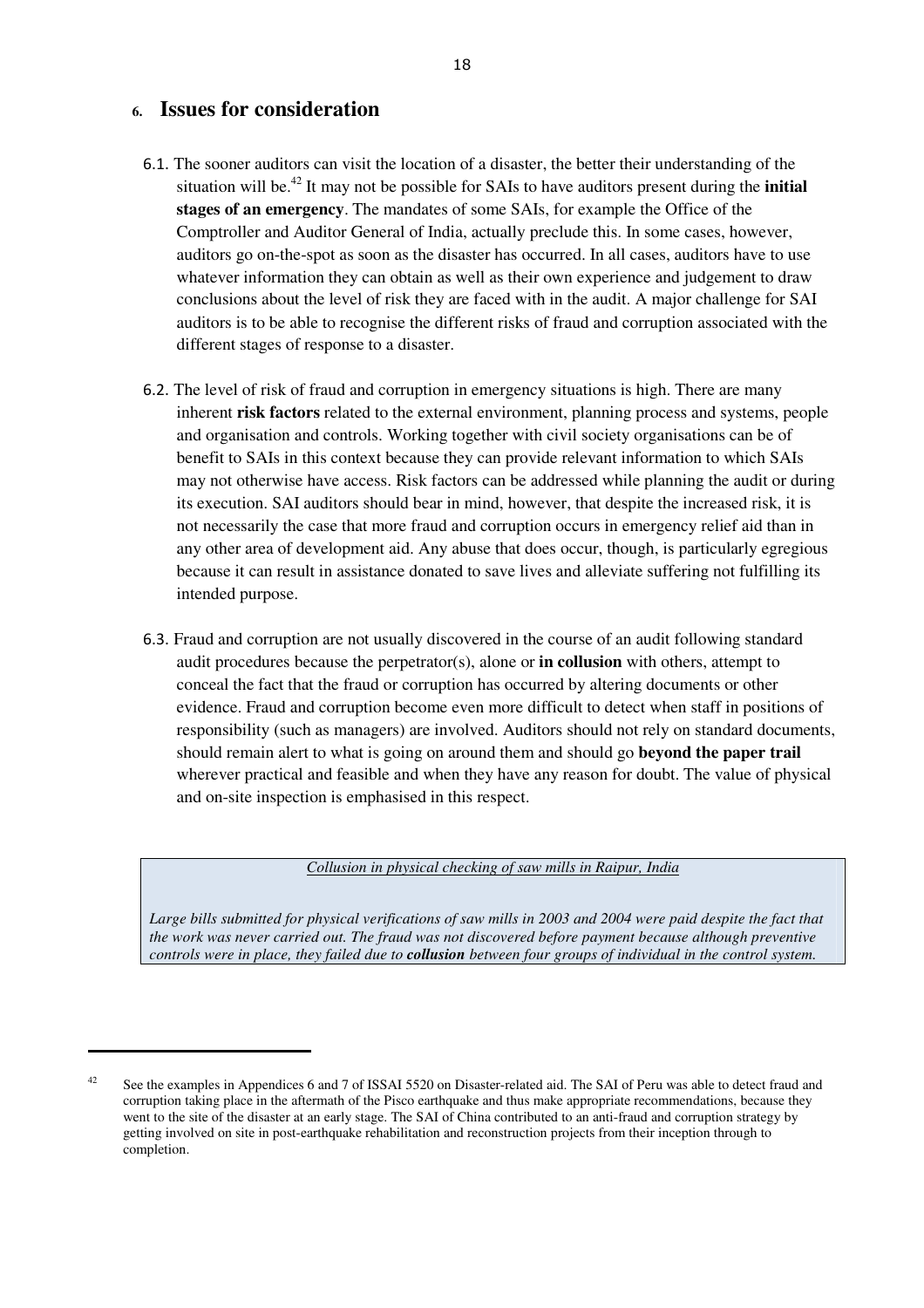## 6. Issues for consideration

6.1. The sooner auditors can visit the location of a disaster, the better their understanding of the situation will be.[42] It may not be possible for SAIs to have auditors present during the **initial stages of an emergency**. The mandates of some SAIs, for example the Office of the Comptroller and Auditor General of India, actually preclude this. In some cases, however, auditors go on-the-spot as soon as the disaster has occurred. In all cases, auditors have to use whatever information they can obtain as well as their own experience and judgement to draw conclusions about the level of risk they are faced with in the audit. A major challenge for SAI auditors is to be able to recognise the different risks of fraud and corruption associated with the different stages of response to a disaster.

6.2. The level of risk of fraud and corruption in emergency situations is high. There are many inherent **risk factors** related to the external environment, planning process and systems, people and organisation and controls. Working together with civil society organisations can be of benefit to SAIs in this context because they can provide relevant information to which SAIs may not otherwise have access. Risk factors can be addressed while planning the audit or during its execution. SAI auditors should bear in mind, however, that despite the increased risk, it is not necessarily the case that more fraud and corruption occurs in emergency relief aid than in any other area of development aid. Any abuse that does occur, though, is particularly egregious because it can result in assistance donated to save lives and alleviate suffering not fulfilling its intended purpose.

6.3. Fraud and corruption are not usually discovered in the course of an audit following standard audit procedures because the perpetrator(s), alone or **in collusion** with others, attempt to conceal the fact that the fraud or corruption has occurred by altering documents or other evidence. Fraud and corruption become even more difficult to detect when staff in positions of responsibility (such as managers) are involved. Auditors should not rely on standard documents, should remain alert to what is going on around them and should go **beyond the paper trail** wherever practical and feasible and when they have any reason for doubt. The value of physical and on-site inspection is emphasised in this respect.

> *Collusion in physical checking of saw mills in Raipur, India*
>
> *Large bills submitted for physical verifications of saw mills in 2003 and 2004 were paid despite the fact that the work was never carried out. The fraud was not discovered before payment because although preventive controls were in place, they failed due to **collusion** between four groups of individual in the control system.*

---

[42] See the examples in Appendices 6 and 7 of ISSAI 5520 on Disaster-related aid. The SAI of Peru was able to detect fraud and corruption taking place in the aftermath of the Pisco earthquake and thus make appropriate recommendations, because they went to the site of the disaster at an early stage. The SAI of China contributed to an anti-fraud and corruption strategy by getting involved on site in post-earthquake rehabilitation and reconstruction projects from their inception through to completion.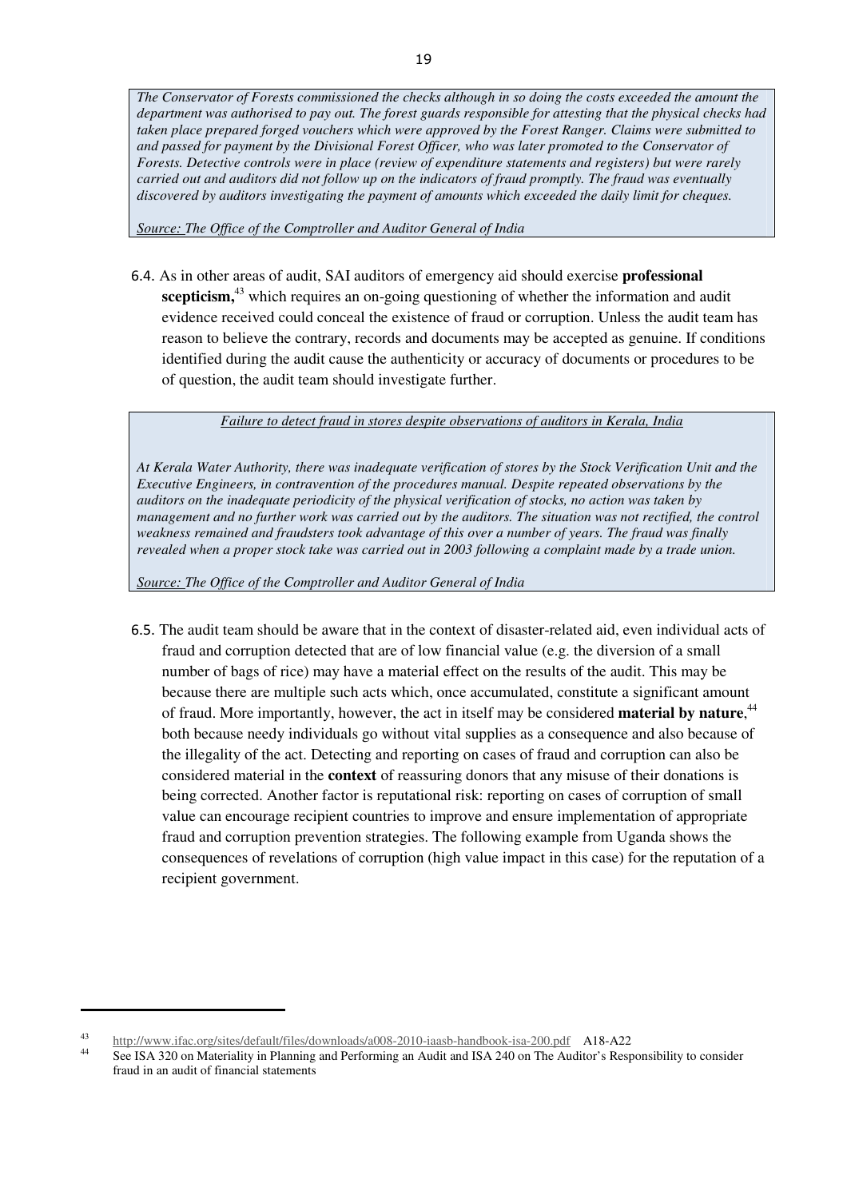*The Conservator of Forests commissioned the checks although in so doing the costs exceeded the amount the department was authorised to pay out. The forest guards responsible for attesting that the physical checks had taken place prepared forged vouchers which were approved by the Forest Ranger. Claims were submitted to and passed for payment by the Divisional Forest Officer, who was later promoted to the Conservator of Forests. Detective controls were in place (review of expenditure statements and registers) but were rarely carried out and auditors did not follow up on the indicators of fraud promptly. The fraud was eventually discovered by auditors investigating the payment of amounts which exceeded the daily limit for cheques.*

*Source: The Office of the Comptroller and Auditor General of India*

6.4. As in other areas of audit, SAI auditors of emergency aid should exercise **professional scepticism,**[43] which requires an on-going questioning of whether the information and audit evidence received could conceal the existence of fraud or corruption. Unless the audit team has reason to believe the contrary, records and documents may be accepted as genuine. If conditions identified during the audit cause the authenticity or accuracy of documents or procedures to be of question, the audit team should investigate further.

*Failure to detect fraud in stores despite observations of auditors in Kerala, India*

*At Kerala Water Authority, there was inadequate verification of stores by the Stock Verification Unit and the Executive Engineers, in contravention of the procedures manual. Despite repeated observations by the auditors on the inadequate periodicity of the physical verification of stocks, no action was taken by management and no further work was carried out by the auditors. The situation was not rectified, the control weakness remained and fraudsters took advantage of this over a number of years. The fraud was finally revealed when a proper stock take was carried out in 2003 following a complaint made by a trade union.*

*Source: The Office of the Comptroller and Auditor General of India*

6.5. The audit team should be aware that in the context of disaster-related aid, even individual acts of fraud and corruption detected that are of low financial value (e.g. the diversion of a small number of bags of rice) may have a material effect on the results of the audit. This may be because there are multiple such acts which, once accumulated, constitute a significant amount of fraud. More importantly, however, the act in itself may be considered **material by nature**,[44] both because needy individuals go without vital supplies as a consequence and also because of the illegality of the act. Detecting and reporting on cases of fraud and corruption can also be considered material in the **context** of reassuring donors that any misuse of their donations is being corrected. Another factor is reputational risk: reporting on cases of corruption of small value can encourage recipient countries to improve and ensure implementation of appropriate fraud and corruption prevention strategies. The following example from Uganda shows the consequences of revelations of corruption (high value impact in this case) for the reputation of a recipient government.

---

[43] http://www.ifac.org/sites/default/files/downloads/a008-2010-iaasb-handbook-isa-200.pdf A18-A22

[44] See ISA 320 on Materiality in Planning and Performing an Audit and ISA 240 on The Auditor's Responsibility to consider fraud in an audit of financial statements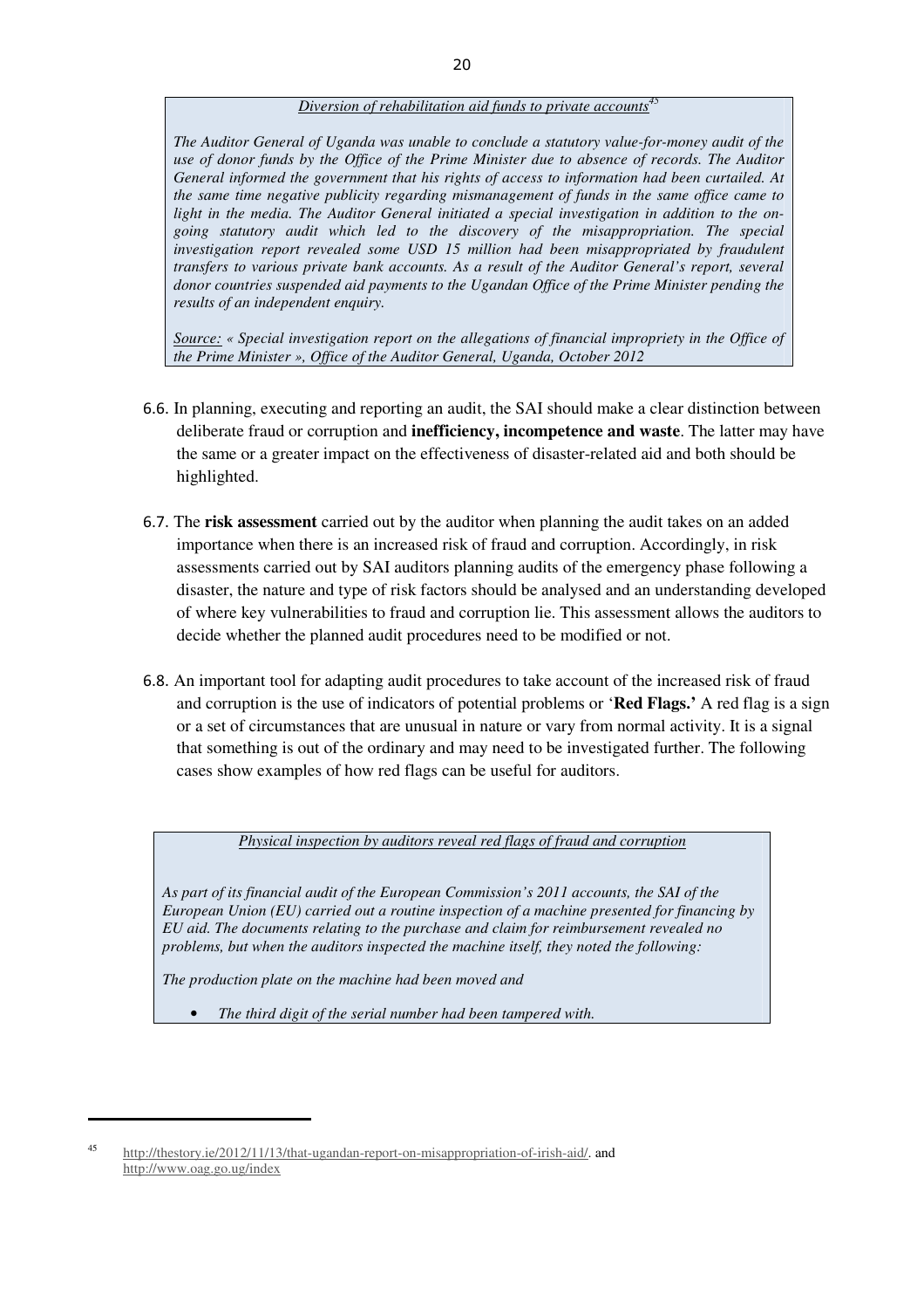*Diversion of rehabilitation aid funds to private accounts*[45]

*The Auditor General of Uganda was unable to conclude a statutory value-for-money audit of the use of donor funds by the Office of the Prime Minister due to absence of records. The Auditor General informed the government that his rights of access to information had been curtailed. At the same time negative publicity regarding mismanagement of funds in the same office came to light in the media. The Auditor General initiated a special investigation in addition to the on-going statutory audit which led to the discovery of the misappropriation. The special investigation report revealed some USD 15 million had been misappropriated by fraudulent transfers to various private bank accounts. As a result of the Auditor General's report, several donor countries suspended aid payments to the Ugandan Office of the Prime Minister pending the results of an independent enquiry.*

*Source: « Special investigation report on the allegations of financial impropriety in the Office of the Prime Minister », Office of the Auditor General, Uganda, October 2012*

6.6. In planning, executing and reporting an audit, the SAI should make a clear distinction between deliberate fraud or corruption and **inefficiency, incompetence and waste**. The latter may have the same or a greater impact on the effectiveness of disaster-related aid and both should be highlighted.

6.7. The **risk assessment** carried out by the auditor when planning the audit takes on an added importance when there is an increased risk of fraud and corruption. Accordingly, in risk assessments carried out by SAI auditors planning audits of the emergency phase following a disaster, the nature and type of risk factors should be analysed and an understanding developed of where key vulnerabilities to fraud and corruption lie. This assessment allows the auditors to decide whether the planned audit procedures need to be modified or not.

6.8. An important tool for adapting audit procedures to take account of the increased risk of fraud and corruption is the use of indicators of potential problems or '**Red Flags.'** A red flag is a sign or a set of circumstances that are unusual in nature or vary from normal activity. It is a signal that something is out of the ordinary and may need to be investigated further. The following cases show examples of how red flags can be useful for auditors.

*Physical inspection by auditors reveal red flags of fraud and corruption*

*As part of its financial audit of the European Commission's 2011 accounts, the SAI of the European Union (EU) carried out a routine inspection of a machine presented for financing by EU aid. The documents relating to the purchase and claim for reimbursement revealed no problems, but when the auditors inspected the machine itself, they noted the following:*

*The production plate on the machine had been moved and*

- *The third digit of the serial number had been tampered with.*

---

[45] http://thestory.ie/2012/11/13/that-ugandan-report-on-misappropriation-of-irish-aid/. and http://www.oag.go.ug/index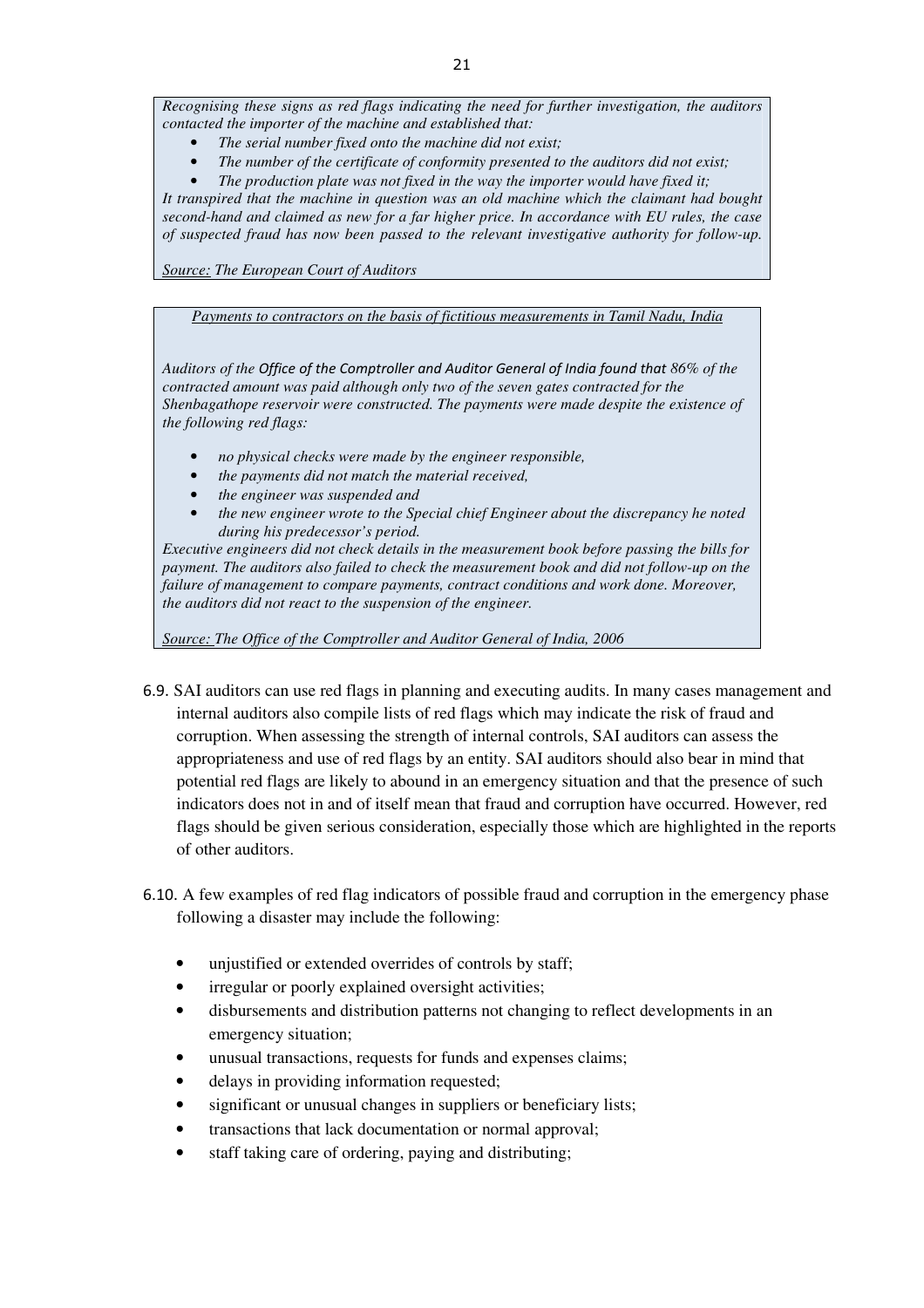*Recognising these signs as red flags indicating the need for further investigation, the auditors contacted the importer of the machine and established that:*

- *The serial number fixed onto the machine did not exist;*
- *The number of the certificate of conformity presented to the auditors did not exist;*
- *The production plate was not fixed in the way the importer would have fixed it;*

*It transpired that the machine in question was an old machine which the claimant had bought second-hand and claimed as new for a far higher price. In accordance with EU rules, the case of suspected fraud has now been passed to the relevant investigative authority for follow-up.*

*Source: The European Court of Auditors*

*Payments to contractors on the basis of fictitious measurements in Tamil Nadu, India*

*Auditors of the Office of the Comptroller and Auditor General of India found that 86% of the contracted amount was paid although only two of the seven gates contracted for the Shenbagathope reservoir were constructed. The payments were made despite the existence of the following red flags:*

- *no physical checks were made by the engineer responsible,*
- *the payments did not match the material received,*
- *the engineer was suspended and*
- *the new engineer wrote to the Special chief Engineer about the discrepancy he noted during his predecessor's period.*

*Executive engineers did not check details in the measurement book before passing the bills for payment. The auditors also failed to check the measurement book and did not follow-up on the failure of management to compare payments, contract conditions and work done. Moreover, the auditors did not react to the suspension of the engineer.*

*Source: The Office of the Comptroller and Auditor General of India, 2006*

6.9. SAI auditors can use red flags in planning and executing audits. In many cases management and internal auditors also compile lists of red flags which may indicate the risk of fraud and corruption. When assessing the strength of internal controls, SAI auditors can assess the appropriateness and use of red flags by an entity. SAI auditors should also bear in mind that potential red flags are likely to abound in an emergency situation and that the presence of such indicators does not in and of itself mean that fraud and corruption have occurred. However, red flags should be given serious consideration, especially those which are highlighted in the reports of other auditors.

6.10. A few examples of red flag indicators of possible fraud and corruption in the emergency phase following a disaster may include the following:

- unjustified or extended overrides of controls by staff;
- irregular or poorly explained oversight activities;
- disbursements and distribution patterns not changing to reflect developments in an emergency situation;
- unusual transactions, requests for funds and expenses claims;
- delays in providing information requested;
- significant or unusual changes in suppliers or beneficiary lists;
- transactions that lack documentation or normal approval;
- staff taking care of ordering, paying and distributing;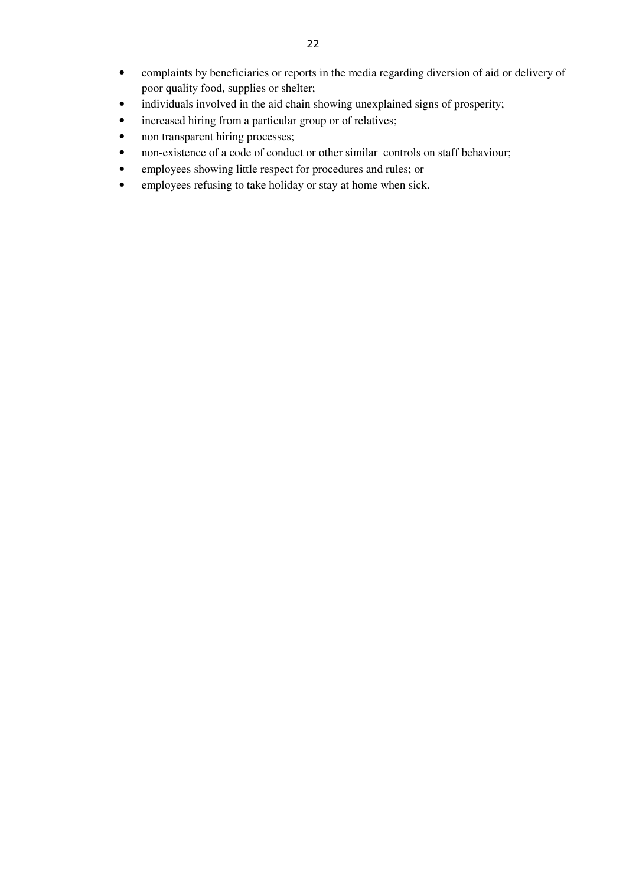- complaints by beneficiaries or reports in the media regarding diversion of aid or delivery of poor quality food, supplies or shelter;
- individuals involved in the aid chain showing unexplained signs of prosperity;
- increased hiring from a particular group or of relatives;
- non transparent hiring processes;
- non-existence of a code of conduct or other similar controls on staff behaviour;
- employees showing little respect for procedures and rules; or
- employees refusing to take holiday or stay at home when sick.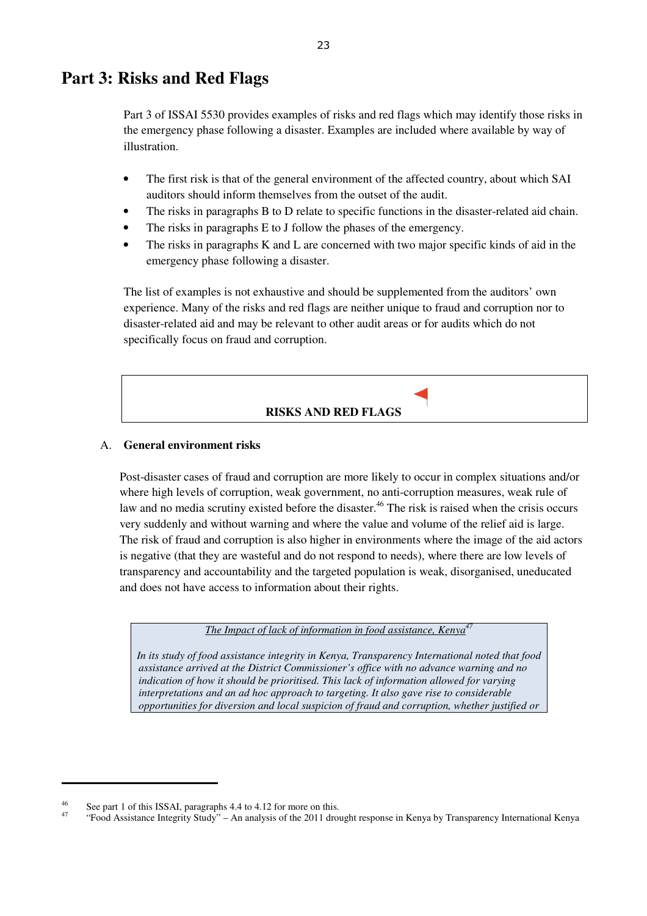# Part 3: Risks and Red Flags

Part 3 of ISSAI 5530 provides examples of risks and red flags which may identify those risks in the emergency phase following a disaster. Examples are included where available by way of illustration.

- The first risk is that of the general environment of the affected country, about which SAI auditors should inform themselves from the outset of the audit.
- The risks in paragraphs B to D relate to specific functions in the disaster-related aid chain.
- The risks in paragraphs E to J follow the phases of the emergency.
- The risks in paragraphs K and L are concerned with two major specific kinds of aid in the emergency phase following a disaster.

The list of examples is not exhaustive and should be supplemented from the auditors' own experience. Many of the risks and red flags are neither unique to fraud and corruption nor to disaster-related aid and may be relevant to other audit areas or for audits which do not specifically focus on fraud and corruption.

**RISKS AND RED FLAGS**

A. **General environment risks**

Post-disaster cases of fraud and corruption are more likely to occur in complex situations and/or where high levels of corruption, weak government, no anti-corruption measures, weak rule of law and no media scrutiny existed before the disaster.[46] The risk is raised when the crisis occurs very suddenly and without warning and where the value and volume of the relief aid is large. The risk of fraud and corruption is also higher in environments where the image of the aid actors is negative (that they are wasteful and do not respond to needs), where there are low levels of transparency and accountability and the targeted population is weak, disorganised, uneducated and does not have access to information about their rights.

> <u>*The Impact of lack of information in food assistance, Kenya*</u>[47]
>
> *In its study of food assistance integrity in Kenya, Transparency International noted that food assistance arrived at the District Commissioner's office with no advance warning and no indication of how it should be prioritised. This lack of information allowed for varying interpretations and an ad hoc approach to targeting. It also gave rise to considerable opportunities for diversion and local suspicion of fraud and corruption, whether justified or*

[46] See part 1 of this ISSAI, paragraphs 4.4 to 4.12 for more on this.

[47] "Food Assistance Integrity Study" – An analysis of the 2011 drought response in Kenya by Transparency International Kenya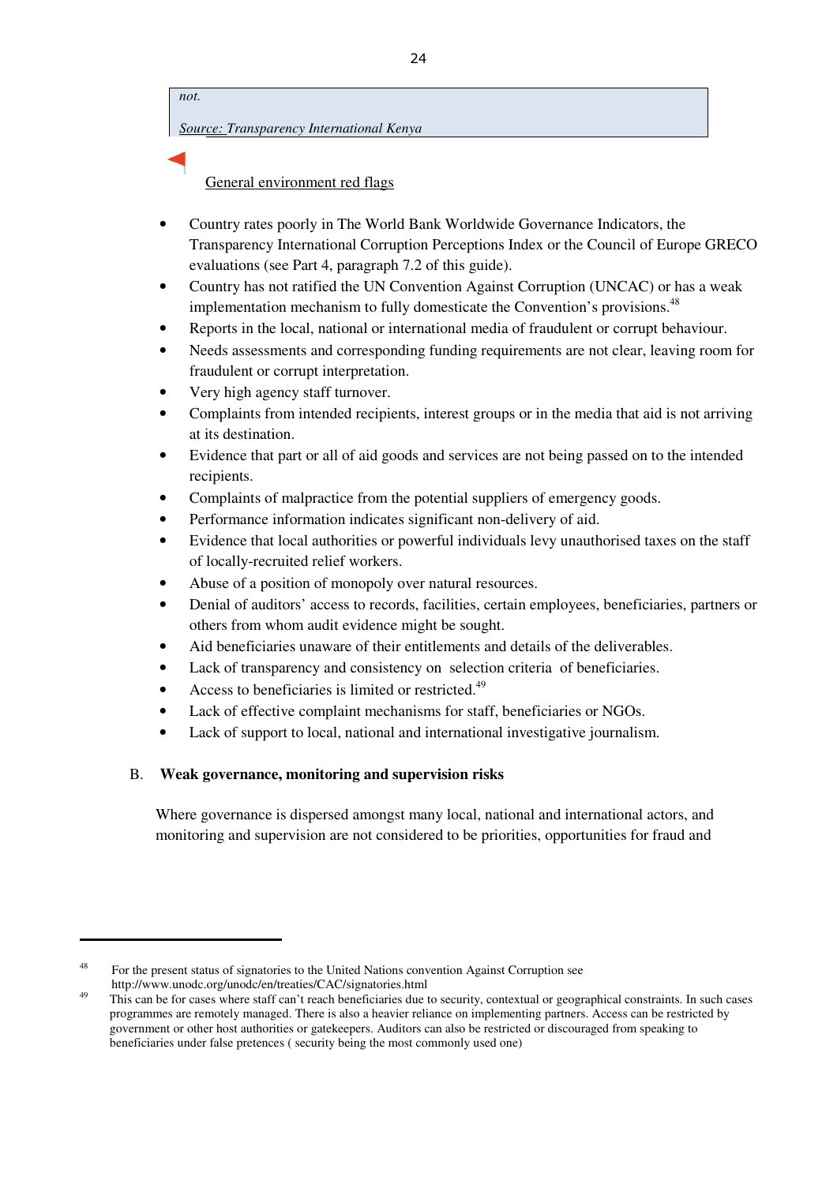> *not.*
>
> *Source: Transparency International Kenya*

General environment red flags

- Country rates poorly in The World Bank Worldwide Governance Indicators, the Transparency International Corruption Perceptions Index or the Council of Europe GRECO evaluations (see Part 4, paragraph 7.2 of this guide).
- Country has not ratified the UN Convention Against Corruption (UNCAC) or has a weak implementation mechanism to fully domesticate the Convention's provisions.[48]
- Reports in the local, national or international media of fraudulent or corrupt behaviour.
- Needs assessments and corresponding funding requirements are not clear, leaving room for fraudulent or corrupt interpretation.
- Very high agency staff turnover.
- Complaints from intended recipients, interest groups or in the media that aid is not arriving at its destination.
- Evidence that part or all of aid goods and services are not being passed on to the intended recipients.
- Complaints of malpractice from the potential suppliers of emergency goods.
- Performance information indicates significant non-delivery of aid.
- Evidence that local authorities or powerful individuals levy unauthorised taxes on the staff of locally-recruited relief workers.
- Abuse of a position of monopoly over natural resources.
- Denial of auditors' access to records, facilities, certain employees, beneficiaries, partners or others from whom audit evidence might be sought.
- Aid beneficiaries unaware of their entitlements and details of the deliverables.
- Lack of transparency and consistency on selection criteria of beneficiaries.
- Access to beneficiaries is limited or restricted.[49]
- Lack of effective complaint mechanisms for staff, beneficiaries or NGOs.
- Lack of support to local, national and international investigative journalism.

### B. Weak governance, monitoring and supervision risks

Where governance is dispersed amongst many local, national and international actors, and monitoring and supervision are not considered to be priorities, opportunities for fraud and

---

[48] For the present status of signatories to the United Nations convention Against Corruption see http://www.unodc.org/unodc/en/treaties/CAC/signatories.html

[49] This can be for cases where staff can't reach beneficiaries due to security, contextual or geographical constraints. In such cases programmes are remotely managed. There is also a heavier reliance on implementing partners. Access can be restricted by government or other host authorities or gatekeepers. Auditors can also be restricted or discouraged from speaking to beneficiaries under false pretences ( security being the most commonly used one)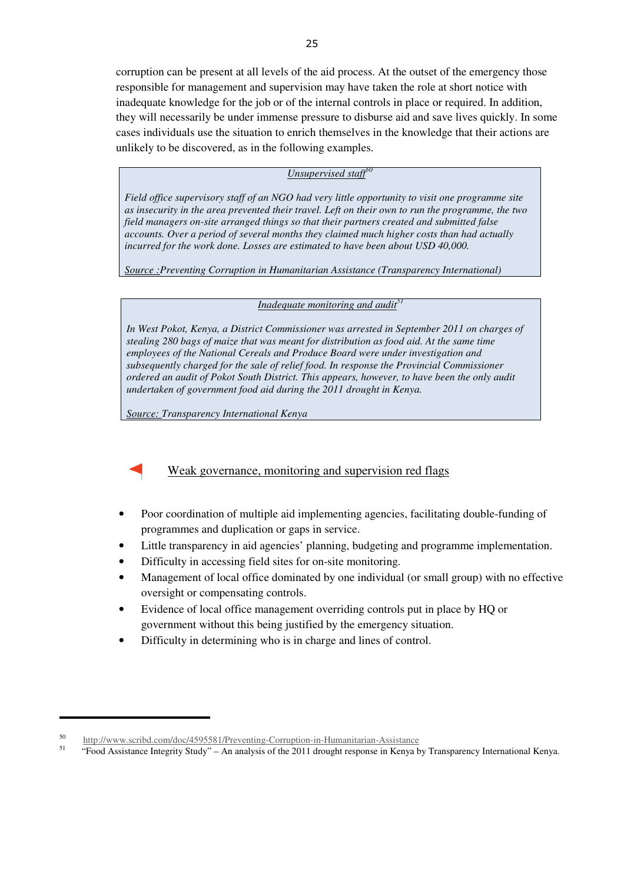corruption can be present at all levels of the aid process. At the outset of the emergency those responsible for management and supervision may have taken the role at short notice with inadequate knowledge for the job or of the internal controls in place or required. In addition, they will necessarily be under immense pressure to disburse aid and save lives quickly. In some cases individuals use the situation to enrich themselves in the knowledge that their actions are unlikely to be discovered, as in the following examples.

> *Unsupervised staff*[50]
>
> *Field office supervisory staff of an NGO had very little opportunity to visit one programme site as insecurity in the area prevented their travel. Left on their own to run the programme, the two field managers on-site arranged things so that their partners created and submitted false accounts. Over a period of several months they claimed much higher costs than had actually incurred for the work done. Losses are estimated to have been about USD 40,000.*
>
> *Source :Preventing Corruption in Humanitarian Assistance (Transparency International)*

> *Inadequate monitoring and audit*[51]
>
> *In West Pokot, Kenya, a District Commissioner was arrested in September 2011 on charges of stealing 280 bags of maize that was meant for distribution as food aid. At the same time employees of the National Cereals and Produce Board were under investigation and subsequently charged for the sale of relief food. In response the Provincial Commissioner ordered an audit of Pokot South District. This appears, however, to have been the only audit undertaken of government food aid during the 2011 drought in Kenya.*
>
> *Source: Transparency International Kenya*

### Weak governance, monitoring and supervision red flags

- Poor coordination of multiple aid implementing agencies, facilitating double-funding of programmes and duplication or gaps in service.
- Little transparency in aid agencies' planning, budgeting and programme implementation.
- Difficulty in accessing field sites for on-site monitoring.
- Management of local office dominated by one individual (or small group) with no effective oversight or compensating controls.
- Evidence of local office management overriding controls put in place by HQ or government without this being justified by the emergency situation.
- Difficulty in determining who is in charge and lines of control.

---

[50] http://www.scribd.com/doc/4595581/Preventing-Corruption-in-Humanitarian-Assistance

[51] "Food Assistance Integrity Study" – An analysis of the 2011 drought response in Kenya by Transparency International Kenya.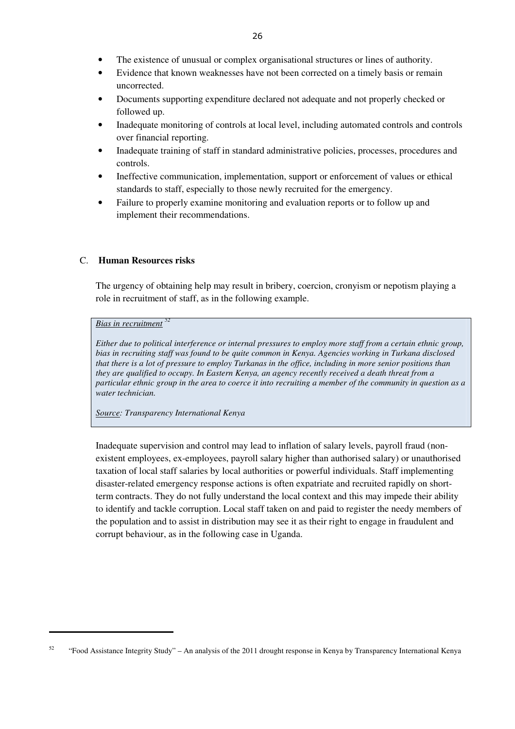- The existence of unusual or complex organisational structures or lines of authority.
- Evidence that known weaknesses have not been corrected on a timely basis or remain uncorrected.
- Documents supporting expenditure declared not adequate and not properly checked or followed up.
- Inadequate monitoring of controls at local level, including automated controls and controls over financial reporting.
- Inadequate training of staff in standard administrative policies, processes, procedures and controls.
- Ineffective communication, implementation, support or enforcement of values or ethical standards to staff, especially to those newly recruited for the emergency.
- Failure to properly examine monitoring and evaluation reports or to follow up and implement their recommendations.

### C. **Human Resources risks**

The urgency of obtaining help may result in bribery, coercion, cronyism or nepotism playing a role in recruitment of staff, as in the following example.

> *Bias in recruitment* [52]
>
> *Either due to political interference or internal pressures to employ more staff from a certain ethnic group, bias in recruiting staff was found to be quite common in Kenya. Agencies working in Turkana disclosed that there is a lot of pressure to employ Turkanas in the office, including in more senior positions than they are qualified to occupy. In Eastern Kenya, an agency recently received a death threat from a particular ethnic group in the area to coerce it into recruiting a member of the community in question as a water technician.*
>
> *Source: Transparency International Kenya*

Inadequate supervision and control may lead to inflation of salary levels, payroll fraud (non-existent employees, ex-employees, payroll salary higher than authorised salary) or unauthorised taxation of local staff salaries by local authorities or powerful individuals. Staff implementing disaster-related emergency response actions is often expatriate and recruited rapidly on short-term contracts. They do not fully understand the local context and this may impede their ability to identify and tackle corruption. Local staff taken on and paid to register the needy members of the population and to assist in distribution may see it as their right to engage in fraudulent and corrupt behaviour, as in the following case in Uganda.

---

[52] "Food Assistance Integrity Study" – An analysis of the 2011 drought response in Kenya by Transparency International Kenya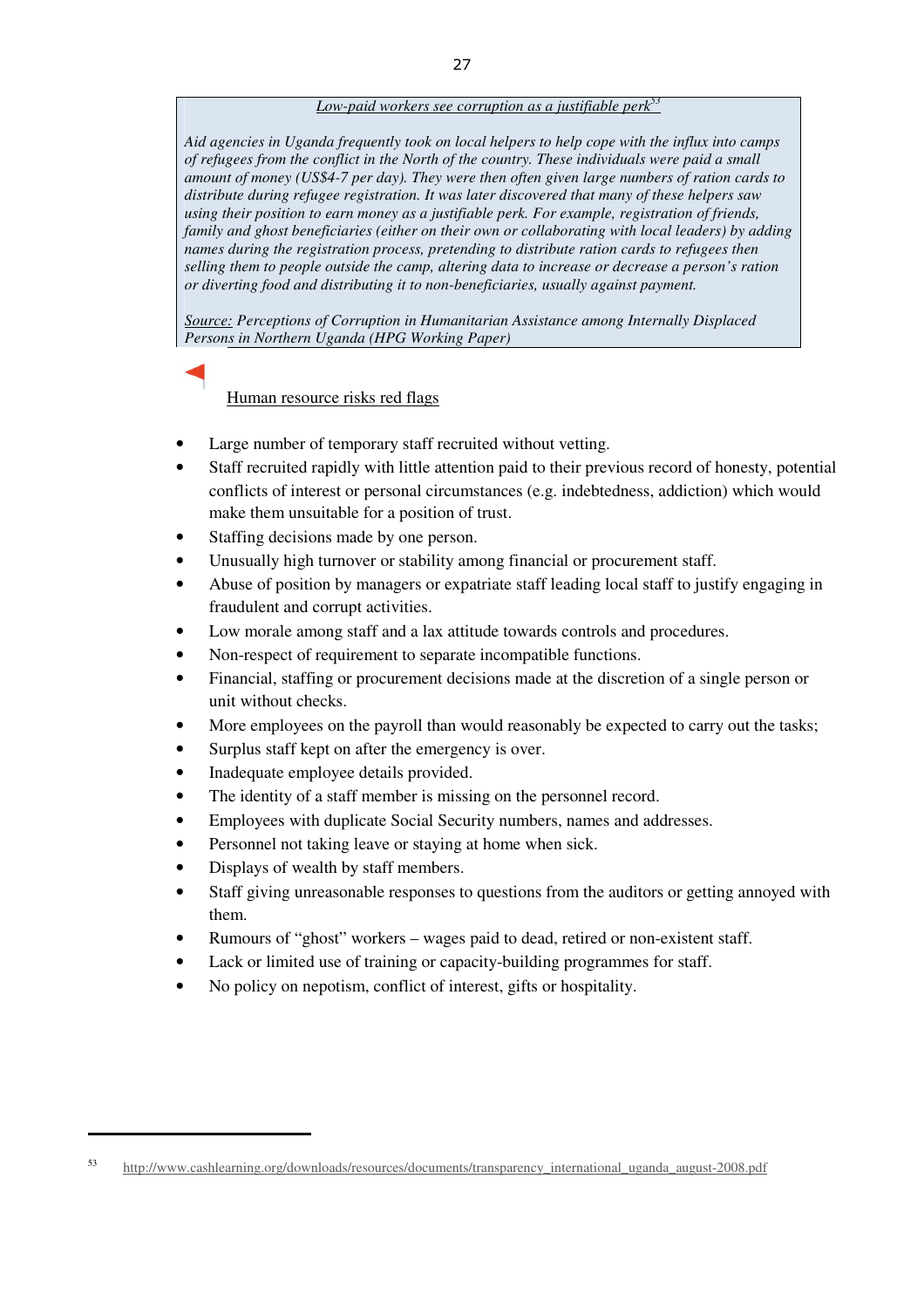*Low-paid workers see corruption as a justifiable perk*[53]

*Aid agencies in Uganda frequently took on local helpers to help cope with the influx into camps of refugees from the conflict in the North of the country. These individuals were paid a small amount of money (US$4-7 per day). They were then often given large numbers of ration cards to distribute during refugee registration. It was later discovered that many of these helpers saw using their position to earn money as a justifiable perk. For example, registration of friends, family and ghost beneficiaries (either on their own or collaborating with local leaders) by adding names during the registration process, pretending to distribute ration cards to refugees then selling them to people outside the camp, altering data to increase or decrease a person's ration or diverting food and distributing it to non-beneficiaries, usually against payment.*

Source: *Perceptions of Corruption in Humanitarian Assistance among Internally Displaced Persons in Northern Uganda (HPG Working Paper)*

Human resource risks red flags

- Large number of temporary staff recruited without vetting.
- Staff recruited rapidly with little attention paid to their previous record of honesty, potential conflicts of interest or personal circumstances (e.g. indebtedness, addiction) which would make them unsuitable for a position of trust.
- Staffing decisions made by one person.
- Unusually high turnover or stability among financial or procurement staff.
- Abuse of position by managers or expatriate staff leading local staff to justify engaging in fraudulent and corrupt activities.
- Low morale among staff and a lax attitude towards controls and procedures.
- Non-respect of requirement to separate incompatible functions.
- Financial, staffing or procurement decisions made at the discretion of a single person or unit without checks.
- More employees on the payroll than would reasonably be expected to carry out the tasks;
- Surplus staff kept on after the emergency is over.
- Inadequate employee details provided.
- The identity of a staff member is missing on the personnel record.
- Employees with duplicate Social Security numbers, names and addresses.
- Personnel not taking leave or staying at home when sick.
- Displays of wealth by staff members.
- Staff giving unreasonable responses to questions from the auditors or getting annoyed with them.
- Rumours of "ghost" workers – wages paid to dead, retired or non-existent staff.
- Lack or limited use of training or capacity-building programmes for staff.
- No policy on nepotism, conflict of interest, gifts or hospitality.

[53] http://www.cashlearning.org/downloads/resources/documents/transparency_international_uganda_august-2008.pdf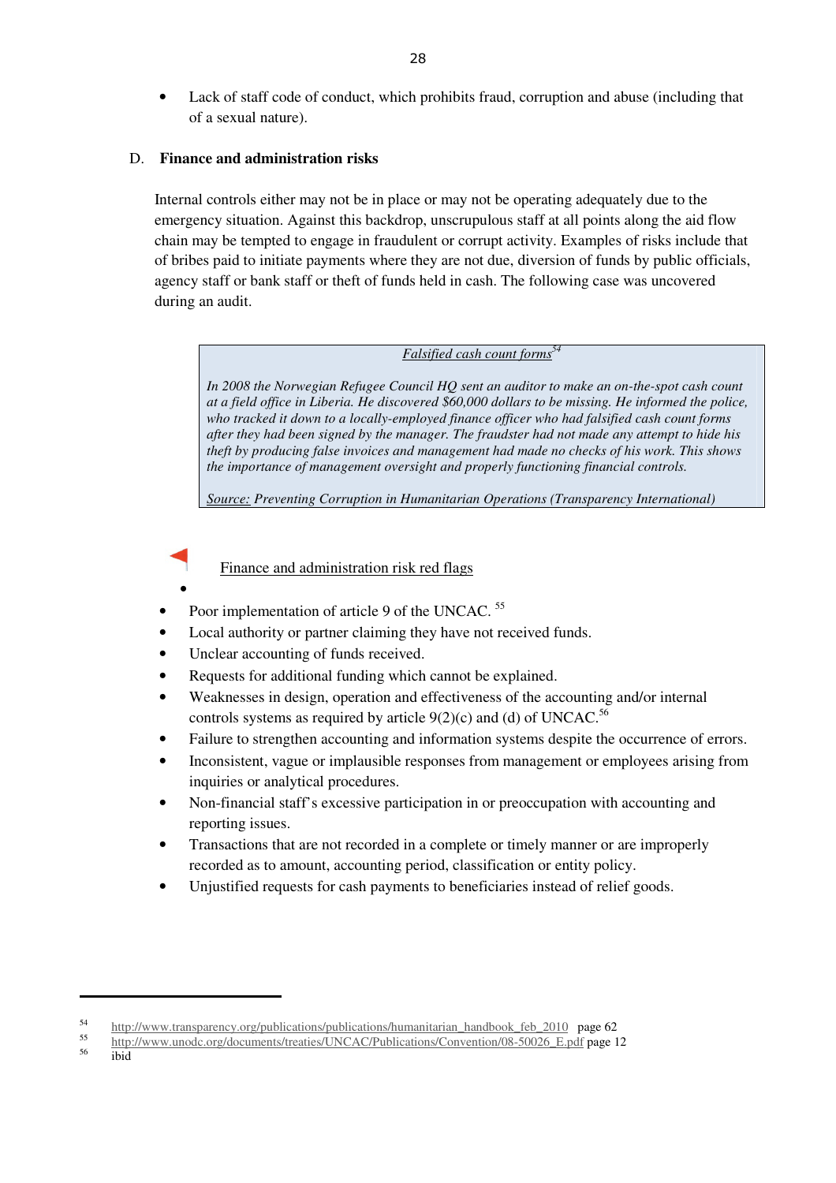- Lack of staff code of conduct, which prohibits fraud, corruption and abuse (including that of a sexual nature).

### D. Finance and administration risks

Internal controls either may not be in place or may not be operating adequately due to the emergency situation. Against this backdrop, unscrupulous staff at all points along the aid flow chain may be tempted to engage in fraudulent or corrupt activity. Examples of risks include that of bribes paid to initiate payments where they are not due, diversion of funds by public officials, agency staff or bank staff or theft of funds held in cash. The following case was uncovered during an audit.

> *Falsified cash count forms*[54]
>
> *In 2008 the Norwegian Refugee Council HQ sent an auditor to make an on-the-spot cash count at a field office in Liberia. He discovered $60,000 dollars to be missing. He informed the police, who tracked it down to a locally-employed finance officer who had falsified cash count forms after they had been signed by the manager. The fraudster had not made any attempt to hide his theft by producing false invoices and management had made no checks of his work. This shows the importance of management oversight and properly functioning financial controls.*
>
> *Source: Preventing Corruption in Humanitarian Operations (Transparency International)*

Finance and administration risk red flags

- Poor implementation of article 9 of the UNCAC.[55]
- Local authority or partner claiming they have not received funds.
- Unclear accounting of funds received.
- Requests for additional funding which cannot be explained.
- Weaknesses in design, operation and effectiveness of the accounting and/or internal controls systems as required by article 9(2)(c) and (d) of UNCAC.[56]
- Failure to strengthen accounting and information systems despite the occurrence of errors.
- Inconsistent, vague or implausible responses from management or employees arising from inquiries or analytical procedures.
- Non-financial staff's excessive participation in or preoccupation with accounting and reporting issues.
- Transactions that are not recorded in a complete or timely manner or are improperly recorded as to amount, accounting period, classification or entity policy.
- Unjustified requests for cash payments to beneficiaries instead of relief goods.

---

[54] http://www.transparency.org/publications/publications/humanitarian_handbook_feb_2010 page 62

[55] http://www.unodc.org/documents/treaties/UNCAC/Publications/Convention/08-50026_E.pdf page 12

[56] ibid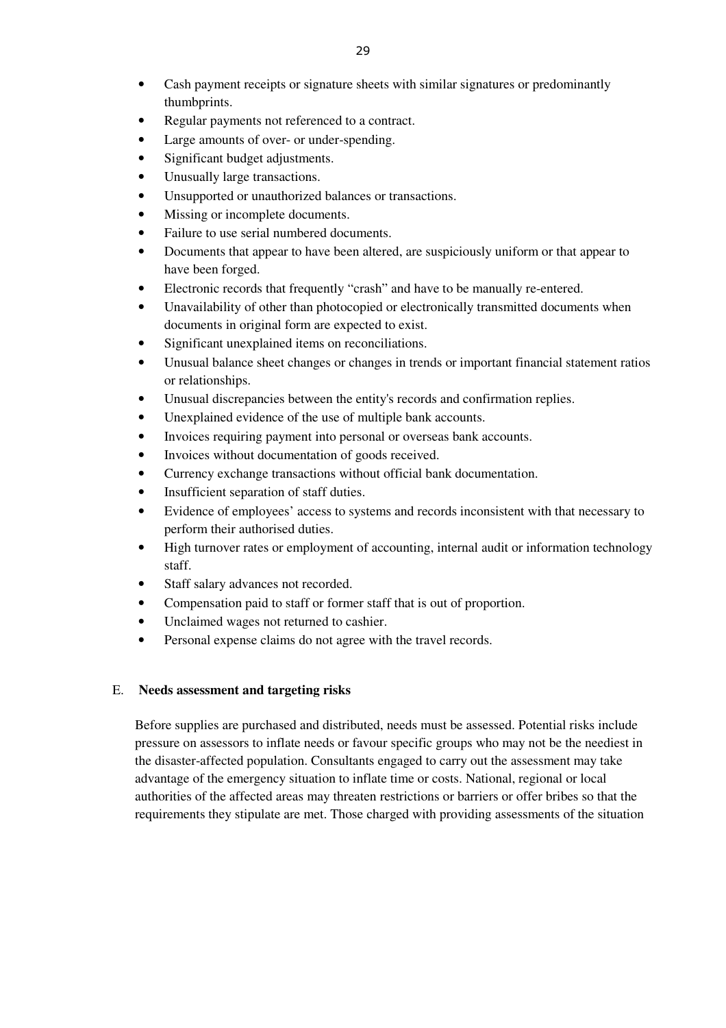- Cash payment receipts or signature sheets with similar signatures or predominantly thumbprints.
- Regular payments not referenced to a contract.
- Large amounts of over- or under-spending.
- Significant budget adjustments.
- Unusually large transactions.
- Unsupported or unauthorized balances or transactions.
- Missing or incomplete documents.
- Failure to use serial numbered documents.
- Documents that appear to have been altered, are suspiciously uniform or that appear to have been forged.
- Electronic records that frequently "crash" and have to be manually re-entered.
- Unavailability of other than photocopied or electronically transmitted documents when documents in original form are expected to exist.
- Significant unexplained items on reconciliations.
- Unusual balance sheet changes or changes in trends or important financial statement ratios or relationships.
- Unusual discrepancies between the entity's records and confirmation replies.
- Unexplained evidence of the use of multiple bank accounts.
- Invoices requiring payment into personal or overseas bank accounts.
- Invoices without documentation of goods received.
- Currency exchange transactions without official bank documentation.
- Insufficient separation of staff duties.
- Evidence of employees' access to systems and records inconsistent with that necessary to perform their authorised duties.
- High turnover rates or employment of accounting, internal audit or information technology staff.
- Staff salary advances not recorded.
- Compensation paid to staff or former staff that is out of proportion.
- Unclaimed wages not returned to cashier.
- Personal expense claims do not agree with the travel records.

## E. Needs assessment and targeting risks

Before supplies are purchased and distributed, needs must be assessed. Potential risks include pressure on assessors to inflate needs or favour specific groups who may not be the neediest in the disaster-affected population. Consultants engaged to carry out the assessment may take advantage of the emergency situation to inflate time or costs. National, regional or local authorities of the affected areas may threaten restrictions or barriers or offer bribes so that the requirements they stipulate are met. Those charged with providing assessments of the situation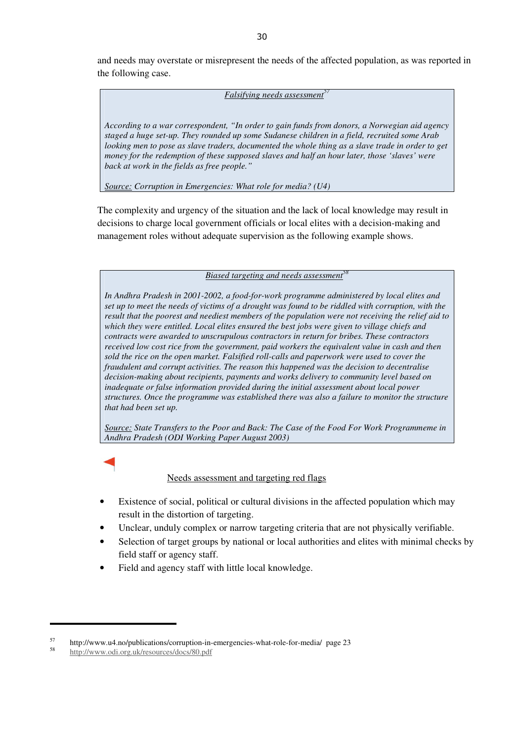and needs may overstate or misrepresent the needs of the affected population, as was reported in the following case.

> Falsifying needs assessment[57]
>
> *According to a war correspondent, "In order to gain funds from donors, a Norwegian aid agency staged a huge set-up. They rounded up some Sudanese children in a field, recruited some Arab looking men to pose as slave traders, documented the whole thing as a slave trade in order to get money for the redemption of these supposed slaves and half an hour later, those 'slaves' were back at work in the fields as free people."*
>
> *Source: Corruption in Emergencies: What role for media? (U4)*

The complexity and urgency of the situation and the lack of local knowledge may result in decisions to charge local government officials or local elites with a decision-making and management roles without adequate supervision as the following example shows.

> Biased targeting and needs assessment[58]
>
> *In Andhra Pradesh in 2001-2002, a food-for-work programme administered by local elites and set up to meet the needs of victims of a drought was found to be riddled with corruption, with the result that the poorest and neediest members of the population were not receiving the relief aid to which they were entitled. Local elites ensured the best jobs were given to village chiefs and contracts were awarded to unscrupulous contractors in return for bribes. These contractors received low cost rice from the government, paid workers the equivalent value in cash and then sold the rice on the open market. Falsified roll-calls and paperwork were used to cover the fraudulent and corrupt activities. The reason this happened was the decision to decentralise decision-making about recipients, payments and works delivery to community level based on inadequate or false information provided during the initial assessment about local power structures. Once the programme was established there was also a failure to monitor the structure that had been set up.*
>
> *Source: State Transfers to the Poor and Back: The Case of the Food For Work Programmeme in Andhra Pradesh (ODI Working Paper August 2003)*

Needs assessment and targeting red flags

- Existence of social, political or cultural divisions in the affected population which may result in the distortion of targeting.
- Unclear, unduly complex or narrow targeting criteria that are not physically verifiable.
- Selection of target groups by national or local authorities and elites with minimal checks by field staff or agency staff.
- Field and agency staff with little local knowledge.

---

[57] http://www.u4.no/publications/corruption-in-emergencies-what-role-for-media/ page 23

[58] http://www.odi.org.uk/resources/docs/80.pdf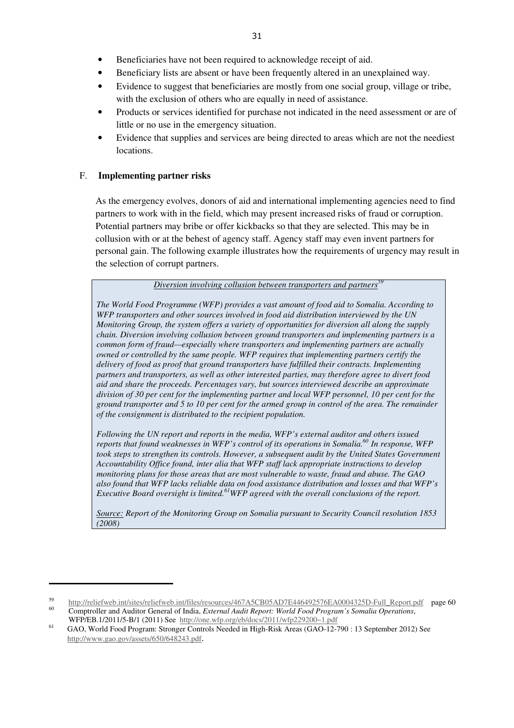- Beneficiaries have not been required to acknowledge receipt of aid.
- Beneficiary lists are absent or have been frequently altered in an unexplained way.
- Evidence to suggest that beneficiaries are mostly from one social group, village or tribe, with the exclusion of others who are equally in need of assistance.
- Products or services identified for purchase not indicated in the need assessment or are of little or no use in the emergency situation.
- Evidence that supplies and services are being directed to areas which are not the neediest locations.

### F. Implementing partner risks

As the emergency evolves, donors of aid and international implementing agencies need to find partners to work with in the field, which may present increased risks of fraud or corruption. Potential partners may bribe or offer kickbacks so that they are selected. This may be in collusion with or at the behest of agency staff. Agency staff may even invent partners for personal gain. The following example illustrates how the requirements of urgency may result in the selection of corrupt partners.

> *Diversion involving collusion between transporters and partners*[59]
>
> *The World Food Programme (WFP) provides a vast amount of food aid to Somalia. According to WFP transporters and other sources involved in food aid distribution interviewed by the UN Monitoring Group, the system offers a variety of opportunities for diversion all along the supply chain. Diversion involving collusion between ground transporters and implementing partners is a common form of fraud—especially where transporters and implementing partners are actually owned or controlled by the same people. WFP requires that implementing partners certify the delivery of food as proof that ground transporters have fulfilled their contracts. Implementing partners and transporters, as well as other interested parties, may therefore agree to divert food aid and share the proceeds. Percentages vary, but sources interviewed describe an approximate division of 30 per cent for the implementing partner and local WFP personnel, 10 per cent for the ground transporter and 5 to 10 per cent for the armed group in control of the area. The remainder of the consignment is distributed to the recipient population.*
>
> *Following the UN report and reports in the media, WFP's external auditor and others issued reports that found weaknesses in WFP's control of its operations in Somalia.*[60] *In response, WFP took steps to strengthen its controls. However, a subsequent audit by the United States Government Accountability Office found, inter alia that WFP staff lack appropriate instructions to develop monitoring plans for those areas that are most vulnerable to waste, fraud and abuse. The GAO also found that WFP lacks reliable data on food assistance distribution and losses and that WFP's Executive Board oversight is limited.*[61] *WFP agreed with the overall conclusions of the report.*
>
> *Source: Report of the Monitoring Group on Somalia pursuant to Security Council resolution 1853 (2008)*

---

[59] http://reliefweb.int/sites/reliefweb.int/files/resources/467A5CB05AD7E446492576EA0004325D-Full_Report.pdf page 60

[60] Comptroller and Auditor General of India, *External Audit Report: World Food Program's Somalia Operations*, WFP/EB.1/2011/5-B/1 (2011) See http://one.wfp.org/eb/docs/2011/wfp229200~1.pdf

[61] GAO, World Food Program: Stronger Controls Needed in High-Risk Areas (GAO-12-790 : 13 September 2012) See http://www.gao.gov/assets/650/648243.pdf.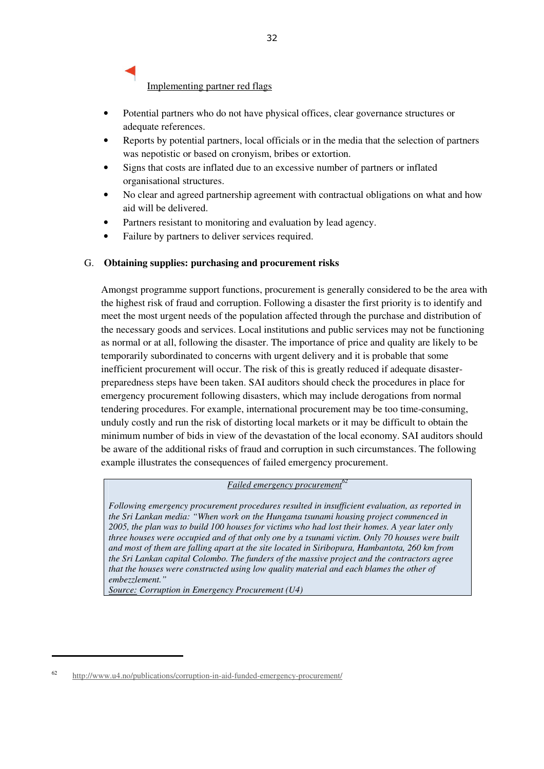Implementing partner red flags

- Potential partners who do not have physical offices, clear governance structures or adequate references.
- Reports by potential partners, local officials or in the media that the selection of partners was nepotistic or based on cronyism, bribes or extortion.
- Signs that costs are inflated due to an excessive number of partners or inflated organisational structures.
- No clear and agreed partnership agreement with contractual obligations on what and how aid will be delivered.
- Partners resistant to monitoring and evaluation by lead agency.
- Failure by partners to deliver services required.

## G. Obtaining supplies: purchasing and procurement risks

Amongst programme support functions, procurement is generally considered to be the area with the highest risk of fraud and corruption. Following a disaster the first priority is to identify and meet the most urgent needs of the population affected through the purchase and distribution of the necessary goods and services. Local institutions and public services may not be functioning as normal or at all, following the disaster. The importance of price and quality are likely to be temporarily subordinated to concerns with urgent delivery and it is probable that some inefficient procurement will occur. The risk of this is greatly reduced if adequate disaster-preparedness steps have been taken. SAI auditors should check the procedures in place for emergency procurement following disasters, which may include derogations from normal tendering procedures. For example, international procurement may be too time-consuming, unduly costly and run the risk of distorting local markets or it may be difficult to obtain the minimum number of bids in view of the devastation of the local economy. SAI auditors should be aware of the additional risks of fraud and corruption in such circumstances. The following example illustrates the consequences of failed emergency procurement.

> *Failed emergency procurement*[62]
>
> *Following emergency procurement procedures resulted in insufficient evaluation, as reported in the Sri Lankan media: "When work on the Hungama tsunami housing project commenced in 2005, the plan was to build 100 houses for victims who had lost their homes. A year later only three houses were occupied and of that only one by a tsunami victim. Only 70 houses were built and most of them are falling apart at the site located in Siribopura, Hambantota, 260 km from the Sri Lankan capital Colombo. The funders of the massive project and the contractors agree that the houses were constructed using low quality material and each blames the other of embezzlement."*
>
> Source: *Corruption in Emergency Procurement (U4)*

[62] http://www.u4.no/publications/corruption-in-aid-funded-emergency-procurement/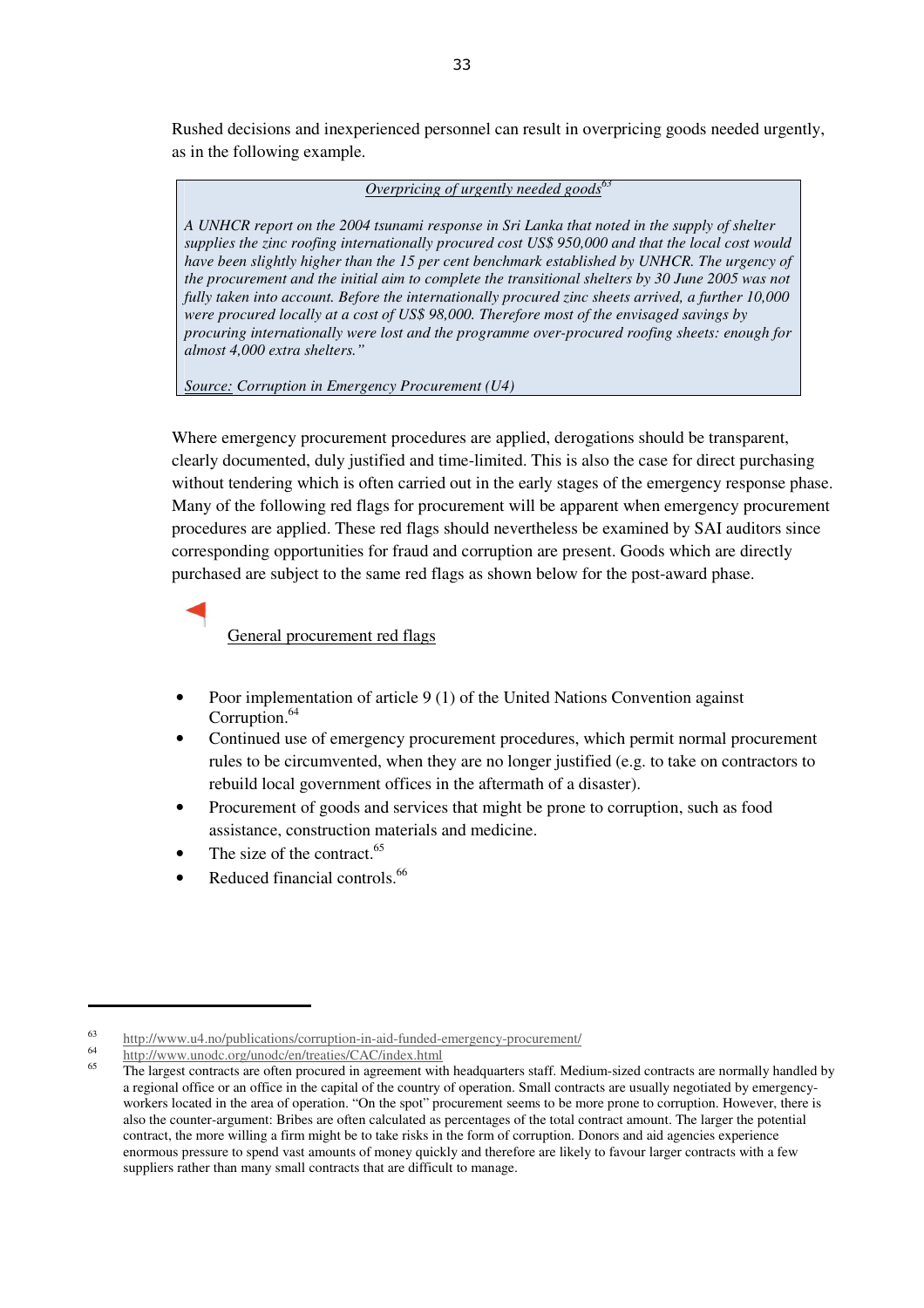Rushed decisions and inexperienced personnel can result in overpricing goods needed urgently, as in the following example.

> *Overpricing of urgently needed goods*[63]
>
> *A UNHCR report on the 2004 tsunami response in Sri Lanka that noted in the supply of shelter supplies the zinc roofing internationally procured cost US$ 950,000 and that the local cost would have been slightly higher than the 15 per cent benchmark established by UNHCR. The urgency of the procurement and the initial aim to complete the transitional shelters by 30 June 2005 was not fully taken into account. Before the internationally procured zinc sheets arrived, a further 10,000 were procured locally at a cost of US$ 98,000. Therefore most of the envisaged savings by procuring internationally were lost and the programme over-procured roofing sheets: enough for almost 4,000 extra shelters."*
>
> *Source: Corruption in Emergency Procurement (U4)*

Where emergency procurement procedures are applied, derogations should be transparent, clearly documented, duly justified and time-limited. This is also the case for direct purchasing without tendering which is often carried out in the early stages of the emergency response phase. Many of the following red flags for procurement will be apparent when emergency procurement procedures are applied. These red flags should nevertheless be examined by SAI auditors since corresponding opportunities for fraud and corruption are present. Goods which are directly purchased are subject to the same red flags as shown below for the post-award phase.

General procurement red flags

- Poor implementation of article 9 (1) of the United Nations Convention against Corruption.[64]
- Continued use of emergency procurement procedures, which permit normal procurement rules to be circumvented, when they are no longer justified (e.g. to take on contractors to rebuild local government offices in the aftermath of a disaster).
- Procurement of goods and services that might be prone to corruption, such as food assistance, construction materials and medicine.
- The size of the contract.[65]
- Reduced financial controls.[66]

---

[63] http://www.u4.no/publications/corruption-in-aid-funded-emergency-procurement/

[64] http://www.unodc.org/unodc/en/treaties/CAC/index.html

[65] The largest contracts are often procured in agreement with headquarters staff. Medium-sized contracts are normally handled by a regional office or an office in the capital of the country of operation. Small contracts are usually negotiated by emergency-workers located in the area of operation. "On the spot" procurement seems to be more prone to corruption. However, there is also the counter-argument: Bribes are often calculated as percentages of the total contract amount. The larger the potential contract, the more willing a firm might be to take risks in the form of corruption. Donors and aid agencies experience enormous pressure to spend vast amounts of money quickly and therefore are likely to favour larger contracts with a few suppliers rather than many small contracts that are difficult to manage.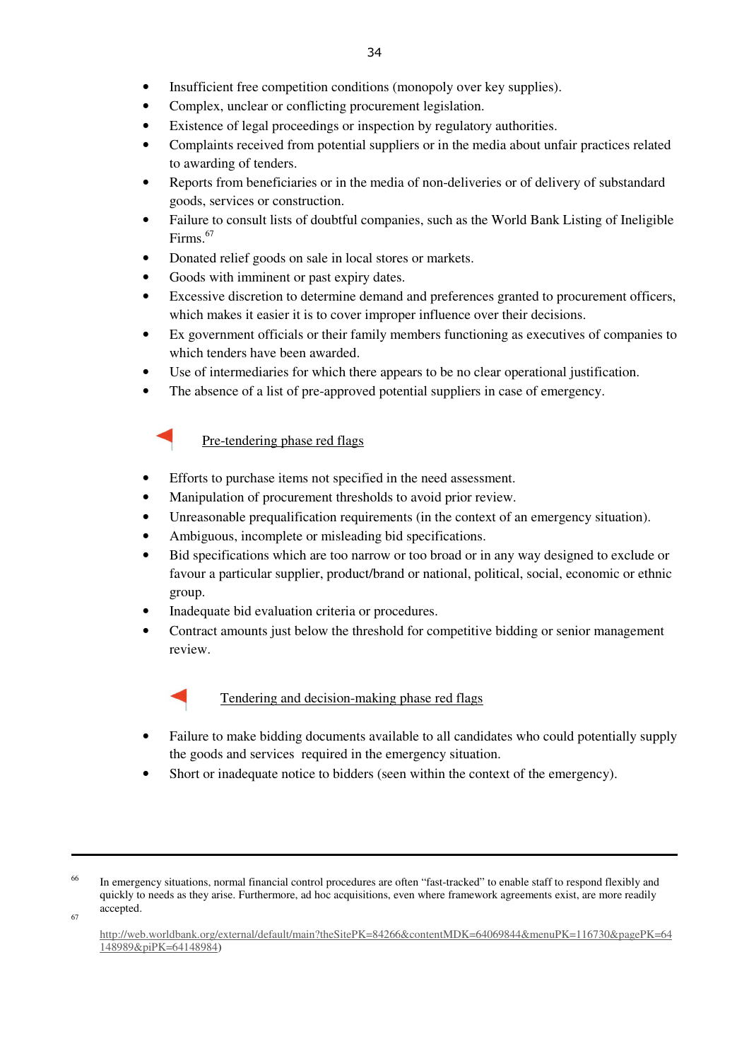- Insufficient free competition conditions (monopoly over key supplies).
- Complex, unclear or conflicting procurement legislation.
- Existence of legal proceedings or inspection by regulatory authorities.
- Complaints received from potential suppliers or in the media about unfair practices related to awarding of tenders.
- Reports from beneficiaries or in the media of non-deliveries or of delivery of substandard goods, services or construction.
- Failure to consult lists of doubtful companies, such as the World Bank Listing of Ineligible Firms.[67]
- Donated relief goods on sale in local stores or markets.
- Goods with imminent or past expiry dates.
- Excessive discretion to determine demand and preferences granted to procurement officers, which makes it easier it is to cover improper influence over their decisions.
- Ex government officials or their family members functioning as executives of companies to which tenders have been awarded.
- Use of intermediaries for which there appears to be no clear operational justification.
- The absence of a list of pre-approved potential suppliers in case of emergency.

<u>Pre-tendering phase red flags</u>

- Efforts to purchase items not specified in the need assessment.
- Manipulation of procurement thresholds to avoid prior review.
- Unreasonable prequalification requirements (in the context of an emergency situation).
- Ambiguous, incomplete or misleading bid specifications.
- Bid specifications which are too narrow or too broad or in any way designed to exclude or favour a particular supplier, product/brand or national, political, social, economic or ethnic group.
- Inadequate bid evaluation criteria or procedures.
- Contract amounts just below the threshold for competitive bidding or senior management review.

<u>Tendering and decision-making phase red flags</u>

- Failure to make bidding documents available to all candidates who could potentially supply the goods and services required in the emergency situation.
- Short or inadequate notice to bidders (seen within the context of the emergency).

---

[66] In emergency situations, normal financial control procedures are often "fast-tracked" to enable staff to respond flexibly and quickly to needs as they arise. Furthermore, ad hoc acquisitions, even where framework agreements exist, are more readily accepted.

[67] http://web.worldbank.org/external/default/main?theSitePK=84266&contentMDK=64069844&menuPK=116730&pagePK=64148989&piPK=64148984)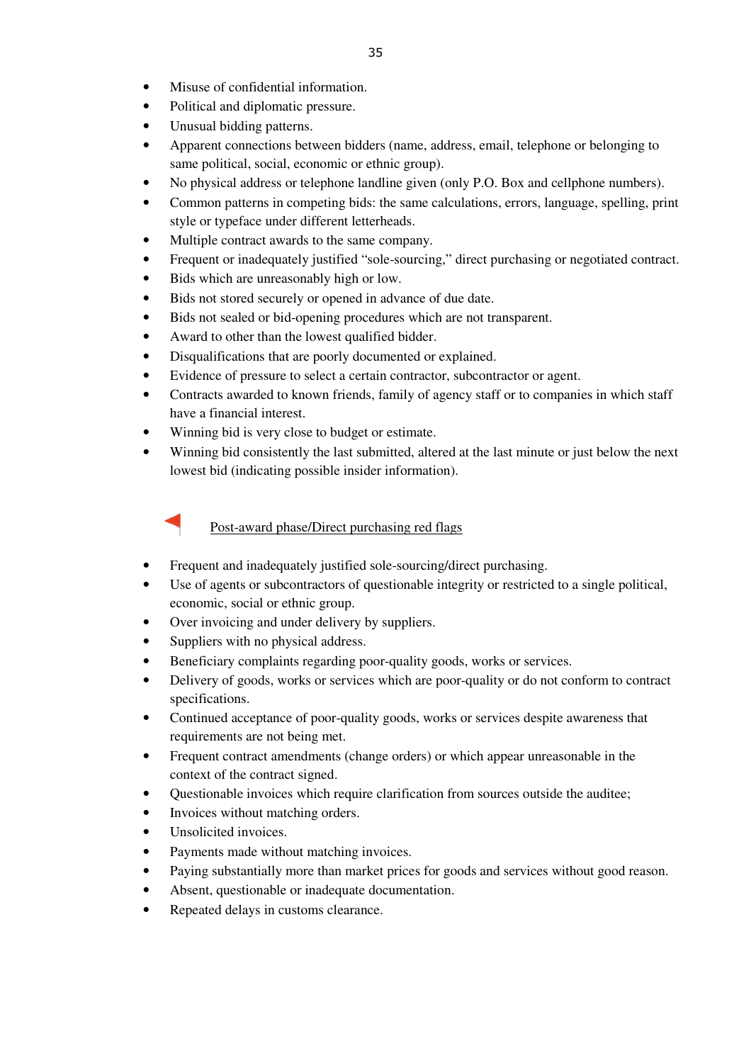- Misuse of confidential information.
- Political and diplomatic pressure.
- Unusual bidding patterns.
- Apparent connections between bidders (name, address, email, telephone or belonging to same political, social, economic or ethnic group).
- No physical address or telephone landline given (only P.O. Box and cellphone numbers).
- Common patterns in competing bids: the same calculations, errors, language, spelling, print style or typeface under different letterheads.
- Multiple contract awards to the same company.
- Frequent or inadequately justified "sole-sourcing," direct purchasing or negotiated contract.
- Bids which are unreasonably high or low.
- Bids not stored securely or opened in advance of due date.
- Bids not sealed or bid-opening procedures which are not transparent.
- Award to other than the lowest qualified bidder.
- Disqualifications that are poorly documented or explained.
- Evidence of pressure to select a certain contractor, subcontractor or agent.
- Contracts awarded to known friends, family of agency staff or to companies in which staff have a financial interest.
- Winning bid is very close to budget or estimate.
- Winning bid consistently the last submitted, altered at the last minute or just below the next lowest bid (indicating possible insider information).

<u>Post-award phase/Direct purchasing red flags</u>

- Frequent and inadequately justified sole-sourcing/direct purchasing.
- Use of agents or subcontractors of questionable integrity or restricted to a single political, economic, social or ethnic group.
- Over invoicing and under delivery by suppliers.
- Suppliers with no physical address.
- Beneficiary complaints regarding poor-quality goods, works or services.
- Delivery of goods, works or services which are poor-quality or do not conform to contract specifications.
- Continued acceptance of poor-quality goods, works or services despite awareness that requirements are not being met.
- Frequent contract amendments (change orders) or which appear unreasonable in the context of the contract signed.
- Questionable invoices which require clarification from sources outside the auditee;
- Invoices without matching orders.
- Unsolicited invoices.
- Payments made without matching invoices.
- Paying substantially more than market prices for goods and services without good reason.
- Absent, questionable or inadequate documentation.
- Repeated delays in customs clearance.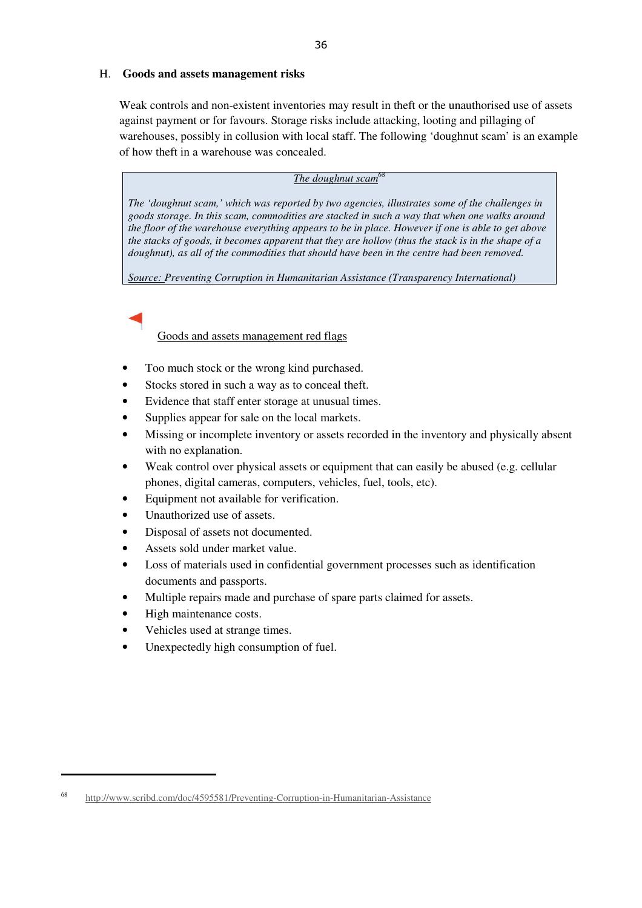## H. Goods and assets management risks

Weak controls and non-existent inventories may result in theft or the unauthorised use of assets against payment or for favours. Storage risks include attacking, looting and pillaging of warehouses, possibly in collusion with local staff. The following 'doughnut scam' is an example of how theft in a warehouse was concealed.

> *The doughnut scam*[68]
>
> *The 'doughnut scam,' which was reported by two agencies, illustrates some of the challenges in goods storage. In this scam, commodities are stacked in such a way that when one walks around the floor of the warehouse everything appears to be in place. However if one is able to get above the stacks of goods, it becomes apparent that they are hollow (thus the stack is in the shape of a doughnut), as all of the commodities that should have been in the centre had been removed.*
>
> *Source: Preventing Corruption in Humanitarian Assistance (Transparency International)*

Goods and assets management red flags

- Too much stock or the wrong kind purchased.
- Stocks stored in such a way as to conceal theft.
- Evidence that staff enter storage at unusual times.
- Supplies appear for sale on the local markets.
- Missing or incomplete inventory or assets recorded in the inventory and physically absent with no explanation.
- Weak control over physical assets or equipment that can easily be abused (e.g. cellular phones, digital cameras, computers, vehicles, fuel, tools, etc).
- Equipment not available for verification.
- Unauthorized use of assets.
- Disposal of assets not documented.
- Assets sold under market value.
- Loss of materials used in confidential government processes such as identification documents and passports.
- Multiple repairs made and purchase of spare parts claimed for assets.
- High maintenance costs.
- Vehicles used at strange times.
- Unexpectedly high consumption of fuel.

---

[68] http://www.scribd.com/doc/4595581/Preventing-Corruption-in-Humanitarian-Assistance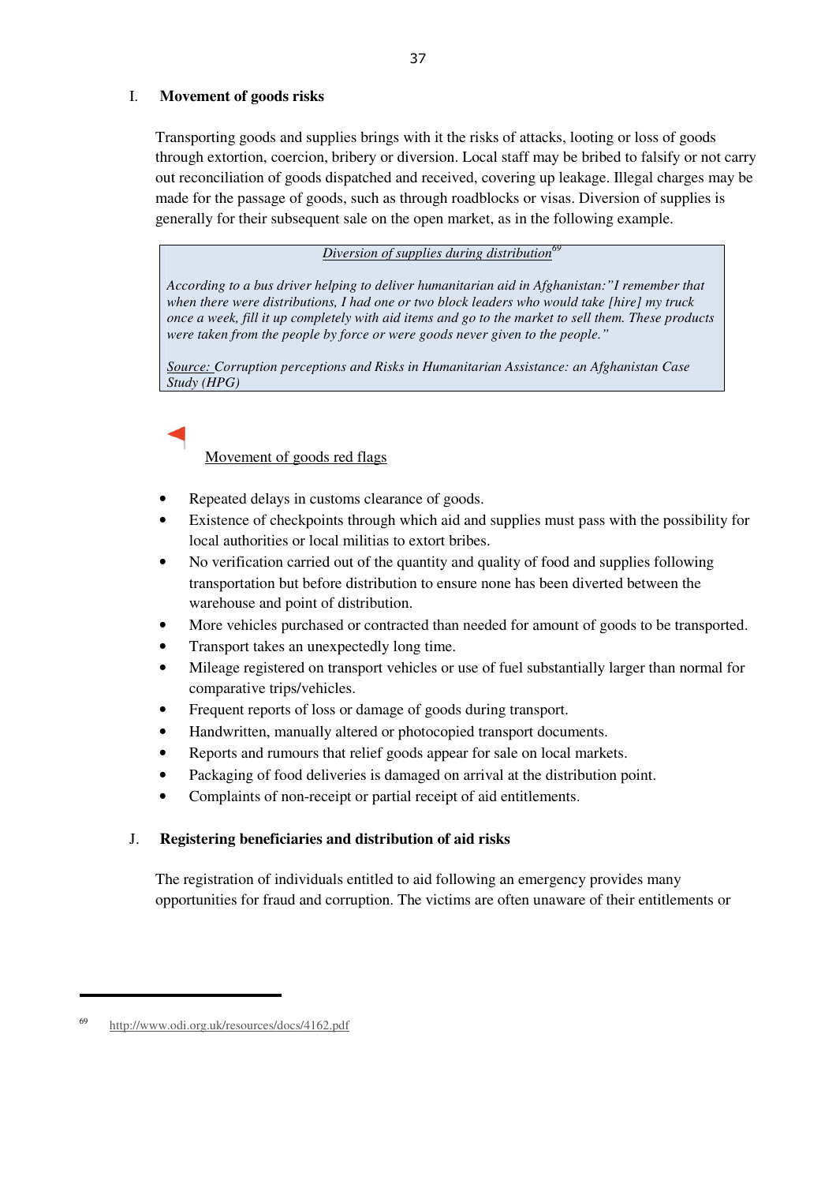## I. Movement of goods risks

Transporting goods and supplies brings with it the risks of attacks, looting or loss of goods through extortion, coercion, bribery or diversion. Local staff may be bribed to falsify or not carry out reconciliation of goods dispatched and received, covering up leakage. Illegal charges may be made for the passage of goods, such as through roadblocks or visas. Diversion of supplies is generally for their subsequent sale on the open market, as in the following example.

> *Diversion of supplies during distribution*[69]
>
> *According to a bus driver helping to deliver humanitarian aid in Afghanistan:"I remember that when there were distributions, I had one or two block leaders who would take [hire] my truck once a week, fill it up completely with aid items and go to the market to sell them. These products were taken from the people by force or were goods never given to the people."*
>
> *Source: Corruption perceptions and Risks in Humanitarian Assistance: an Afghanistan Case Study (HPG)*

Movement of goods red flags

- Repeated delays in customs clearance of goods.
- Existence of checkpoints through which aid and supplies must pass with the possibility for local authorities or local militias to extort bribes.
- No verification carried out of the quantity and quality of food and supplies following transportation but before distribution to ensure none has been diverted between the warehouse and point of distribution.
- More vehicles purchased or contracted than needed for amount of goods to be transported.
- Transport takes an unexpectedly long time.
- Mileage registered on transport vehicles or use of fuel substantially larger than normal for comparative trips/vehicles.
- Frequent reports of loss or damage of goods during transport.
- Handwritten, manually altered or photocopied transport documents.
- Reports and rumours that relief goods appear for sale on local markets.
- Packaging of food deliveries is damaged on arrival at the distribution point.
- Complaints of non-receipt or partial receipt of aid entitlements.

## J. Registering beneficiaries and distribution of aid risks

The registration of individuals entitled to aid following an emergency provides many opportunities for fraud and corruption. The victims are often unaware of their entitlements or

[69] http://www.odi.org.uk/resources/docs/4162.pdf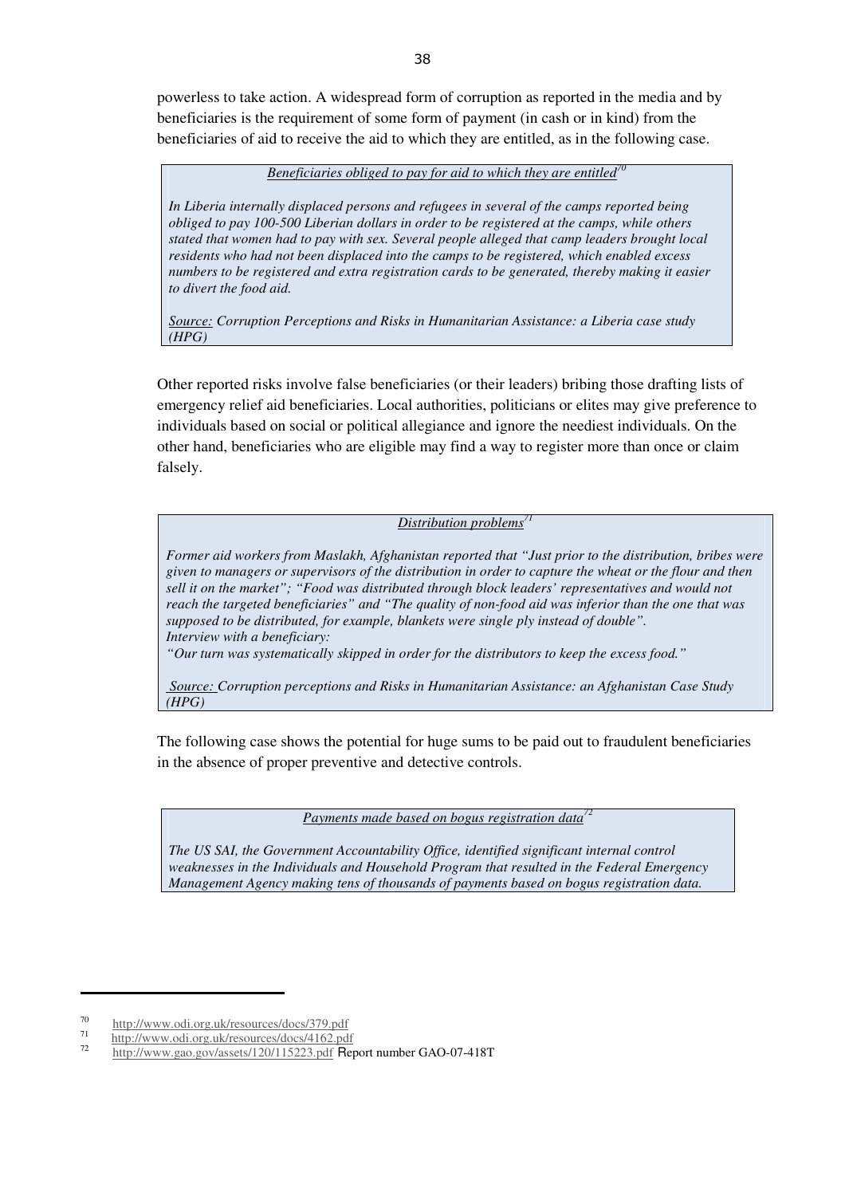powerless to take action. A widespread form of corruption as reported in the media and by beneficiaries is the requirement of some form of payment (in cash or in kind) from the beneficiaries of aid to receive the aid to which they are entitled, as in the following case.

> *Beneficiaries obliged to pay for aid to which they are entitled*[70]
>
> *In Liberia internally displaced persons and refugees in several of the camps reported being obliged to pay 100-500 Liberian dollars in order to be registered at the camps, while others stated that women had to pay with sex. Several people alleged that camp leaders brought local residents who had not been displaced into the camps to be registered, which enabled excess numbers to be registered and extra registration cards to be generated, thereby making it easier to divert the food aid.*
>
> *Source: Corruption Perceptions and Risks in Humanitarian Assistance: a Liberia case study (HPG)*

Other reported risks involve false beneficiaries (or their leaders) bribing those drafting lists of emergency relief aid beneficiaries. Local authorities, politicians or elites may give preference to individuals based on social or political allegiance and ignore the neediest individuals. On the other hand, beneficiaries who are eligible may find a way to register more than once or claim falsely.

> *Distribution problems*[71]
>
> *Former aid workers from Maslakh, Afghanistan reported that "Just prior to the distribution, bribes were given to managers or supervisors of the distribution in order to capture the wheat or the flour and then sell it on the market"; "Food was distributed through block leaders' representatives and would not reach the targeted beneficiaries" and "The quality of non-food aid was inferior than the one that was supposed to be distributed, for example, blankets were single ply instead of double".*
> *Interview with a beneficiary:*
> *"Our turn was systematically skipped in order for the distributors to keep the excess food."*
>
> *Source: Corruption perceptions and Risks in Humanitarian Assistance: an Afghanistan Case Study (HPG)*

The following case shows the potential for huge sums to be paid out to fraudulent beneficiaries in the absence of proper preventive and detective controls.

> *Payments made based on bogus registration data*[72]
>
> *The US SAI, the Government Accountability Office, identified significant internal control weaknesses in the Individuals and Household Program that resulted in the Federal Emergency Management Agency making tens of thousands of payments based on bogus registration data.*

---

[70] http://www.odi.org.uk/resources/docs/379.pdf

[71] http://www.odi.org.uk/resources/docs/4162.pdf

[72] http://www.gao.gov/assets/120/115223.pdf Report number GAO-07-418T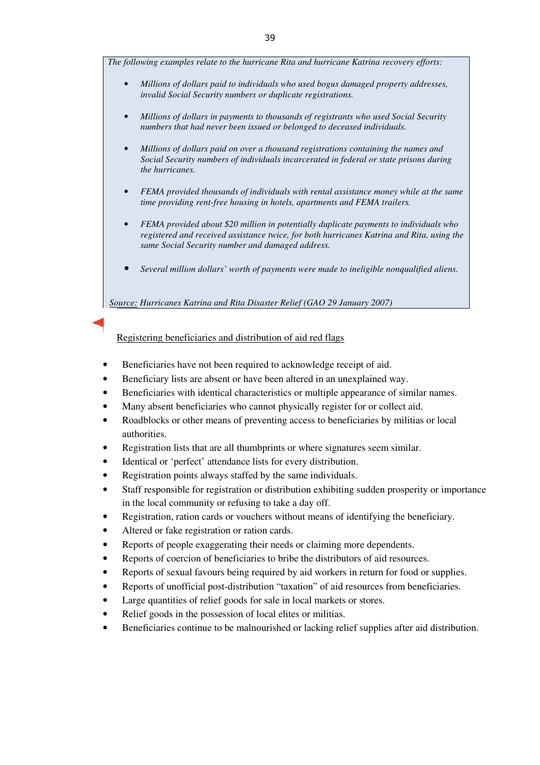*The following examples relate to the hurricane Rita and hurricane Katrina recovery efforts:*

- *Millions of dollars paid to individuals who used bogus damaged property addresses, invalid Social Security numbers or duplicate registrations.*
- *Millions of dollars in payments to thousands of registrants who used Social Security numbers that had never been issued or belonged to deceased individuals.*
- *Millions of dollars paid on over a thousand registrations containing the names and Social Security numbers of individuals incarcerated in federal or state prisons during the hurricanes.*
- *FEMA provided thousands of individuals with rental assistance money while at the same time providing rent-free housing in hotels, apartments and FEMA trailers.*
- *FEMA provided about $20 million in potentially duplicate payments to individuals who registered and received assistance twice, for both hurricanes Katrina and Rita, using the same Social Security number and damaged address.*
- *Several million dollars' worth of payments were made to ineligible nonqualified aliens.*

*Source: Hurricanes Katrina and Rita Disaster Relief (GAO 29 January 2007)*

Registering beneficiaries and distribution of aid red flags

- Beneficiaries have not been required to acknowledge receipt of aid.
- Beneficiary lists are absent or have been altered in an unexplained way.
- Beneficiaries with identical characteristics or multiple appearance of similar names.
- Many absent beneficiaries who cannot physically register for or collect aid.
- Roadblocks or other means of preventing access to beneficiaries by militias or local authorities.
- Registration lists that are all thumbprints or where signatures seem similar.
- Identical or 'perfect' attendance lists for every distribution.
- Registration points always staffed by the same individuals.
- Staff responsible for registration or distribution exhibiting sudden prosperity or importance in the local community or refusing to take a day off.
- Registration, ration cards or vouchers without means of identifying the beneficiary.
- Altered or fake registration or ration cards.
- Reports of people exaggerating their needs or claiming more dependents.
- Reports of coercion of beneficiaries to bribe the distributors of aid resources.
- Reports of sexual favours being required by aid workers in return for food or supplies.
- Reports of unofficial post-distribution "taxation" of aid resources from beneficiaries.
- Large quantities of relief goods for sale in local markets or stores.
- Relief goods in the possession of local elites or militias.
- Beneficiaries continue to be malnourished or lacking relief supplies after aid distribution.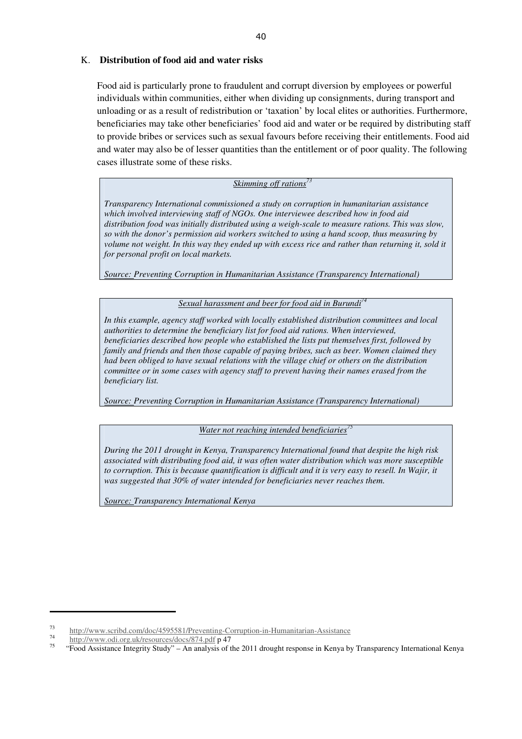## K. **Distribution of food aid and water risks**

Food aid is particularly prone to fraudulent and corrupt diversion by employees or powerful individuals within communities, either when dividing up consignments, during transport and unloading or as a result of redistribution or 'taxation' by local elites or authorities. Furthermore, beneficiaries may take other beneficiaries' food aid and water or be required by distributing staff to provide bribes or services such as sexual favours before receiving their entitlements. Food aid and water may also be of lesser quantities than the entitlement or of poor quality. The following cases illustrate some of these risks.

> *Skimming off rations*[73]
>
> *Transparency International commissioned a study on corruption in humanitarian assistance which involved interviewing staff of NGOs. One interviewee described how in food aid distribution food was initially distributed using a weigh-scale to measure rations. This was slow, so with the donor's permission aid workers switched to using a hand scoop, thus measuring by volume not weight. In this way they ended up with excess rice and rather than returning it, sold it for personal profit on local markets.*
>
> *Source: Preventing Corruption in Humanitarian Assistance (Transparency International)*

> *Sexual harassment and beer for food aid in Burundi*[74]
>
> *In this example, agency staff worked with locally established distribution committees and local authorities to determine the beneficiary list for food aid rations. When interviewed, beneficiaries described how people who established the lists put themselves first, followed by family and friends and then those capable of paying bribes, such as beer. Women claimed they had been obliged to have sexual relations with the village chief or others on the distribution committee or in some cases with agency staff to prevent having their names erased from the beneficiary list.*
>
> *Source: Preventing Corruption in Humanitarian Assistance (Transparency International)*

> *Water not reaching intended beneficiaries*[75]
>
> *During the 2011 drought in Kenya, Transparency International found that despite the high risk associated with distributing food aid, it was often water distribution which was more susceptible to corruption. This is because quantification is difficult and it is very easy to resell. In Wajir, it was suggested that 30% of water intended for beneficiaries never reaches them.*
>
> *Source: Transparency International Kenya*

---

[73] http://www.scribd.com/doc/4595581/Preventing-Corruption-in-Humanitarian-Assistance

[74] http://www.odi.org.uk/resources/docs/874.pdf p 47

[75] "Food Assistance Integrity Study" – An analysis of the 2011 drought response in Kenya by Transparency International Kenya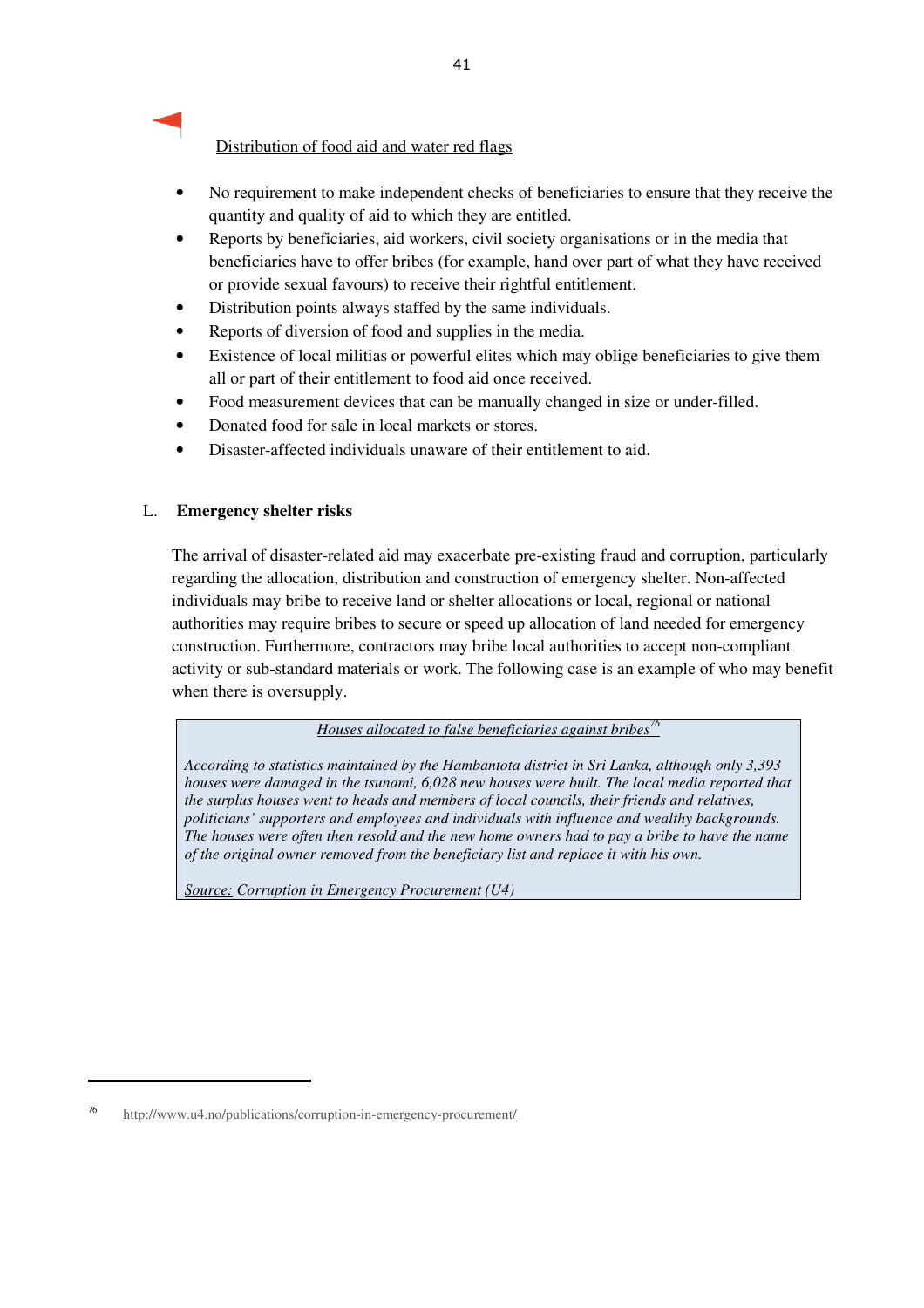<u>Distribution of food aid and water red flags</u>

- No requirement to make independent checks of beneficiaries to ensure that they receive the quantity and quality of aid to which they are entitled.
- Reports by beneficiaries, aid workers, civil society organisations or in the media that beneficiaries have to offer bribes (for example, hand over part of what they have received or provide sexual favours) to receive their rightful entitlement.
- Distribution points always staffed by the same individuals.
- Reports of diversion of food and supplies in the media.
- Existence of local militias or powerful elites which may oblige beneficiaries to give them all or part of their entitlement to food aid once received.
- Food measurement devices that can be manually changed in size or under-filled.
- Donated food for sale in local markets or stores.
- Disaster-affected individuals unaware of their entitlement to aid.

## L. Emergency shelter risks

The arrival of disaster-related aid may exacerbate pre-existing fraud and corruption, particularly regarding the allocation, distribution and construction of emergency shelter. Non-affected individuals may bribe to receive land or shelter allocations or local, regional or national authorities may require bribes to secure or speed up allocation of land needed for emergency construction. Furthermore, contractors may bribe local authorities to accept non-compliant activity or sub-standard materials or work. The following case is an example of who may benefit when there is oversupply.

> <u>*Houses allocated to false beneficiaries against bribes*</u>[76]
>
> *According to statistics maintained by the Hambantota district in Sri Lanka, although only 3,393 houses were damaged in the tsunami, 6,028 new houses were built. The local media reported that the surplus houses went to heads and members of local councils, their friends and relatives, politicians' supporters and employees and individuals with influence and wealthy backgrounds. The houses were often then resold and the new home owners had to pay a bribe to have the name of the original owner removed from the beneficiary list and replace it with his own.*
>
> <u>*Source:*</u> *Corruption in Emergency Procurement (U4)*

[76] http://www.u4.no/publications/corruption-in-emergency-procurement/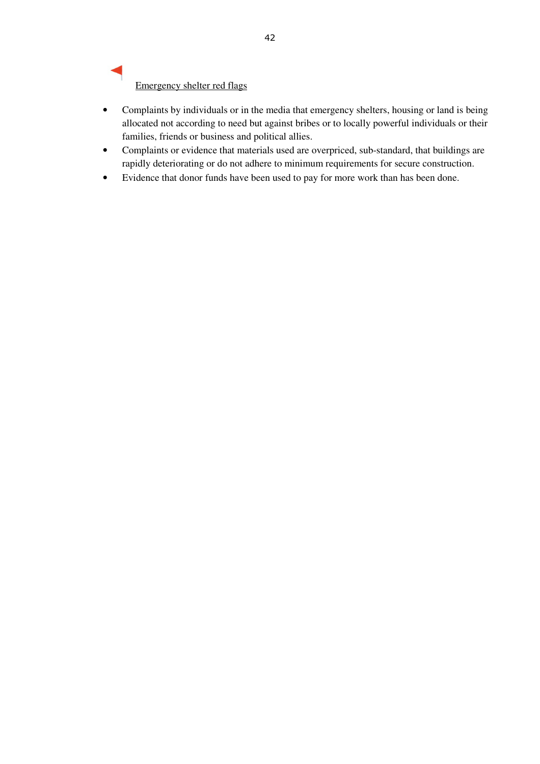Emergency shelter red flags

- Complaints by individuals or in the media that emergency shelters, housing or land is being allocated not according to need but against bribes or to locally powerful individuals or their families, friends or business and political allies.
- Complaints or evidence that materials used are overpriced, sub-standard, that buildings are rapidly deteriorating or do not adhere to minimum requirements for secure construction.
- Evidence that donor funds have been used to pay for more work than has been done.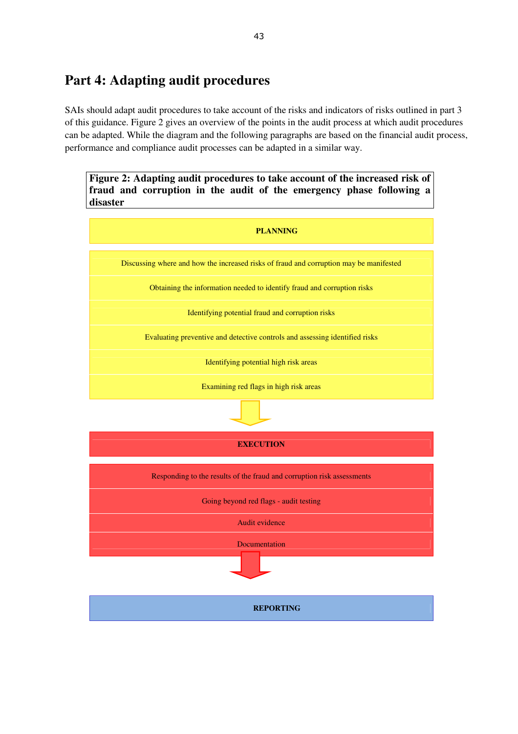# Part 4: Adapting audit procedures

SAIs should adapt audit procedures to take account of the risks and indicators of risks outlined in part 3 of this guidance. Figure 2 gives an overview of the points in the audit process at which audit procedures can be adapted. While the diagram and the following paragraphs are based on the financial audit process, performance and compliance audit processes can be adapted in a similar way.

**Figure 2: Adapting audit procedures to take account of the increased risk of fraud and corruption in the audit of the emergency phase following a disaster**

**PLANNING**

- Discussing where and how the increased risks of fraud and corruption may be manifested
- Obtaining the information needed to identify fraud and corruption risks
- Identifying potential fraud and corruption risks
- Evaluating preventive and detective controls and assessing identified risks
- Identifying potential high risk areas
- Examining red flags in high risk areas

↓

**EXECUTION**

- Responding to the results of the fraud and corruption risk assessments
- Going beyond red flags - audit testing
- Audit evidence
- Documentation

↓

**REPORTING**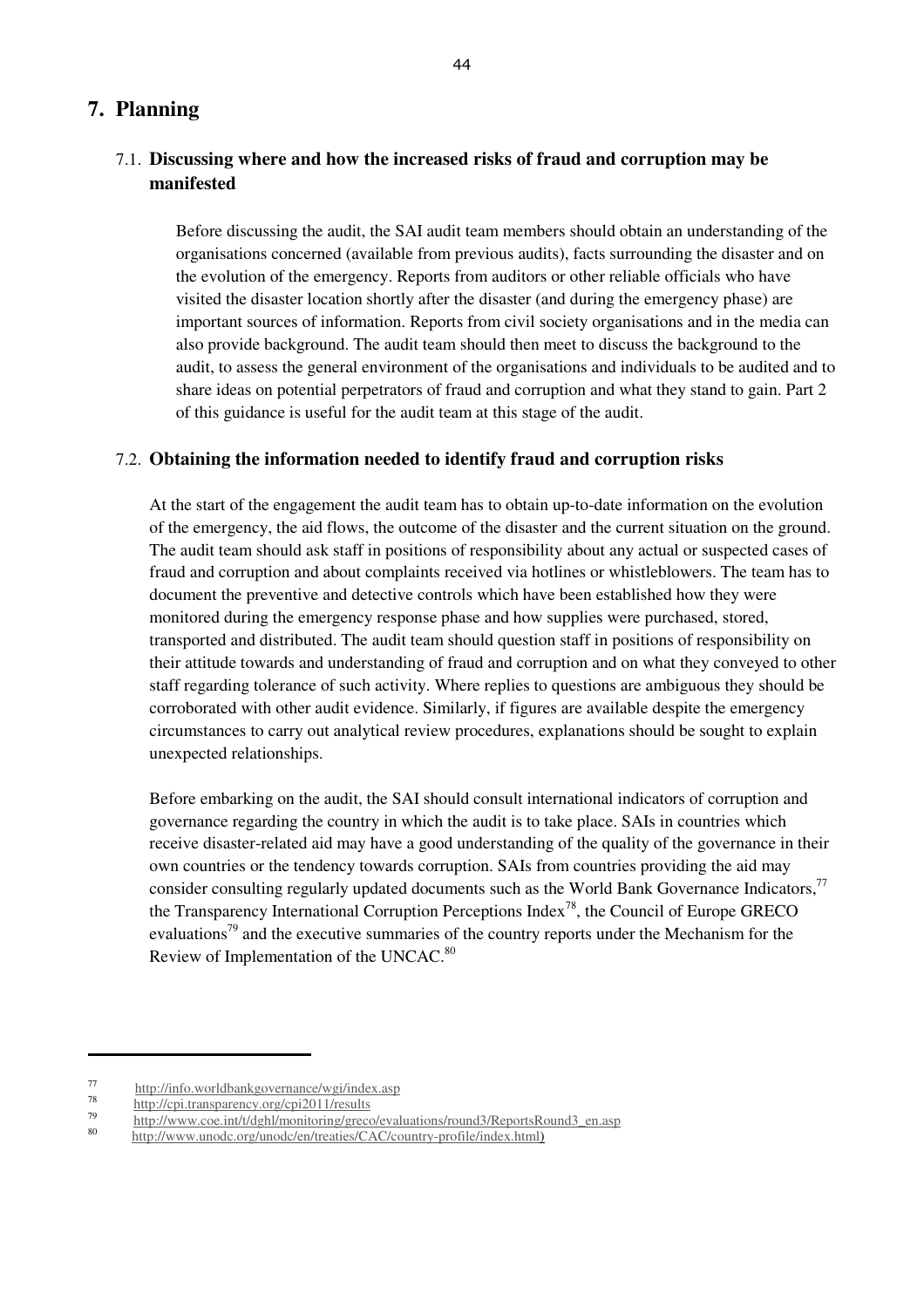# 7. Planning

## 7.1. Discussing where and how the increased risks of fraud and corruption may be manifested

Before discussing the audit, the SAI audit team members should obtain an understanding of the organisations concerned (available from previous audits), facts surrounding the disaster and on the evolution of the emergency. Reports from auditors or other reliable officials who have visited the disaster location shortly after the disaster (and during the emergency phase) are important sources of information. Reports from civil society organisations and in the media can also provide background. The audit team should then meet to discuss the background to the audit, to assess the general environment of the organisations and individuals to be audited and to share ideas on potential perpetrators of fraud and corruption and what they stand to gain. Part 2 of this guidance is useful for the audit team at this stage of the audit.

## 7.2. Obtaining the information needed to identify fraud and corruption risks

At the start of the engagement the audit team has to obtain up-to-date information on the evolution of the emergency, the aid flows, the outcome of the disaster and the current situation on the ground. The audit team should ask staff in positions of responsibility about any actual or suspected cases of fraud and corruption and about complaints received via hotlines or whistleblowers. The team has to document the preventive and detective controls which have been established how they were monitored during the emergency response phase and how supplies were purchased, stored, transported and distributed. The audit team should question staff in positions of responsibility on their attitude towards and understanding of fraud and corruption and on what they conveyed to other staff regarding tolerance of such activity. Where replies to questions are ambiguous they should be corroborated with other audit evidence. Similarly, if figures are available despite the emergency circumstances to carry out analytical review procedures, explanations should be sought to explain unexpected relationships.

Before embarking on the audit, the SAI should consult international indicators of corruption and governance regarding the country in which the audit is to take place. SAIs in countries which receive disaster-related aid may have a good understanding of the quality of the governance in their own countries or the tendency towards corruption. SAIs from countries providing the aid may consider consulting regularly updated documents such as the World Bank Governance Indicators,[77] the Transparency International Corruption Perceptions Index[78], the Council of Europe GRECO evaluations[79] and the executive summaries of the country reports under the Mechanism for the Review of Implementation of the UNCAC.[80]

---

[77] http://info.worldbankgovernance/wgi/index.asp

[78] http://cpi.transparency.org/cpi2011/results

[79] http://www.coe.int/t/dghl/monitoring/greco/evaluations/round3/ReportsRound3_en.asp

[80] http://www.unodc.org/unodc/en/treaties/CAC/country-profile/index.html)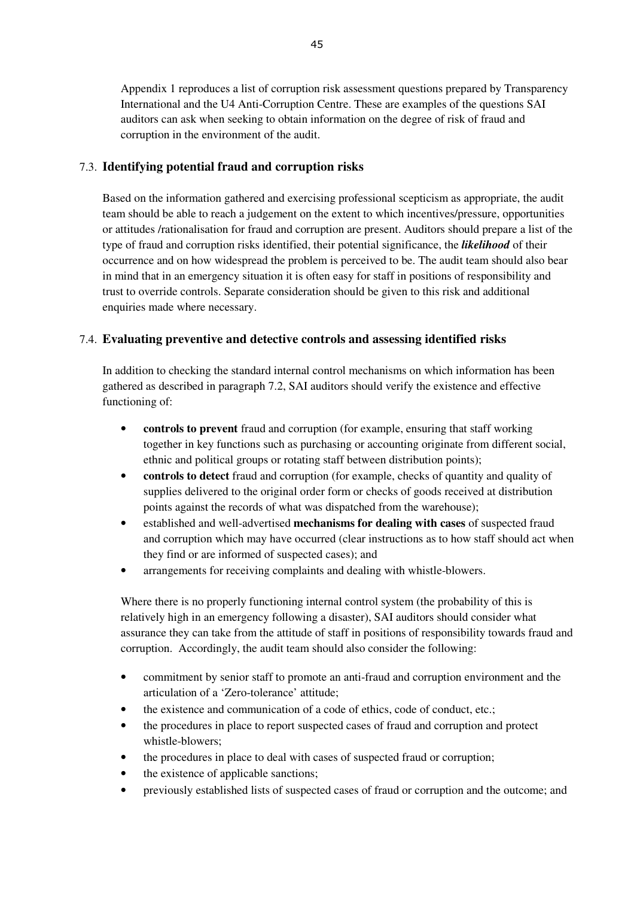Appendix 1 reproduces a list of corruption risk assessment questions prepared by Transparency International and the U4 Anti-Corruption Centre. These are examples of the questions SAI auditors can ask when seeking to obtain information on the degree of risk of fraud and corruption in the environment of the audit.

## 7.3. Identifying potential fraud and corruption risks

Based on the information gathered and exercising professional scepticism as appropriate, the audit team should be able to reach a judgement on the extent to which incentives/pressure, opportunities or attitudes /rationalisation for fraud and corruption are present. Auditors should prepare a list of the type of fraud and corruption risks identified, their potential significance, the ***likelihood*** of their occurrence and on how widespread the problem is perceived to be. The audit team should also bear in mind that in an emergency situation it is often easy for staff in positions of responsibility and trust to override controls. Separate consideration should be given to this risk and additional enquiries made where necessary.

## 7.4. Evaluating preventive and detective controls and assessing identified risks

In addition to checking the standard internal control mechanisms on which information has been gathered as described in paragraph 7.2, SAI auditors should verify the existence and effective functioning of:

- **controls to prevent** fraud and corruption (for example, ensuring that staff working together in key functions such as purchasing or accounting originate from different social, ethnic and political groups or rotating staff between distribution points);
- **controls to detect** fraud and corruption (for example, checks of quantity and quality of supplies delivered to the original order form or checks of goods received at distribution points against the records of what was dispatched from the warehouse);
- established and well-advertised **mechanisms for dealing with cases** of suspected fraud and corruption which may have occurred (clear instructions as to how staff should act when they find or are informed of suspected cases); and
- arrangements for receiving complaints and dealing with whistle-blowers.

Where there is no properly functioning internal control system (the probability of this is relatively high in an emergency following a disaster), SAI auditors should consider what assurance they can take from the attitude of staff in positions of responsibility towards fraud and corruption. Accordingly, the audit team should also consider the following:

- commitment by senior staff to promote an anti-fraud and corruption environment and the articulation of a 'Zero-tolerance' attitude;
- the existence and communication of a code of ethics, code of conduct, etc.;
- the procedures in place to report suspected cases of fraud and corruption and protect whistle-blowers;
- the procedures in place to deal with cases of suspected fraud or corruption;
- the existence of applicable sanctions;
- previously established lists of suspected cases of fraud or corruption and the outcome; and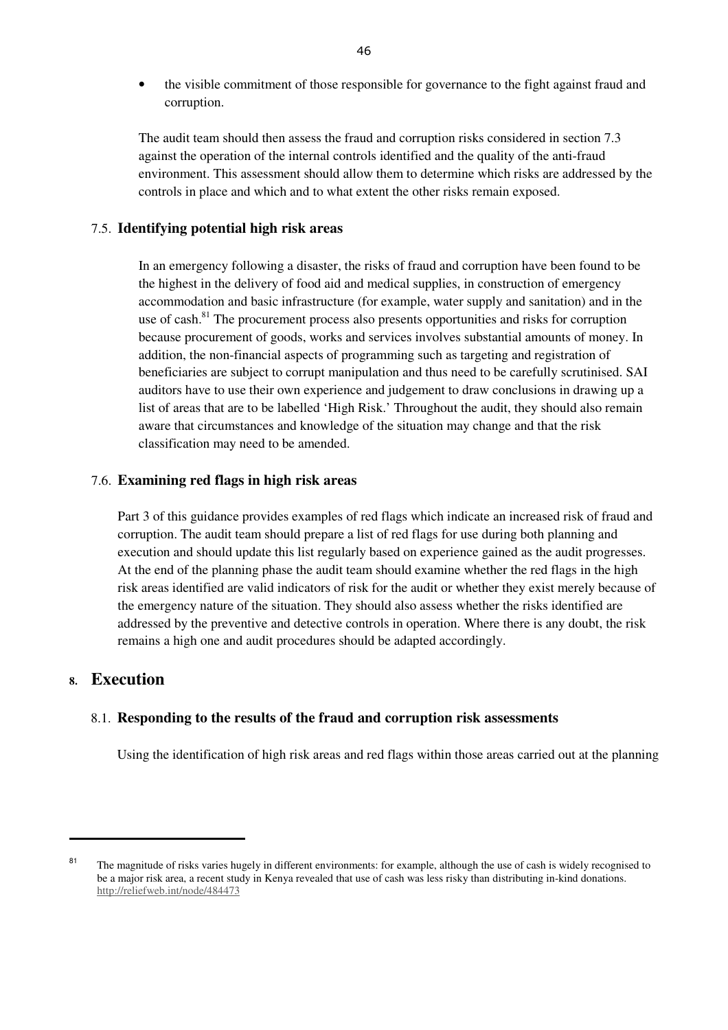- the visible commitment of those responsible for governance to the fight against fraud and corruption.

The audit team should then assess the fraud and corruption risks considered in section 7.3 against the operation of the internal controls identified and the quality of the anti-fraud environment. This assessment should allow them to determine which risks are addressed by the controls in place and which and to what extent the other risks remain exposed.

### 7.5. Identifying potential high risk areas

In an emergency following a disaster, the risks of fraud and corruption have been found to be the highest in the delivery of food aid and medical supplies, in construction of emergency accommodation and basic infrastructure (for example, water supply and sanitation) and in the use of cash.[81] The procurement process also presents opportunities and risks for corruption because procurement of goods, works and services involves substantial amounts of money. In addition, the non-financial aspects of programming such as targeting and registration of beneficiaries are subject to corrupt manipulation and thus need to be carefully scrutinised. SAI auditors have to use their own experience and judgement to draw conclusions in drawing up a list of areas that are to be labelled 'High Risk.' Throughout the audit, they should also remain aware that circumstances and knowledge of the situation may change and that the risk classification may need to be amended.

### 7.6. Examining red flags in high risk areas

Part 3 of this guidance provides examples of red flags which indicate an increased risk of fraud and corruption. The audit team should prepare a list of red flags for use during both planning and execution and should update this list regularly based on experience gained as the audit progresses. At the end of the planning phase the audit team should examine whether the red flags in the high risk areas identified are valid indicators of risk for the audit or whether they exist merely because of the emergency nature of the situation. They should also assess whether the risks identified are addressed by the preventive and detective controls in operation. Where there is any doubt, the risk remains a high one and audit procedures should be adapted accordingly.

## 8. Execution

### 8.1. Responding to the results of the fraud and corruption risk assessments

Using the identification of high risk areas and red flags within those areas carried out at the planning

---

[81] The magnitude of risks varies hugely in different environments: for example, although the use of cash is widely recognised to be a major risk area, a recent study in Kenya revealed that use of cash was less risky than distributing in-kind donations. http://reliefweb.int/node/484473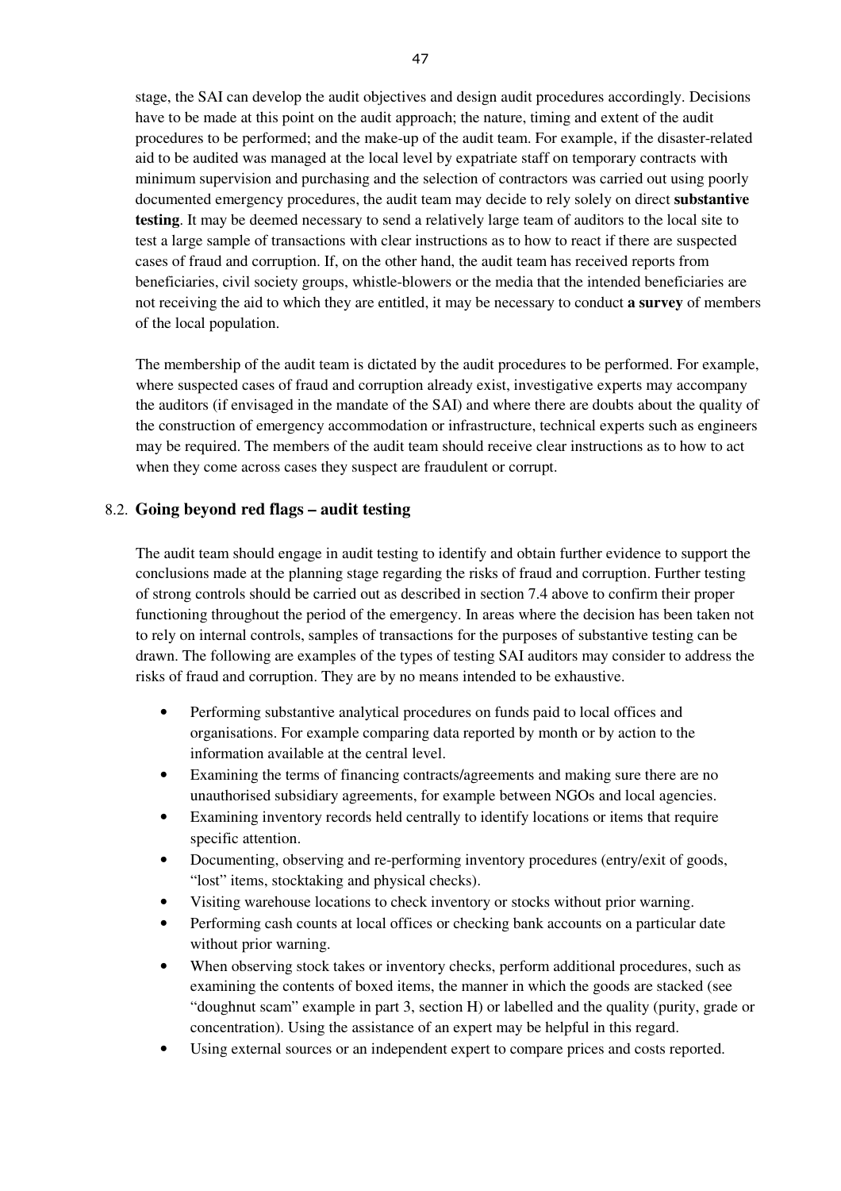stage, the SAI can develop the audit objectives and design audit procedures accordingly. Decisions have to be made at this point on the audit approach; the nature, timing and extent of the audit procedures to be performed; and the make-up of the audit team. For example, if the disaster-related aid to be audited was managed at the local level by expatriate staff on temporary contracts with minimum supervision and purchasing and the selection of contractors was carried out using poorly documented emergency procedures, the audit team may decide to rely solely on direct **substantive testing**. It may be deemed necessary to send a relatively large team of auditors to the local site to test a large sample of transactions with clear instructions as to how to react if there are suspected cases of fraud and corruption. If, on the other hand, the audit team has received reports from beneficiaries, civil society groups, whistle-blowers or the media that the intended beneficiaries are not receiving the aid to which they are entitled, it may be necessary to conduct **a survey** of members of the local population.

The membership of the audit team is dictated by the audit procedures to be performed. For example, where suspected cases of fraud and corruption already exist, investigative experts may accompany the auditors (if envisaged in the mandate of the SAI) and where there are doubts about the quality of the construction of emergency accommodation or infrastructure, technical experts such as engineers may be required. The members of the audit team should receive clear instructions as to how to act when they come across cases they suspect are fraudulent or corrupt.

## 8.2. Going beyond red flags – audit testing

The audit team should engage in audit testing to identify and obtain further evidence to support the conclusions made at the planning stage regarding the risks of fraud and corruption. Further testing of strong controls should be carried out as described in section 7.4 above to confirm their proper functioning throughout the period of the emergency. In areas where the decision has been taken not to rely on internal controls, samples of transactions for the purposes of substantive testing can be drawn. The following are examples of the types of testing SAI auditors may consider to address the risks of fraud and corruption. They are by no means intended to be exhaustive.

- Performing substantive analytical procedures on funds paid to local offices and organisations. For example comparing data reported by month or by action to the information available at the central level.
- Examining the terms of financing contracts/agreements and making sure there are no unauthorised subsidiary agreements, for example between NGOs and local agencies.
- Examining inventory records held centrally to identify locations or items that require specific attention.
- Documenting, observing and re-performing inventory procedures (entry/exit of goods, "lost" items, stocktaking and physical checks).
- Visiting warehouse locations to check inventory or stocks without prior warning.
- Performing cash counts at local offices or checking bank accounts on a particular date without prior warning.
- When observing stock takes or inventory checks, perform additional procedures, such as examining the contents of boxed items, the manner in which the goods are stacked (see "doughnut scam" example in part 3, section H) or labelled and the quality (purity, grade or concentration). Using the assistance of an expert may be helpful in this regard.
- Using external sources or an independent expert to compare prices and costs reported.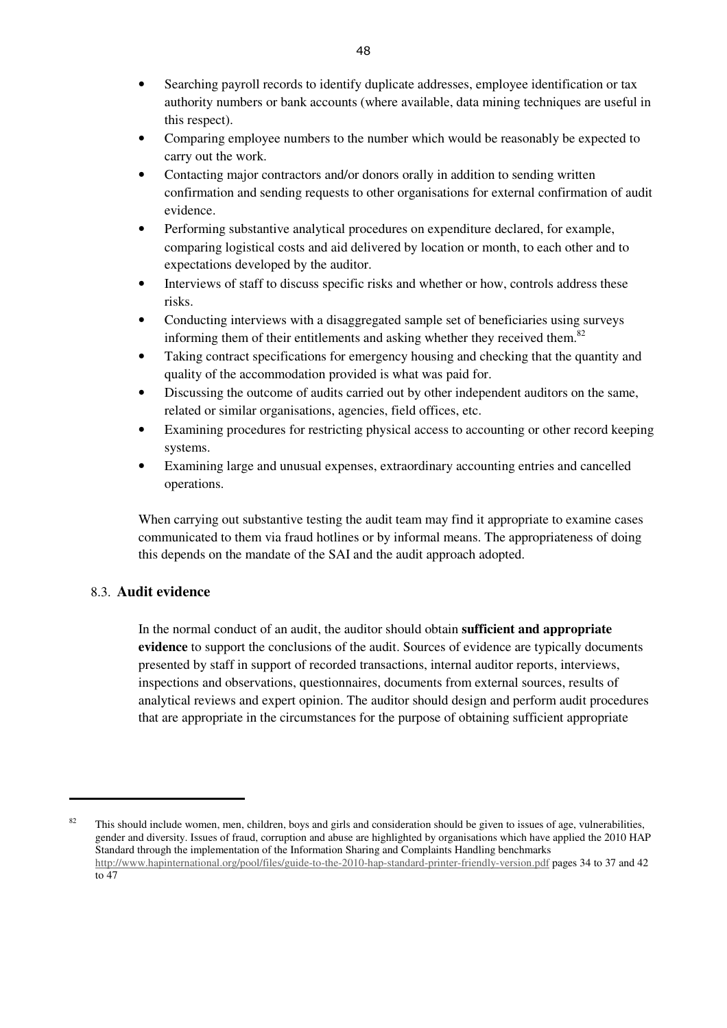- Searching payroll records to identify duplicate addresses, employee identification or tax authority numbers or bank accounts (where available, data mining techniques are useful in this respect).
- Comparing employee numbers to the number which would be reasonably be expected to carry out the work.
- Contacting major contractors and/or donors orally in addition to sending written confirmation and sending requests to other organisations for external confirmation of audit evidence.
- Performing substantive analytical procedures on expenditure declared, for example, comparing logistical costs and aid delivered by location or month, to each other and to expectations developed by the auditor.
- Interviews of staff to discuss specific risks and whether or how, controls address these risks.
- Conducting interviews with a disaggregated sample set of beneficiaries using surveys informing them of their entitlements and asking whether they received them.[82]
- Taking contract specifications for emergency housing and checking that the quantity and quality of the accommodation provided is what was paid for.
- Discussing the outcome of audits carried out by other independent auditors on the same, related or similar organisations, agencies, field offices, etc.
- Examining procedures for restricting physical access to accounting or other record keeping systems.
- Examining large and unusual expenses, extraordinary accounting entries and cancelled operations.

When carrying out substantive testing the audit team may find it appropriate to examine cases communicated to them via fraud hotlines or by informal means. The appropriateness of doing this depends on the mandate of the SAI and the audit approach adopted.

## 8.3. Audit evidence

In the normal conduct of an audit, the auditor should obtain **sufficient and appropriate evidence** to support the conclusions of the audit. Sources of evidence are typically documents presented by staff in support of recorded transactions, internal auditor reports, interviews, inspections and observations, questionnaires, documents from external sources, results of analytical reviews and expert opinion. The auditor should design and perform audit procedures that are appropriate in the circumstances for the purpose of obtaining sufficient appropriate

---

[82] This should include women, men, children, boys and girls and consideration should be given to issues of age, vulnerabilities, gender and diversity. Issues of fraud, corruption and abuse are highlighted by organisations which have applied the 2010 HAP Standard through the implementation of the Information Sharing and Complaints Handling benchmarks http://www.hapinternational.org/pool/files/guide-to-the-2010-hap-standard-printer-friendly-version.pdf pages 34 to 37 and 42 to 47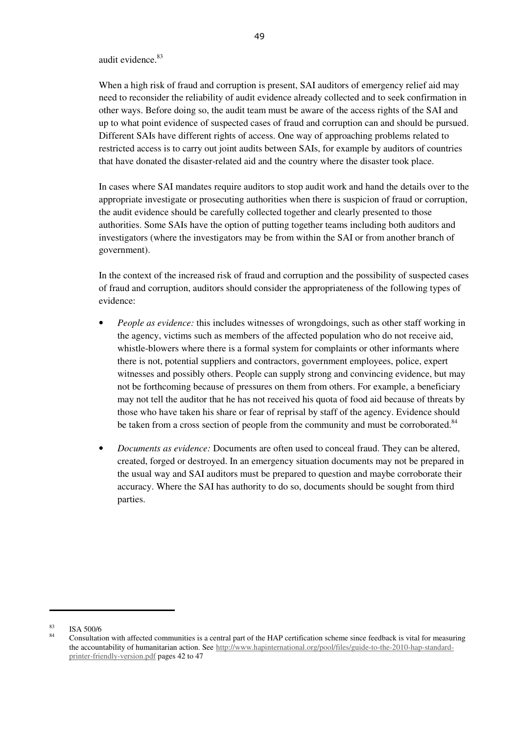audit evidence.[83]

When a high risk of fraud and corruption is present, SAI auditors of emergency relief aid may need to reconsider the reliability of audit evidence already collected and to seek confirmation in other ways. Before doing so, the audit team must be aware of the access rights of the SAI and up to what point evidence of suspected cases of fraud and corruption can and should be pursued. Different SAIs have different rights of access. One way of approaching problems related to restricted access is to carry out joint audits between SAIs, for example by auditors of countries that have donated the disaster-related aid and the country where the disaster took place.

In cases where SAI mandates require auditors to stop audit work and hand the details over to the appropriate investigate or prosecuting authorities when there is suspicion of fraud or corruption, the audit evidence should be carefully collected together and clearly presented to those authorities. Some SAIs have the option of putting together teams including both auditors and investigators (where the investigators may be from within the SAI or from another branch of government).

In the context of the increased risk of fraud and corruption and the possibility of suspected cases of fraud and corruption, auditors should consider the appropriateness of the following types of evidence:

- *People as evidence:* this includes witnesses of wrongdoings, such as other staff working in the agency, victims such as members of the affected population who do not receive aid, whistle-blowers where there is a formal system for complaints or other informants where there is not, potential suppliers and contractors, government employees, police, expert witnesses and possibly others. People can supply strong and convincing evidence, but may not be forthcoming because of pressures on them from others. For example, a beneficiary may not tell the auditor that he has not received his quota of food aid because of threats by those who have taken his share or fear of reprisal by staff of the agency. Evidence should be taken from a cross section of people from the community and must be corroborated.[84]

- *Documents as evidence:* Documents are often used to conceal fraud. They can be altered, created, forged or destroyed. In an emergency situation documents may not be prepared in the usual way and SAI auditors must be prepared to question and maybe corroborate their accuracy. Where the SAI has authority to do so, documents should be sought from third parties.

---

[83] ISA 500/6

[84] Consultation with affected communities is a central part of the HAP certification scheme since feedback is vital for measuring the accountability of humanitarian action. See http://www.hapinternational.org/pool/files/guide-to-the-2010-hap-standard-printer-friendly-version.pdf pages 42 to 47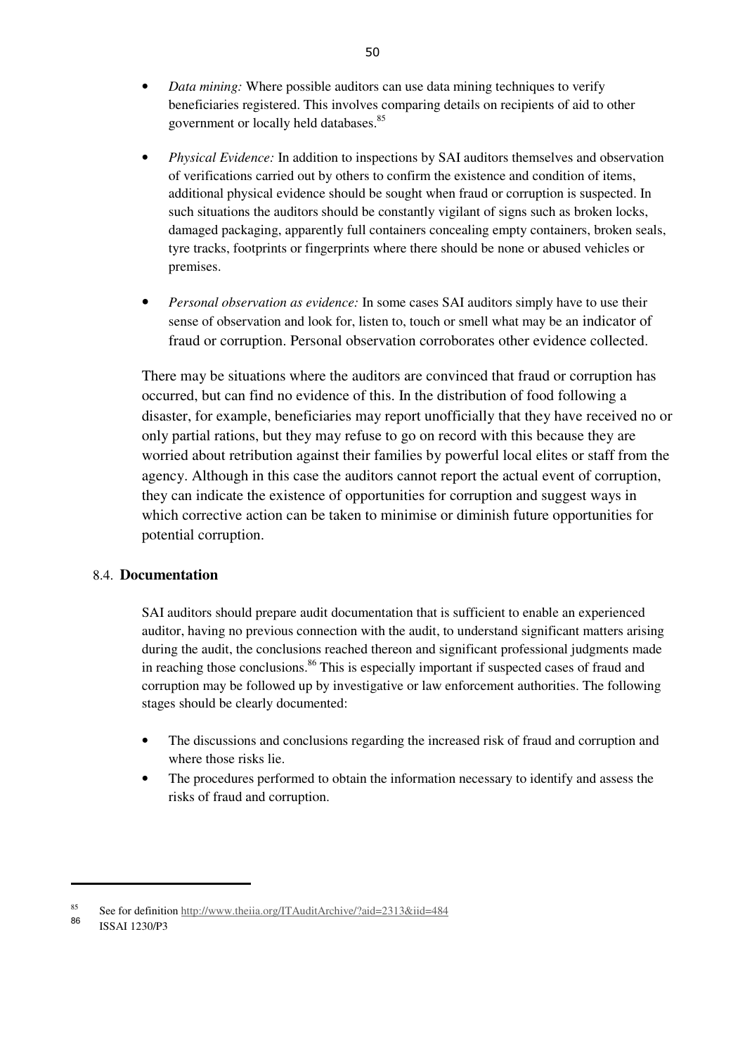- *Data mining:* Where possible auditors can use data mining techniques to verify beneficiaries registered. This involves comparing details on recipients of aid to other government or locally held databases.[85]

- *Physical Evidence:* In addition to inspections by SAI auditors themselves and observation of verifications carried out by others to confirm the existence and condition of items, additional physical evidence should be sought when fraud or corruption is suspected. In such situations the auditors should be constantly vigilant of signs such as broken locks, damaged packaging, apparently full containers concealing empty containers, broken seals, tyre tracks, footprints or fingerprints where there should be none or abused vehicles or premises.

- *Personal observation as evidence:* In some cases SAI auditors simply have to use their sense of observation and look for, listen to, touch or smell what may be an indicator of fraud or corruption. Personal observation corroborates other evidence collected.

There may be situations where the auditors are convinced that fraud or corruption has occurred, but can find no evidence of this. In the distribution of food following a disaster, for example, beneficiaries may report unofficially that they have received no or only partial rations, but they may refuse to go on record with this because they are worried about retribution against their families by powerful local elites or staff from the agency. Although in this case the auditors cannot report the actual event of corruption, they can indicate the existence of opportunities for corruption and suggest ways in which corrective action can be taken to minimise or diminish future opportunities for potential corruption.

## 8.4. Documentation

SAI auditors should prepare audit documentation that is sufficient to enable an experienced auditor, having no previous connection with the audit, to understand significant matters arising during the audit, the conclusions reached thereon and significant professional judgments made in reaching those conclusions.[86] This is especially important if suspected cases of fraud and corruption may be followed up by investigative or law enforcement authorities. The following stages should be clearly documented:

- The discussions and conclusions regarding the increased risk of fraud and corruption and where those risks lie.
- The procedures performed to obtain the information necessary to identify and assess the risks of fraud and corruption.

---

[85] See for definition http://www.theiia.org/ITAuditArchive/?aid=2313&iid=484

[86] ISSAI 1230/P3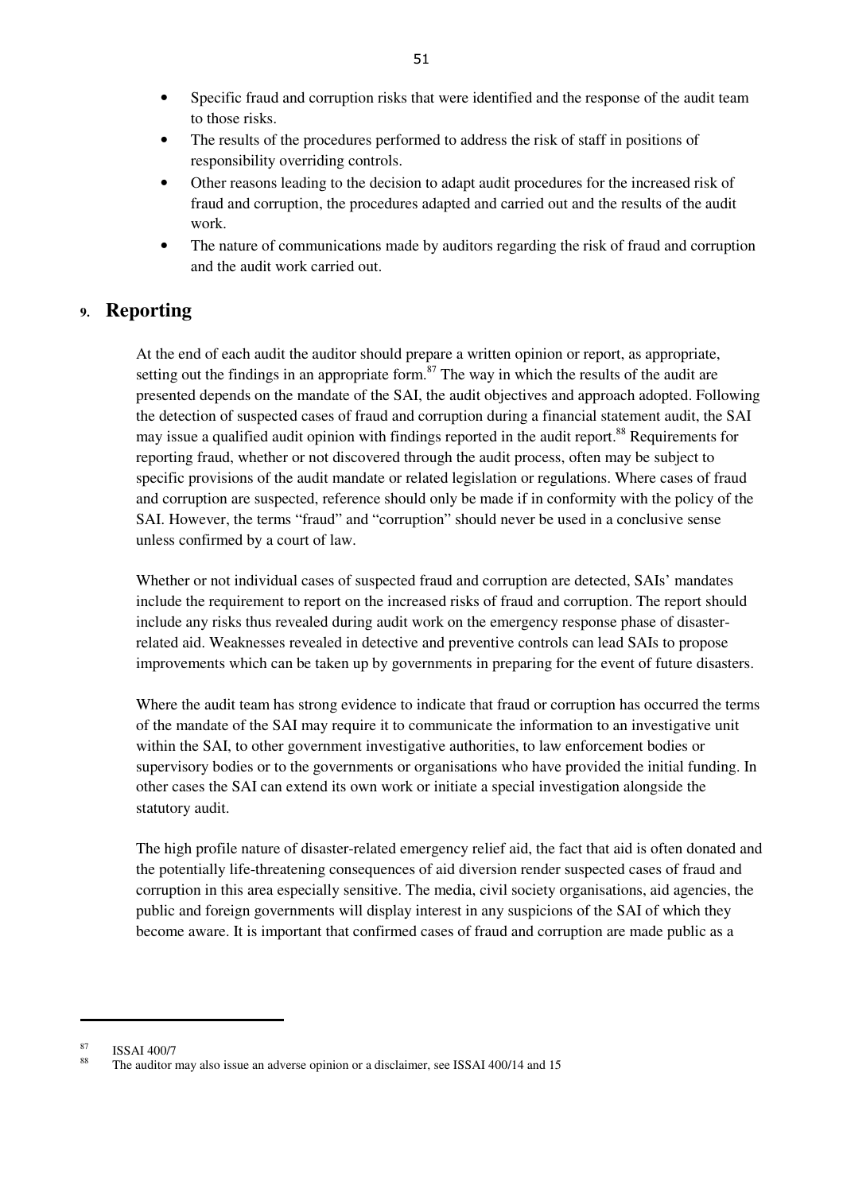- Specific fraud and corruption risks that were identified and the response of the audit team to those risks.
- The results of the procedures performed to address the risk of staff in positions of responsibility overriding controls.
- Other reasons leading to the decision to adapt audit procedures for the increased risk of fraud and corruption, the procedures adapted and carried out and the results of the audit work.
- The nature of communications made by auditors regarding the risk of fraud and corruption and the audit work carried out.

## 9. Reporting

At the end of each audit the auditor should prepare a written opinion or report, as appropriate, setting out the findings in an appropriate form.[87] The way in which the results of the audit are presented depends on the mandate of the SAI, the audit objectives and approach adopted. Following the detection of suspected cases of fraud and corruption during a financial statement audit, the SAI may issue a qualified audit opinion with findings reported in the audit report.[88] Requirements for reporting fraud, whether or not discovered through the audit process, often may be subject to specific provisions of the audit mandate or related legislation or regulations. Where cases of fraud and corruption are suspected, reference should only be made if in conformity with the policy of the SAI. However, the terms "fraud" and "corruption" should never be used in a conclusive sense unless confirmed by a court of law.

Whether or not individual cases of suspected fraud and corruption are detected, SAIs' mandates include the requirement to report on the increased risks of fraud and corruption. The report should include any risks thus revealed during audit work on the emergency response phase of disaster-related aid. Weaknesses revealed in detective and preventive controls can lead SAIs to propose improvements which can be taken up by governments in preparing for the event of future disasters.

Where the audit team has strong evidence to indicate that fraud or corruption has occurred the terms of the mandate of the SAI may require it to communicate the information to an investigative unit within the SAI, to other government investigative authorities, to law enforcement bodies or supervisory bodies or to the governments or organisations who have provided the initial funding. In other cases the SAI can extend its own work or initiate a special investigation alongside the statutory audit.

The high profile nature of disaster-related emergency relief aid, the fact that aid is often donated and the potentially life-threatening consequences of aid diversion render suspected cases of fraud and corruption in this area especially sensitive. The media, civil society organisations, aid agencies, the public and foreign governments will display interest in any suspicions of the SAI of which they become aware. It is important that confirmed cases of fraud and corruption are made public as a

---

[87] ISSAI 400/7

[88] The auditor may also issue an adverse opinion or a disclaimer, see ISSAI 400/14 and 15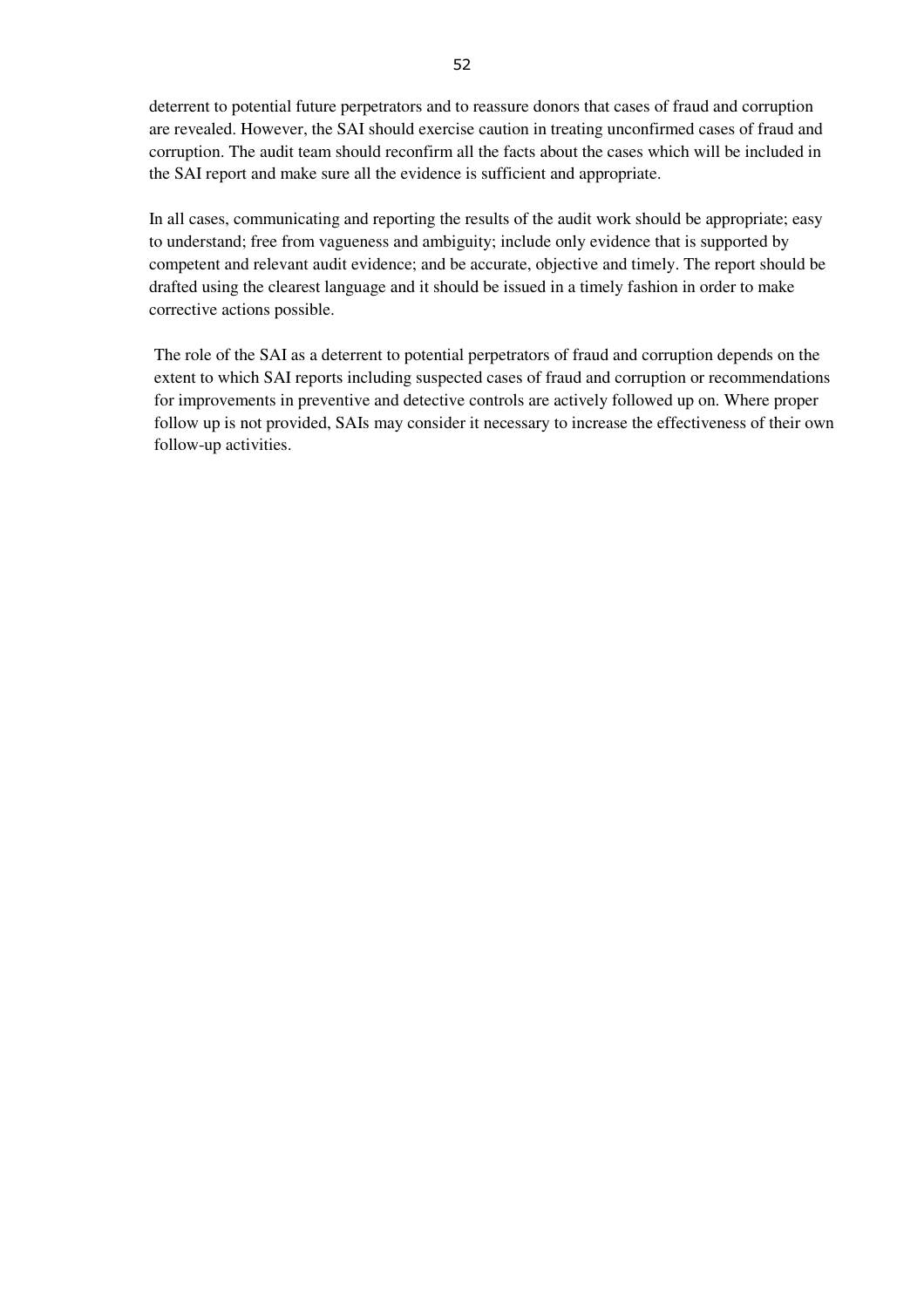deterrent to potential future perpetrators and to reassure donors that cases of fraud and corruption are revealed. However, the SAI should exercise caution in treating unconfirmed cases of fraud and corruption. The audit team should reconfirm all the facts about the cases which will be included in the SAI report and make sure all the evidence is sufficient and appropriate.

In all cases, communicating and reporting the results of the audit work should be appropriate; easy to understand; free from vagueness and ambiguity; include only evidence that is supported by competent and relevant audit evidence; and be accurate, objective and timely. The report should be drafted using the clearest language and it should be issued in a timely fashion in order to make corrective actions possible.

The role of the SAI as a deterrent to potential perpetrators of fraud and corruption depends on the extent to which SAI reports including suspected cases of fraud and corruption or recommendations for improvements in preventive and detective controls are actively followed up on. Where proper follow up is not provided, SAIs may consider it necessary to increase the effectiveness of their own follow-up activities.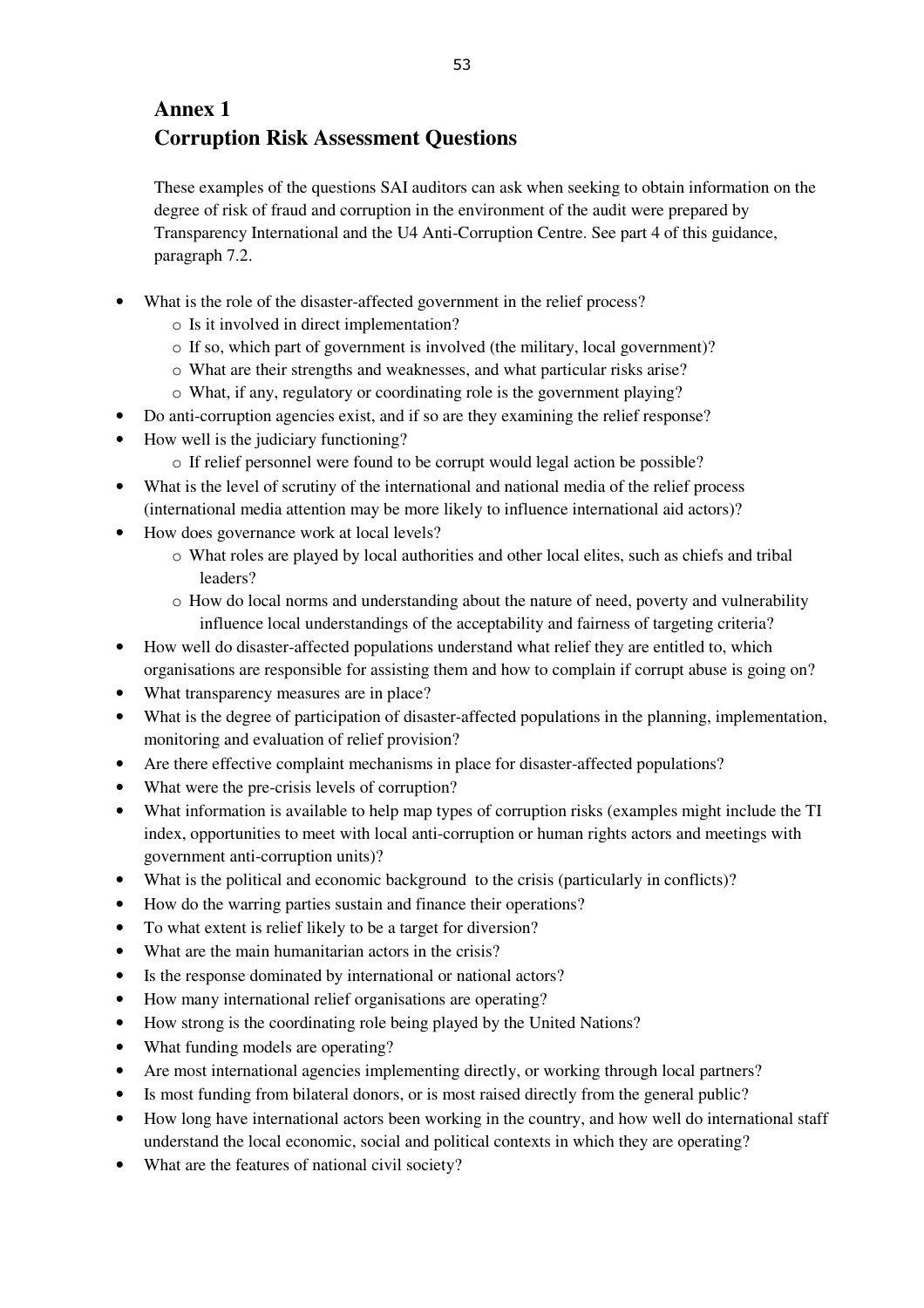# Annex 1
# Corruption Risk Assessment Questions

These examples of the questions SAI auditors can ask when seeking to obtain information on the degree of risk of fraud and corruption in the environment of the audit were prepared by Transparency International and the U4 Anti-Corruption Centre. See part 4 of this guidance, paragraph 7.2.

- What is the role of the disaster-affected government in the relief process?
  - Is it involved in direct implementation?
  - If so, which part of government is involved (the military, local government)?
  - What are their strengths and weaknesses, and what particular risks arise?
  - What, if any, regulatory or coordinating role is the government playing?
- Do anti-corruption agencies exist, and if so are they examining the relief response?
- How well is the judiciary functioning?
  - If relief personnel were found to be corrupt would legal action be possible?
- What is the level of scrutiny of the international and national media of the relief process (international media attention may be more likely to influence international aid actors)?
- How does governance work at local levels?
  - What roles are played by local authorities and other local elites, such as chiefs and tribal leaders?
  - How do local norms and understanding about the nature of need, poverty and vulnerability influence local understandings of the acceptability and fairness of targeting criteria?
- How well do disaster-affected populations understand what relief they are entitled to, which organisations are responsible for assisting them and how to complain if corrupt abuse is going on?
- What transparency measures are in place?
- What is the degree of participation of disaster-affected populations in the planning, implementation, monitoring and evaluation of relief provision?
- Are there effective complaint mechanisms in place for disaster-affected populations?
- What were the pre-crisis levels of corruption?
- What information is available to help map types of corruption risks (examples might include the TI index, opportunities to meet with local anti-corruption or human rights actors and meetings with government anti-corruption units)?
- What is the political and economic background to the crisis (particularly in conflicts)?
- How do the warring parties sustain and finance their operations?
- To what extent is relief likely to be a target for diversion?
- What are the main humanitarian actors in the crisis?
- Is the response dominated by international or national actors?
- How many international relief organisations are operating?
- How strong is the coordinating role being played by the United Nations?
- What funding models are operating?
- Are most international agencies implementing directly, or working through local partners?
- Is most funding from bilateral donors, or is most raised directly from the general public?
- How long have international actors been working in the country, and how well do international staff understand the local economic, social and political contexts in which they are operating?
- What are the features of national civil society?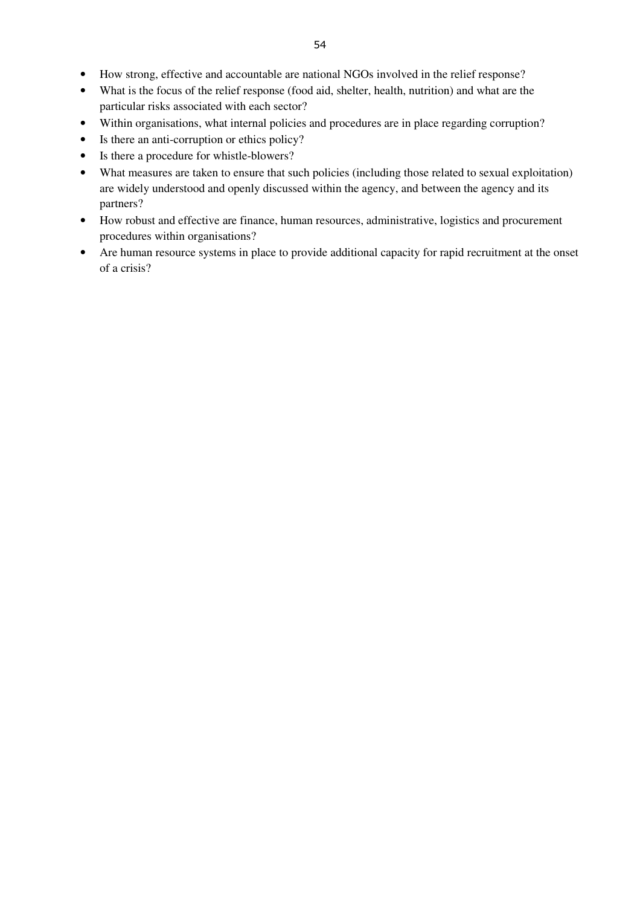- How strong, effective and accountable are national NGOs involved in the relief response?
- What is the focus of the relief response (food aid, shelter, health, nutrition) and what are the particular risks associated with each sector?
- Within organisations, what internal policies and procedures are in place regarding corruption?
- Is there an anti-corruption or ethics policy?
- Is there a procedure for whistle-blowers?
- What measures are taken to ensure that such policies (including those related to sexual exploitation) are widely understood and openly discussed within the agency, and between the agency and its partners?
- How robust and effective are finance, human resources, administrative, logistics and procurement procedures within organisations?
- Are human resource systems in place to provide additional capacity for rapid recruitment at the onset of a crisis?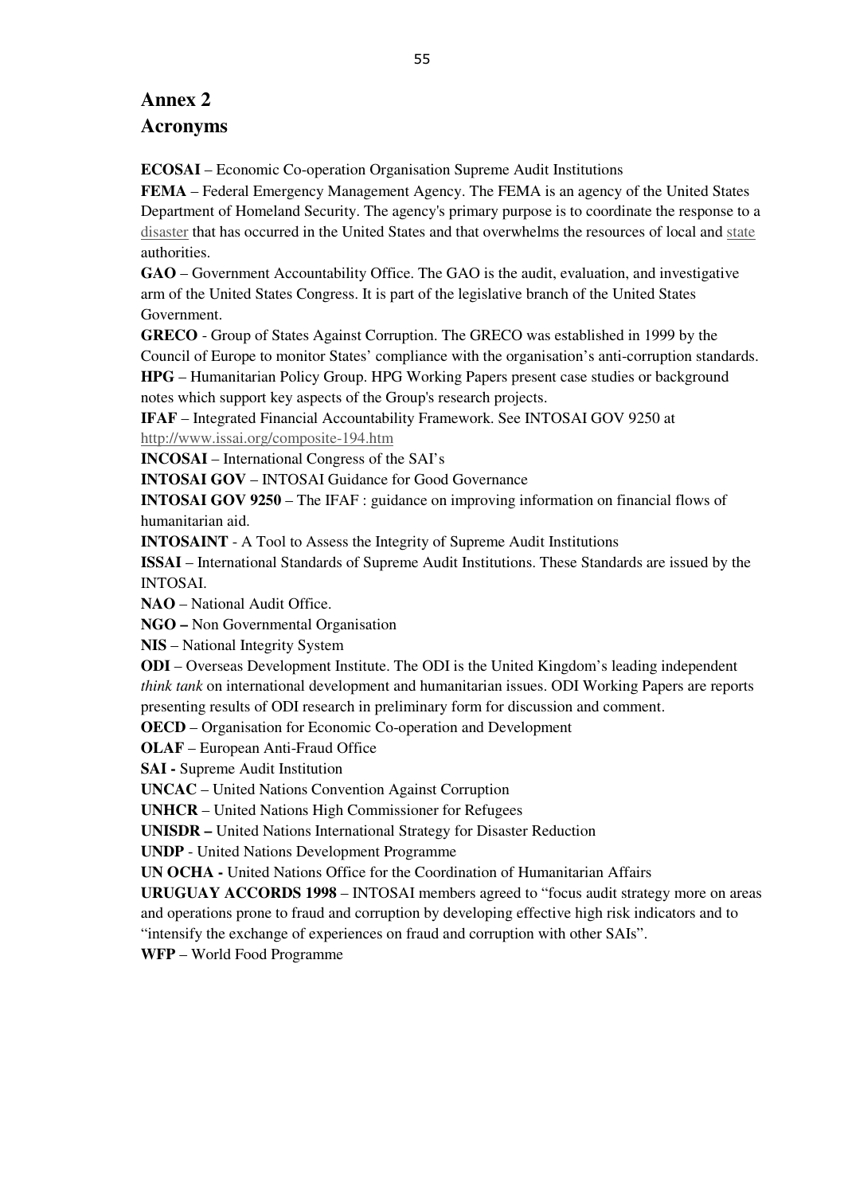# Annex 2

## Acronyms

**ECOSAI** – Economic Co-operation Organisation Supreme Audit Institutions

**FEMA** – Federal Emergency Management Agency. The FEMA is an agency of the United States Department of Homeland Security. The agency's primary purpose is to coordinate the response to a disaster that has occurred in the United States and that overwhelms the resources of local and state authorities.

**GAO** – Government Accountability Office. The GAO is the audit, evaluation, and investigative arm of the United States Congress. It is part of the legislative branch of the United States Government.

**GRECO** - Group of States Against Corruption. The GRECO was established in 1999 by the Council of Europe to monitor States' compliance with the organisation's anti-corruption standards.

**HPG** – Humanitarian Policy Group. HPG Working Papers present case studies or background notes which support key aspects of the Group's research projects.

**IFAF** – Integrated Financial Accountability Framework. See INTOSAI GOV 9250 at http://www.issai.org/composite-194.htm

**INCOSAI** – International Congress of the SAI's

**INTOSAI GOV** – INTOSAI Guidance for Good Governance

**INTOSAI GOV 9250** – The IFAF : guidance on improving information on financial flows of humanitarian aid.

**INTOSAINT** - A Tool to Assess the Integrity of Supreme Audit Institutions

**ISSAI** – International Standards of Supreme Audit Institutions. These Standards are issued by the INTOSAI.

**NAO** – National Audit Office.

**NGO –** Non Governmental Organisation

**NIS** – National Integrity System

**ODI** – Overseas Development Institute. The ODI is the United Kingdom's leading independent *think tank* on international development and humanitarian issues. ODI Working Papers are reports presenting results of ODI research in preliminary form for discussion and comment.

**OECD** – Organisation for Economic Co-operation and Development

**OLAF** – European Anti-Fraud Office

**SAI -** Supreme Audit Institution

**UNCAC** – United Nations Convention Against Corruption

**UNHCR** – United Nations High Commissioner for Refugees

**UNISDR –** United Nations International Strategy for Disaster Reduction

**UNDP** - United Nations Development Programme

**UN OCHA -** United Nations Office for the Coordination of Humanitarian Affairs

**URUGUAY ACCORDS 1998** – INTOSAI members agreed to "focus audit strategy more on areas and operations prone to fraud and corruption by developing effective high risk indicators and to "intensify the exchange of experiences on fraud and corruption with other SAIs".

**WFP** – World Food Programme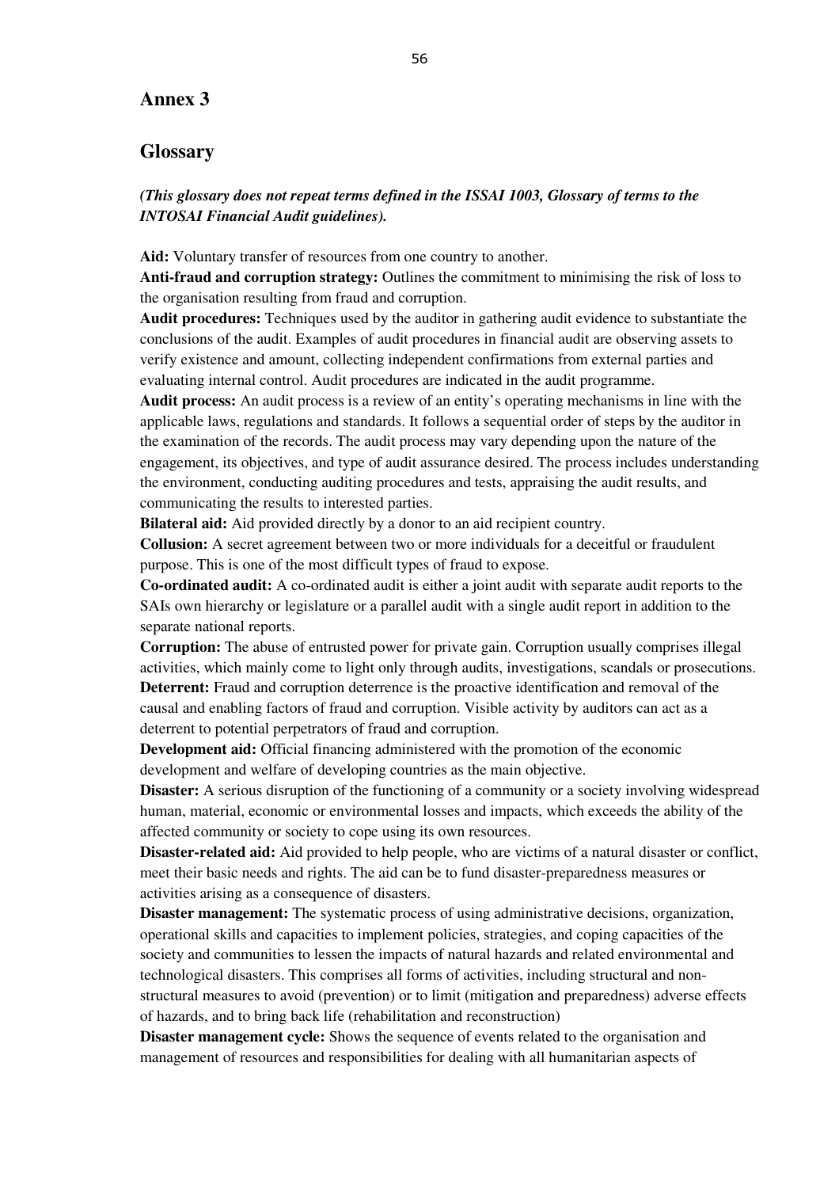# Annex 3

## Glossary

***(This glossary does not repeat terms defined in the ISSAI 1003, Glossary of terms to the INTOSAI Financial Audit guidelines).***

**Aid:** Voluntary transfer of resources from one country to another.

**Anti-fraud and corruption strategy:** Outlines the commitment to minimising the risk of loss to the organisation resulting from fraud and corruption.

**Audit procedures:** Techniques used by the auditor in gathering audit evidence to substantiate the conclusions of the audit. Examples of audit procedures in financial audit are observing assets to verify existence and amount, collecting independent confirmations from external parties and evaluating internal control. Audit procedures are indicated in the audit programme.

**Audit process:** An audit process is a review of an entity's operating mechanisms in line with the applicable laws, regulations and standards. It follows a sequential order of steps by the auditor in the examination of the records. The audit process may vary depending upon the nature of the engagement, its objectives, and type of audit assurance desired. The process includes understanding the environment, conducting auditing procedures and tests, appraising the audit results, and communicating the results to interested parties.

**Bilateral aid:** Aid provided directly by a donor to an aid recipient country.

**Collusion:** A secret agreement between two or more individuals for a deceitful or fraudulent purpose. This is one of the most difficult types of fraud to expose.

**Co-ordinated audit:** A co-ordinated audit is either a joint audit with separate audit reports to the SAIs own hierarchy or legislature or a parallel audit with a single audit report in addition to the separate national reports.

**Corruption:** The abuse of entrusted power for private gain. Corruption usually comprises illegal activities, which mainly come to light only through audits, investigations, scandals or prosecutions.

**Deterrent:** Fraud and corruption deterrence is the proactive identification and removal of the causal and enabling factors of fraud and corruption. Visible activity by auditors can act as a deterrent to potential perpetrators of fraud and corruption.

**Development aid:** Official financing administered with the promotion of the economic development and welfare of developing countries as the main objective.

**Disaster:** A serious disruption of the functioning of a community or a society involving widespread human, material, economic or environmental losses and impacts, which exceeds the ability of the affected community or society to cope using its own resources.

**Disaster-related aid:** Aid provided to help people, who are victims of a natural disaster or conflict, meet their basic needs and rights. The aid can be to fund disaster-preparedness measures or activities arising as a consequence of disasters.

**Disaster management:** The systematic process of using administrative decisions, organization, operational skills and capacities to implement policies, strategies, and coping capacities of the society and communities to lessen the impacts of natural hazards and related environmental and technological disasters. This comprises all forms of activities, including structural and non-structural measures to avoid (prevention) or to limit (mitigation and preparedness) adverse effects of hazards, and to bring back life (rehabilitation and reconstruction)

**Disaster management cycle:** Shows the sequence of events related to the organisation and management of resources and responsibilities for dealing with all humanitarian aspects of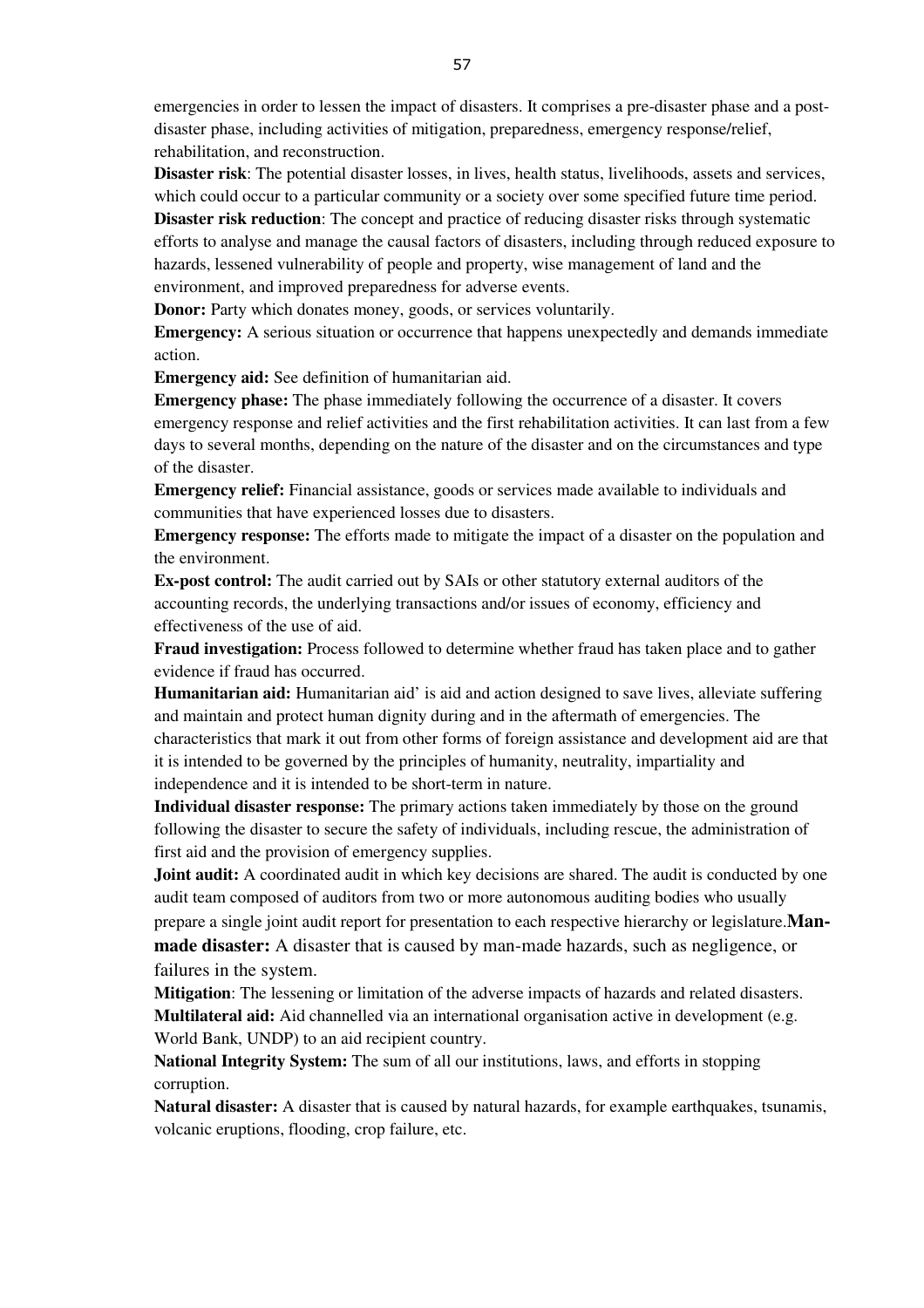emergencies in order to lessen the impact of disasters. It comprises a pre-disaster phase and a post-disaster phase, including activities of mitigation, preparedness, emergency response/relief, rehabilitation, and reconstruction.

**Disaster risk**: The potential disaster losses, in lives, health status, livelihoods, assets and services, which could occur to a particular community or a society over some specified future time period.

**Disaster risk reduction**: The concept and practice of reducing disaster risks through systematic efforts to analyse and manage the causal factors of disasters, including through reduced exposure to hazards, lessened vulnerability of people and property, wise management of land and the environment, and improved preparedness for adverse events.

**Donor:** Party which donates money, goods, or services voluntarily.

**Emergency:** A serious situation or occurrence that happens unexpectedly and demands immediate action.

**Emergency aid:** See definition of humanitarian aid.

**Emergency phase:** The phase immediately following the occurrence of a disaster. It covers emergency response and relief activities and the first rehabilitation activities. It can last from a few days to several months, depending on the nature of the disaster and on the circumstances and type of the disaster.

**Emergency relief:** Financial assistance, goods or services made available to individuals and communities that have experienced losses due to disasters.

**Emergency response:** The efforts made to mitigate the impact of a disaster on the population and the environment.

**Ex-post control:** The audit carried out by SAIs or other statutory external auditors of the accounting records, the underlying transactions and/or issues of economy, efficiency and effectiveness of the use of aid.

**Fraud investigation:** Process followed to determine whether fraud has taken place and to gather evidence if fraud has occurred.

**Humanitarian aid:** Humanitarian aid' is aid and action designed to save lives, alleviate suffering and maintain and protect human dignity during and in the aftermath of emergencies. The characteristics that mark it out from other forms of foreign assistance and development aid are that it is intended to be governed by the principles of humanity, neutrality, impartiality and independence and it is intended to be short-term in nature.

**Individual disaster response:** The primary actions taken immediately by those on the ground following the disaster to secure the safety of individuals, including rescue, the administration of first aid and the provision of emergency supplies.

**Joint audit:** A coordinated audit in which key decisions are shared. The audit is conducted by one audit team composed of auditors from two or more autonomous auditing bodies who usually prepare a single joint audit report for presentation to each respective hierarchy or legislature.

**Man-made disaster:** A disaster that is caused by man-made hazards, such as negligence, or failures in the system.

**Mitigation**: The lessening or limitation of the adverse impacts of hazards and related disasters.

**Multilateral aid:** Aid channelled via an international organisation active in development (e.g. World Bank, UNDP) to an aid recipient country.

**National Integrity System:** The sum of all our institutions, laws, and efforts in stopping corruption.

**Natural disaster:** A disaster that is caused by natural hazards, for example earthquakes, tsunamis, volcanic eruptions, flooding, crop failure, etc.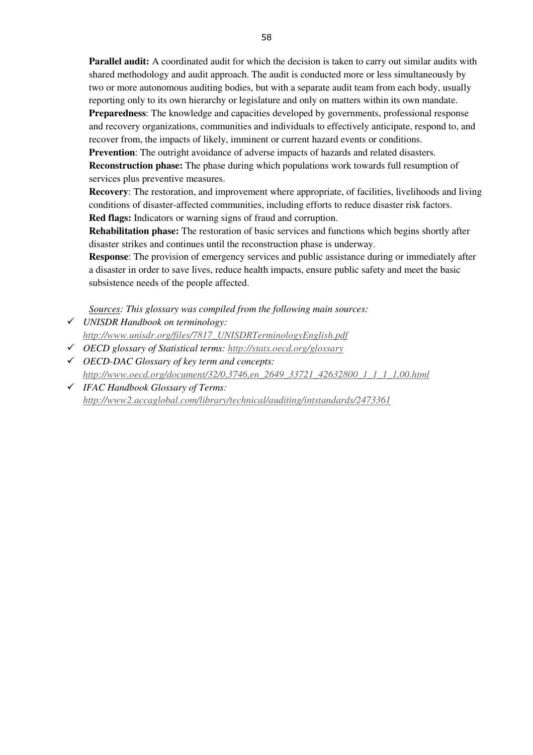**Parallel audit:** A coordinated audit for which the decision is taken to carry out similar audits with shared methodology and audit approach. The audit is conducted more or less simultaneously by two or more autonomous auditing bodies, but with a separate audit team from each body, usually reporting only to its own hierarchy or legislature and only on matters within its own mandate.

**Preparedness**: The knowledge and capacities developed by governments, professional response and recovery organizations, communities and individuals to effectively anticipate, respond to, and recover from, the impacts of likely, imminent or current hazard events or conditions.

**Prevention**: The outright avoidance of adverse impacts of hazards and related disasters.

**Reconstruction phase:** The phase during which populations work towards full resumption of services plus preventive measures.

**Recovery**: The restoration, and improvement where appropriate, of facilities, livelihoods and living conditions of disaster-affected communities, including efforts to reduce disaster risk factors.

**Red flags:** Indicators or warning signs of fraud and corruption.

**Rehabilitation phase:** The restoration of basic services and functions which begins shortly after disaster strikes and continues until the reconstruction phase is underway.

**Response**: The provision of emergency services and public assistance during or immediately after a disaster in order to save lives, reduce health impacts, ensure public safety and meet the basic subsistence needs of the people affected.

*Sources: This glossary was compiled from the following main sources:*

- ✓ *UNISDR Handbook on terminology: http://www.unisdr.org/files/7817_UNISDRTerminologyEnglish.pdf*
- ✓ *OECD glossary of Statistical terms: http://stats.oecd.org/glossary*
- ✓ *OECD-DAC Glossary of key term and concepts: http://www.oecd.org/document/32/0,3746,en_2649_33721_42632800_1_1_1_1,00.html*
- ✓ *IFAC Handbook Glossary of Terms: http://www2.accaglobal.com/library/technical/auditing/intstandards/2473361*